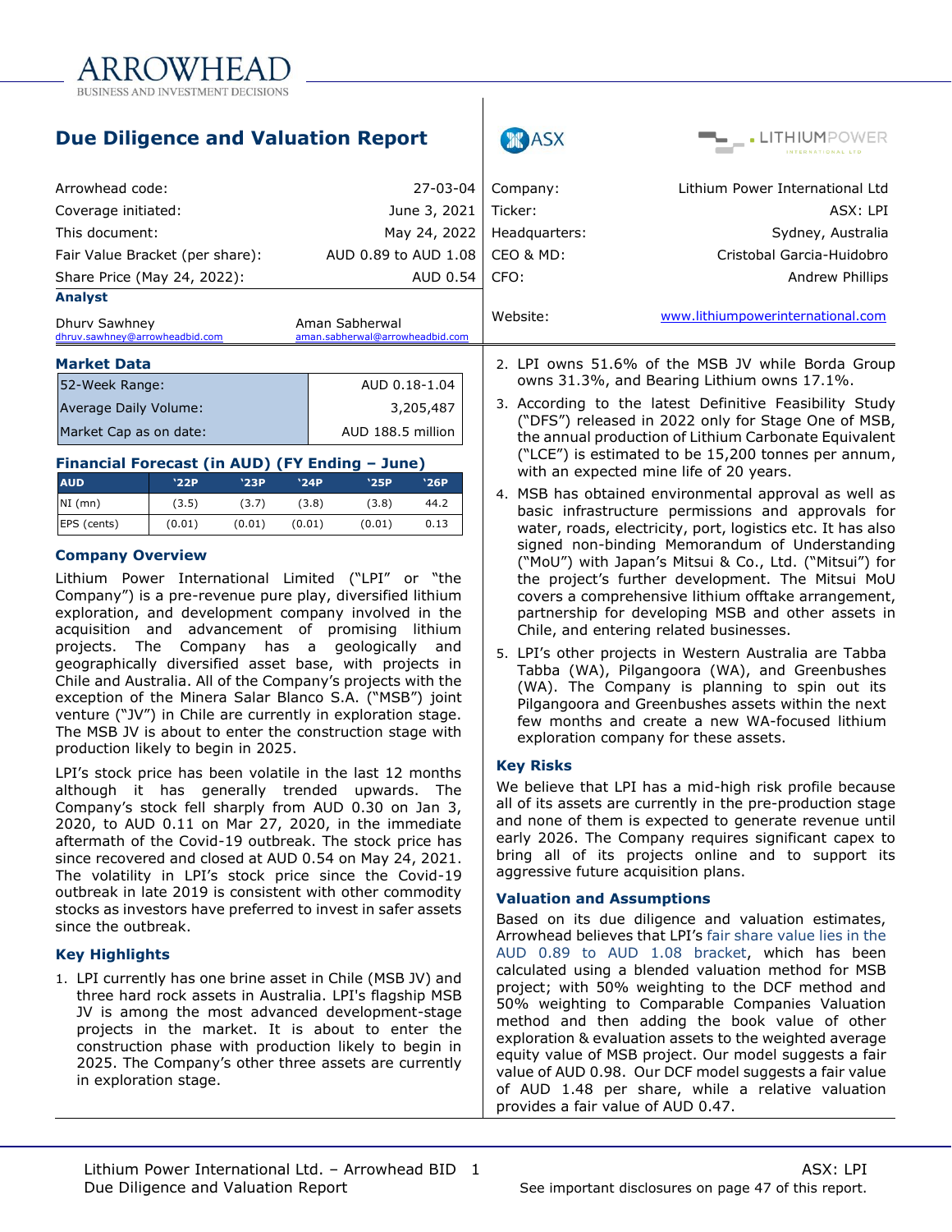ARROWHEAD
BUSINESS AND INVESTMENT DECISIONS

# Due Diligence and Valuation Report

| | |
|---|---|
| Arrowhead code: | 27-03-04 |
| Coverage initiated: | June 3, 2021 |
| This document: | May 24, 2022 |
| Fair Value Bracket (per share): | AUD 0.89 to AUD 1.08 |
| Share Price (May 24, 2022): | AUD 0.54 |

**Analyst**

Dhruv Sawhney
dhruv.sawhney@arrowheadbid.com

Aman Sabherwal
aman.sabherwal@arrowheadbid.com

| | |
|---|---|
| Company: | Lithium Power International Ltd |
| Ticker: | ASX: LPI |
| Headquarters: | Sydney, Australia |
| CEO & MD: | Cristobal Garcia-Huidobro |
| CFO: | Andrew Phillips |
| Website: | www.lithiumpowerinternational.com |

### Market Data

| | |
|---|---|
| 52-Week Range: | AUD 0.18-1.04 |
| Average Daily Volume: | 3,205,487 |
| Market Cap as on date: | AUD 188.5 million |

### Financial Forecast (in AUD) (FY Ending – June)

| AUD | '22P | '23P | '24P | '25P | '26P |
|---|---|---|---|---|---|
| NI (mn) | (3.5) | (3.7) | (3.8) | (3.8) | 44.2 |
| EPS (cents) | (0.01) | (0.01) | (0.01) | (0.01) | 0.13 |

### Company Overview

Lithium Power International Limited ("LPI" or "the Company") is a pre-revenue pure play, diversified lithium exploration, and development company involved in the acquisition and advancement of promising lithium projects. The Company has a geologically and geographically diversified asset base, with projects in Chile and Australia. All of the Company's projects with the exception of the Minera Salar Blanco S.A. ("MSB") joint venture ("JV") in Chile are currently in exploration stage. The MSB JV is about to enter the construction stage with production likely to begin in 2025.

LPI's stock price has been volatile in the last 12 months although it has generally trended upwards. The Company's stock fell sharply from AUD 0.30 on Jan 3, 2020, to AUD 0.11 on Mar 27, 2020, in the immediate aftermath of the Covid-19 outbreak. The stock price has since recovered and closed at AUD 0.54 on May 24, 2021. The volatility in LPI's stock price since the Covid-19 outbreak in late 2019 is consistent with other commodity stocks as investors have preferred to invest in safer assets since the outbreak.

### Key Highlights

1. LPI currently has one brine asset in Chile (MSB JV) and three hard rock assets in Australia. LPI's flagship MSB JV is among the most advanced development-stage projects in the market. It is about to enter the construction phase with production likely to begin in 2025. The Company's other three assets are currently in exploration stage.
2. LPI owns 51.6% of the MSB JV while Borda Group owns 31.3%, and Bearing Lithium owns 17.1%.
3. According to the latest Definitive Feasibility Study ("DFS") released in 2022 only for Stage One of MSB, the annual production of Lithium Carbonate Equivalent ("LCE") is estimated to be 15,200 tonnes per annum, with an expected mine life of 20 years.
4. MSB has obtained environmental approval as well as basic infrastructure permissions and approvals for water, roads, electricity, port, logistics etc. It has also signed non-binding Memorandum of Understanding ("MoU") with Japan's Mitsui & Co., Ltd. ("Mitsui") for the project's further development. The Mitsui MoU covers a comprehensive lithium offtake arrangement, partnership for developing MSB and other assets in Chile, and entering related businesses.
5. LPI's other projects in Western Australia are Tabba Tabba (WA), Pilgangoora (WA), and Greenbushes (WA). The Company is planning to spin out its Pilgangoora and Greenbushes assets within the next few months and create a new WA-focused lithium exploration company for these assets.

### Key Risks

We believe that LPI has a mid-high risk profile because all of its assets are currently in the pre-production stage and none of them is expected to generate revenue until early 2026. The Company requires significant capex to bring all of its projects online and to support its aggressive future acquisition plans.

### Valuation and Assumptions

Based on its due diligence and valuation estimates, Arrowhead believes that LPI's fair share value lies in the AUD 0.89 to AUD 1.08 bracket, which has been calculated using a blended valuation method for MSB project; with 50% weighting to the DCF method and 50% weighting to Comparable Companies Valuation method and then adding the book value of other exploration & evaluation assets to the weighted average equity value of MSB project. Our model suggests a fair value of AUD 0.98. Our DCF model suggests a fair value of AUD 1.48 per share, while a relative valuation provides a fair value of AUD 0.47.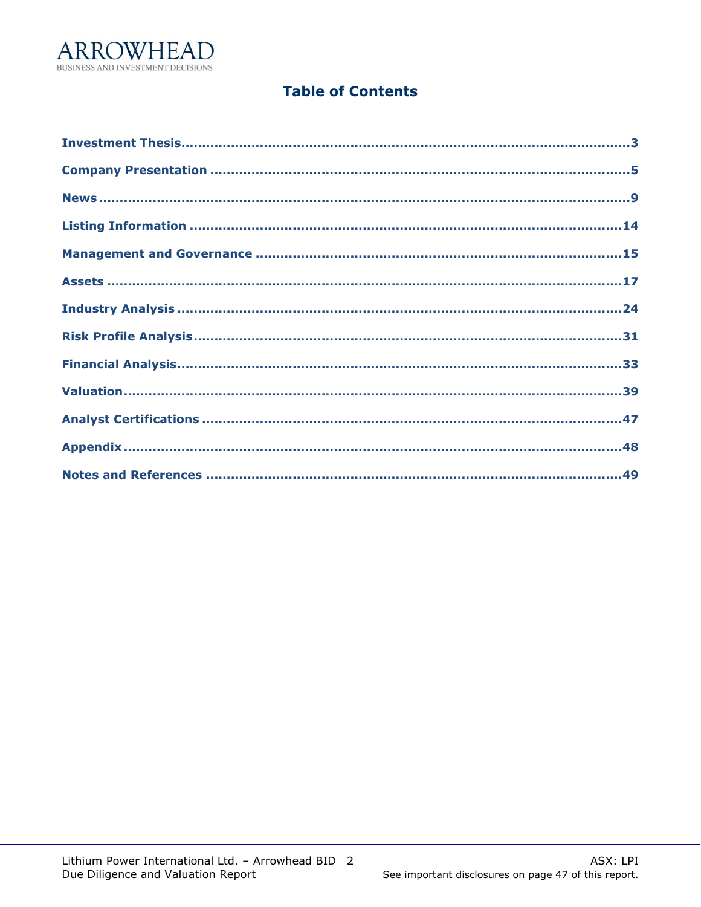# Table of Contents

Investment Thesis....3

Company Presentation....5

News....9

Listing Information....14

Management and Governance....15

Assets....17

Industry Analysis....24

Risk Profile Analysis....31

Financial Analysis....33

Valuation....39

Analyst Certifications....47

Appendix....48

Notes and References....49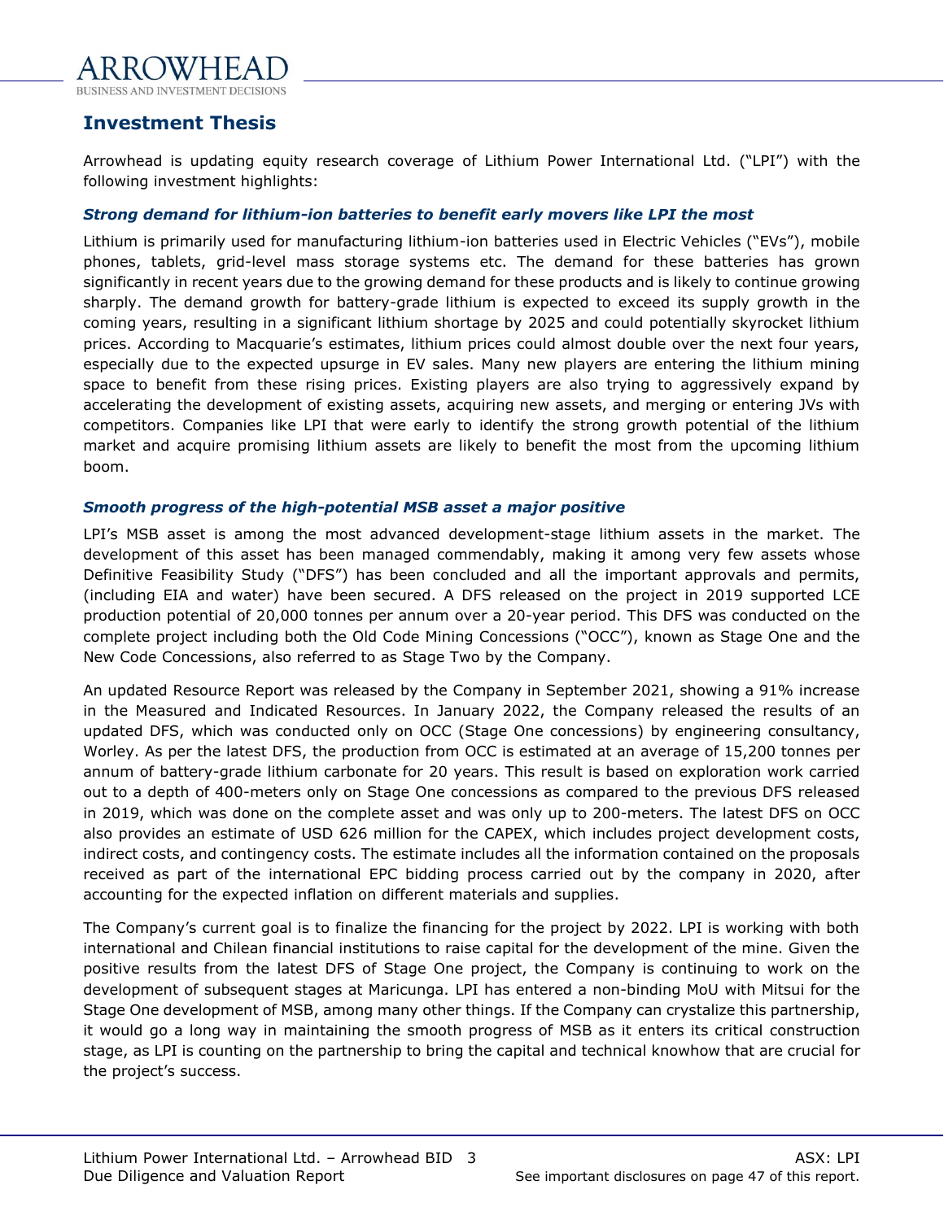## Investment Thesis

Arrowhead is updating equity research coverage of Lithium Power International Ltd. ("LPI") with the following investment highlights:

### *Strong demand for lithium-ion batteries to benefit early movers like LPI the most*

Lithium is primarily used for manufacturing lithium-ion batteries used in Electric Vehicles ("EVs"), mobile phones, tablets, grid-level mass storage systems etc. The demand for these batteries has grown significantly in recent years due to the growing demand for these products and is likely to continue growing sharply. The demand growth for battery-grade lithium is expected to exceed its supply growth in the coming years, resulting in a significant lithium shortage by 2025 and could potentially skyrocket lithium prices. According to Macquarie's estimates, lithium prices could almost double over the next four years, especially due to the expected upsurge in EV sales. Many new players are entering the lithium mining space to benefit from these rising prices. Existing players are also trying to aggressively expand by accelerating the development of existing assets, acquiring new assets, and merging or entering JVs with competitors. Companies like LPI that were early to identify the strong growth potential of the lithium market and acquire promising lithium assets are likely to benefit the most from the upcoming lithium boom.

### *Smooth progress of the high-potential MSB asset a major positive*

LPI's MSB asset is among the most advanced development-stage lithium assets in the market. The development of this asset has been managed commendably, making it among very few assets whose Definitive Feasibility Study ("DFS") has been concluded and all the important approvals and permits, (including EIA and water) have been secured. A DFS released on the project in 2019 supported LCE production potential of 20,000 tonnes per annum over a 20-year period. This DFS was conducted on the complete project including both the Old Code Mining Concessions ("OCC"), known as Stage One and the New Code Concessions, also referred to as Stage Two by the Company.

An updated Resource Report was released by the Company in September 2021, showing a 91% increase in the Measured and Indicated Resources. In January 2022, the Company released the results of an updated DFS, which was conducted only on OCC (Stage One concessions) by engineering consultancy, Worley. As per the latest DFS, the production from OCC is estimated at an average of 15,200 tonnes per annum of battery-grade lithium carbonate for 20 years. This result is based on exploration work carried out to a depth of 400-meters only on Stage One concessions as compared to the previous DFS released in 2019, which was done on the complete asset and was only up to 200-meters. The latest DFS on OCC also provides an estimate of USD 626 million for the CAPEX, which includes project development costs, indirect costs, and contingency costs. The estimate includes all the information contained on the proposals received as part of the international EPC bidding process carried out by the company in 2020, after accounting for the expected inflation on different materials and supplies.

The Company's current goal is to finalize the financing for the project by 2022. LPI is working with both international and Chilean financial institutions to raise capital for the development of the mine. Given the positive results from the latest DFS of Stage One project, the Company is continuing to work on the development of subsequent stages at Maricunga. LPI has entered a non-binding MoU with Mitsui for the Stage One development of MSB, among many other things. If the Company can crystalize this partnership, it would go a long way in maintaining the smooth progress of MSB as it enters its critical construction stage, as LPI is counting on the partnership to bring the capital and technical knowhow that are crucial for the project's success.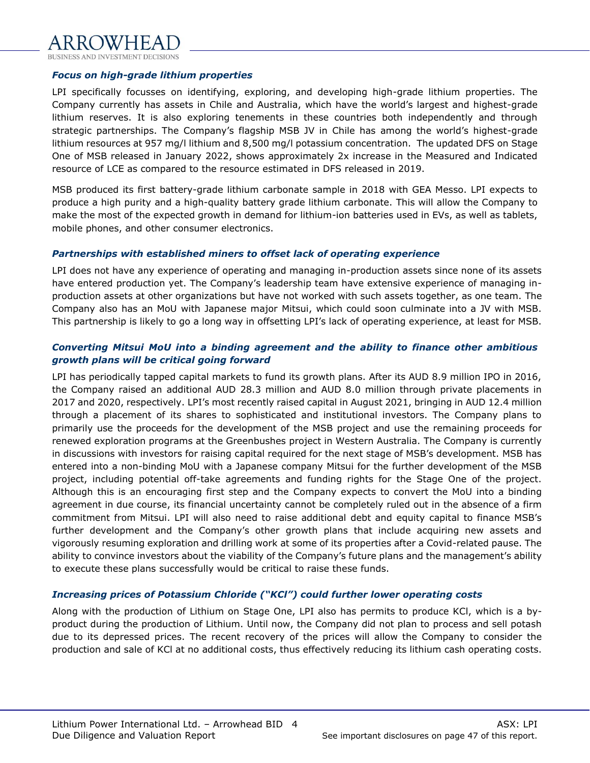### *Focus on high-grade lithium properties*

LPI specifically focusses on identifying, exploring, and developing high-grade lithium properties. The Company currently has assets in Chile and Australia, which have the world's largest and highest-grade lithium reserves. It is also exploring tenements in these countries both independently and through strategic partnerships. The Company's flagship MSB JV in Chile has among the world's highest-grade lithium resources at 957 mg/l lithium and 8,500 mg/l potassium concentration. The updated DFS on Stage One of MSB released in January 2022, shows approximately 2x increase in the Measured and Indicated resource of LCE as compared to the resource estimated in DFS released in 2019.

MSB produced its first battery-grade lithium carbonate sample in 2018 with GEA Messo. LPI expects to produce a high purity and a high-quality battery grade lithium carbonate. This will allow the Company to make the most of the expected growth in demand for lithium-ion batteries used in EVs, as well as tablets, mobile phones, and other consumer electronics.

### *Partnerships with established miners to offset lack of operating experience*

LPI does not have any experience of operating and managing in-production assets since none of its assets have entered production yet. The Company's leadership team have extensive experience of managing in-production assets at other organizations but have not worked with such assets together, as one team. The Company also has an MoU with Japanese major Mitsui, which could soon culminate into a JV with MSB. This partnership is likely to go a long way in offsetting LPI's lack of operating experience, at least for MSB.

### *Converting Mitsui MoU into a binding agreement and the ability to finance other ambitious growth plans will be critical going forward*

LPI has periodically tapped capital markets to fund its growth plans. After its AUD 8.9 million IPO in 2016, the Company raised an additional AUD 28.3 million and AUD 8.0 million through private placements in 2017 and 2020, respectively. LPI's most recently raised capital in August 2021, bringing in AUD 12.4 million through a placement of its shares to sophisticated and institutional investors. The Company plans to primarily use the proceeds for the development of the MSB project and use the remaining proceeds for renewed exploration programs at the Greenbushes project in Western Australia. The Company is currently in discussions with investors for raising capital required for the next stage of MSB's development. MSB has entered into a non-binding MoU with a Japanese company Mitsui for the further development of the MSB project, including potential off-take agreements and funding rights for the Stage One of the project. Although this is an encouraging first step and the Company expects to convert the MoU into a binding agreement in due course, its financial uncertainty cannot be completely ruled out in the absence of a firm commitment from Mitsui. LPI will also need to raise additional debt and equity capital to finance MSB's further development and the Company's other growth plans that include acquiring new assets and vigorously resuming exploration and drilling work at some of its properties after a Covid-related pause. The ability to convince investors about the viability of the Company's future plans and the management's ability to execute these plans successfully would be critical to raise these funds.

### *Increasing prices of Potassium Chloride ("KCl") could further lower operating costs*

Along with the production of Lithium on Stage One, LPI also has permits to produce KCl, which is a by-product during the production of Lithium. Until now, the Company did not plan to process and sell potash due to its depressed prices. The recent recovery of the prices will allow the Company to consider the production and sale of KCl at no additional costs, thus effectively reducing its lithium cash operating costs.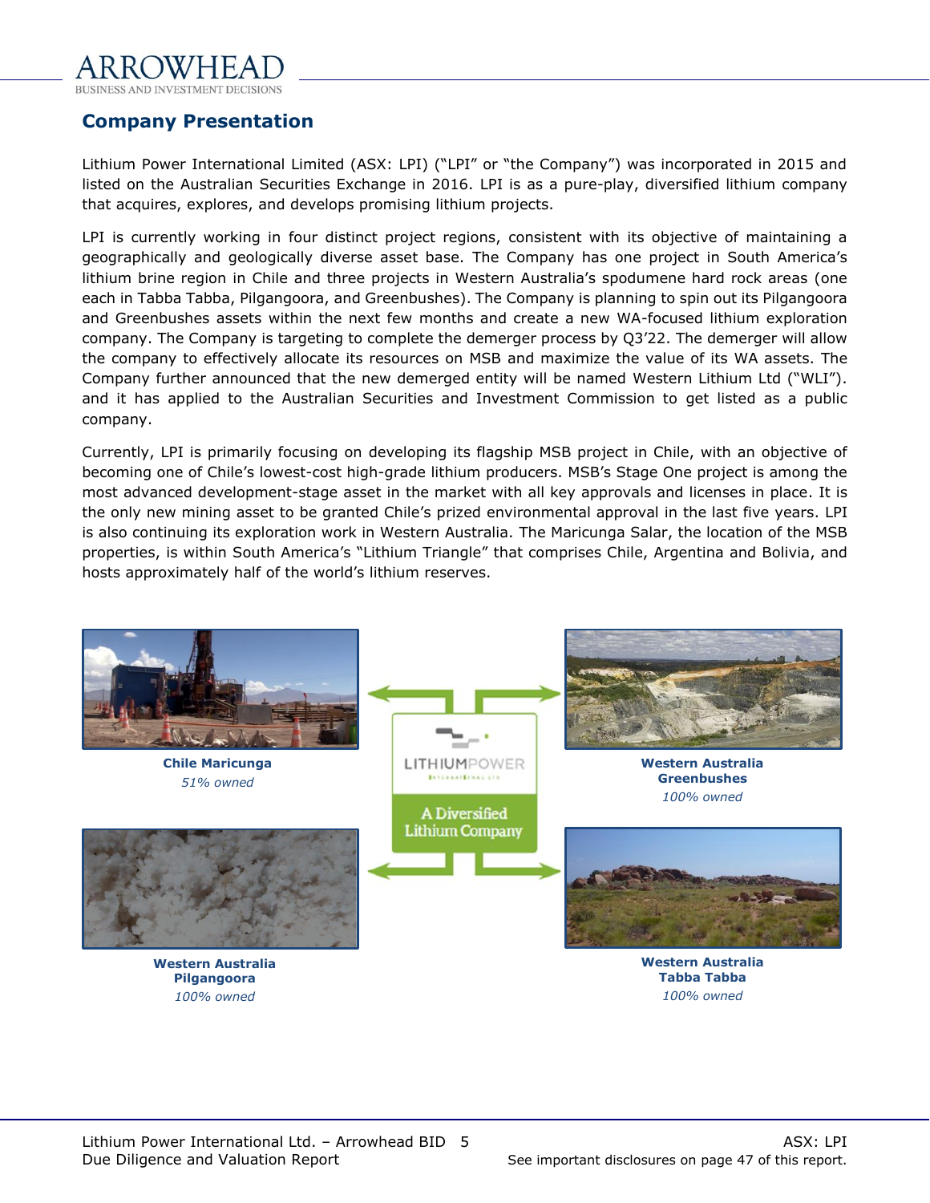## Company Presentation

Lithium Power International Limited (ASX: LPI) ("LPI" or "the Company") was incorporated in 2015 and listed on the Australian Securities Exchange in 2016. LPI is as a pure-play, diversified lithium company that acquires, explores, and develops promising lithium projects.

LPI is currently working in four distinct project regions, consistent with its objective of maintaining a geographically and geologically diverse asset base. The Company has one project in South America's lithium brine region in Chile and three projects in Western Australia's spodumene hard rock areas (one each in Tabba Tabba, Pilgangoora, and Greenbushes). The Company is planning to spin out its Pilgangoora and Greenbushes assets within the next few months and create a new WA-focused lithium exploration company. The Company is targeting to complete the demerger process by Q3'22. The demerger will allow the company to effectively allocate its resources on MSB and maximize the value of its WA assets. The Company further announced that the new demerged entity will be named Western Lithium Ltd ("WLI"). and it has applied to the Australian Securities and Investment Commission to get listed as a public company.

Currently, LPI is primarily focusing on developing its flagship MSB project in Chile, with an objective of becoming one of Chile's lowest-cost high-grade lithium producers. MSB's Stage One project is among the most advanced development-stage asset in the market with all key approvals and licenses in place. It is the only new mining asset to be granted Chile's prized environmental approval in the last five years. LPI is also continuing its exploration work in Western Australia. The Maricunga Salar, the location of the MSB properties, is within South America's "Lithium Triangle" that comprises Chile, Argentina and Bolivia, and hosts approximately half of the world's lithium reserves.

**Chile Maricunga**
*51% owned*

**Western Australia Greenbushes**
*100% owned*

LITHIUMPOWER
A Diversified Lithium Company

**Western Australia Pilgangoora**
*100% owned*

**Western Australia Tabba Tabba**
*100% owned*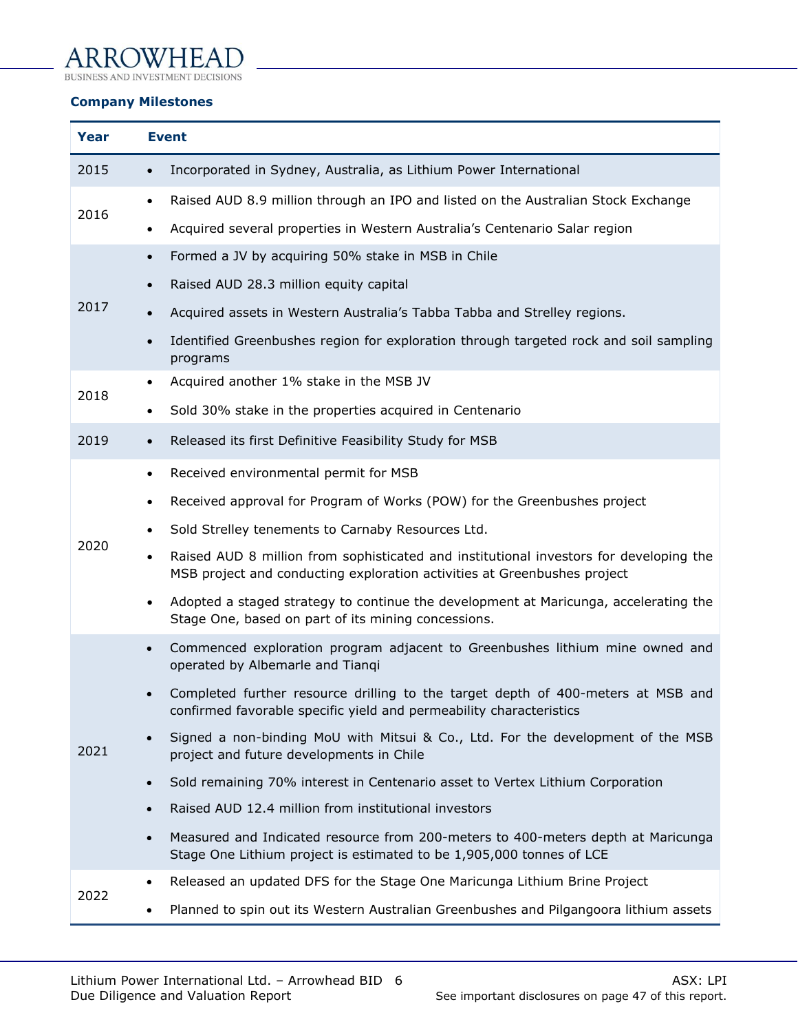### Company Milestones

| Year | Event |
|---|---|
| 2015 | • Incorporated in Sydney, Australia, as Lithium Power International |
| 2016 | • Raised AUD 8.9 million through an IPO and listed on the Australian Stock Exchange<br>• Acquired several properties in Western Australia's Centenario Salar region |
| 2017 | • Formed a JV by acquiring 50% stake in MSB in Chile<br>• Raised AUD 28.3 million equity capital<br>• Acquired assets in Western Australia's Tabba Tabba and Strelley regions.<br>• Identified Greenbushes region for exploration through targeted rock and soil sampling programs |
| 2018 | • Acquired another 1% stake in the MSB JV<br>• Sold 30% stake in the properties acquired in Centenario |
| 2019 | • Released its first Definitive Feasibility Study for MSB |
| 2020 | • Received environmental permit for MSB<br>• Received approval for Program of Works (POW) for the Greenbushes project<br>• Sold Strelley tenements to Carnaby Resources Ltd.<br>• Raised AUD 8 million from sophisticated and institutional investors for developing the MSB project and conducting exploration activities at Greenbushes project<br>• Adopted a staged strategy to continue the development at Maricunga, accelerating the Stage One, based on part of its mining concessions. |
| 2021 | • Commenced exploration program adjacent to Greenbushes lithium mine owned and operated by Albemarle and Tianqi<br>• Completed further resource drilling to the target depth of 400-meters at MSB and confirmed favorable specific yield and permeability characteristics<br>• Signed a non-binding MoU with Mitsui & Co., Ltd. For the development of the MSB project and future developments in Chile<br>• Sold remaining 70% interest in Centenario asset to Vertex Lithium Corporation<br>• Raised AUD 12.4 million from institutional investors<br>• Measured and Indicated resource from 200-meters to 400-meters depth at Maricunga Stage One Lithium project is estimated to be 1,905,000 tonnes of LCE |
| 2022 | • Released an updated DFS for the Stage One Maricunga Lithium Brine Project<br>• Planned to spin out its Western Australian Greenbushes and Pilgangoora lithium assets |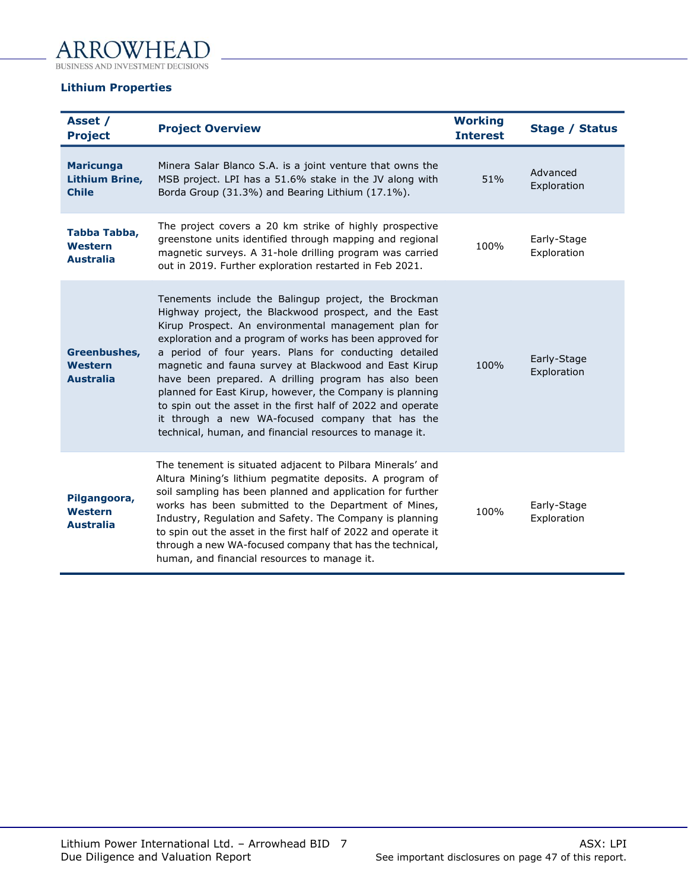### Lithium Properties

| Asset / Project | Project Overview | Working Interest | Stage / Status |
|---|---|---|---|
| **Maricunga Lithium Brine, Chile** | Minera Salar Blanco S.A. is a joint venture that owns the MSB project. LPI has a 51.6% stake in the JV along with Borda Group (31.3%) and Bearing Lithium (17.1%). | 51% | Advanced Exploration |
| **Tabba Tabba, Western Australia** | The project covers a 20 km strike of highly prospective greenstone units identified through mapping and regional magnetic surveys. A 31-hole drilling program was carried out in 2019. Further exploration restarted in Feb 2021. | 100% | Early-Stage Exploration |
| **Greenbushes, Western Australia** | Tenements include the Balingup project, the Brockman Highway project, the Blackwood prospect, and the East Kirup Prospect. An environmental management plan for exploration and a program of works has been approved for a period of four years. Plans for conducting detailed magnetic and fauna survey at Blackwood and East Kirup have been prepared. A drilling program has also been planned for East Kirup, however, the Company is planning to spin out the asset in the first half of 2022 and operate it through a new WA-focused company that has the technical, human, and financial resources to manage it. | 100% | Early-Stage Exploration |
| **Pilgangoora, Western Australia** | The tenement is situated adjacent to Pilbara Minerals' and Altura Mining's lithium pegmatite deposits. A program of soil sampling has been planned and application for further works has been submitted to the Department of Mines, Industry, Regulation and Safety. The Company is planning to spin out the asset in the first half of 2022 and operate it through a new WA-focused company that has the technical, human, and financial resources to manage it. | 100% | Early-Stage Exploration |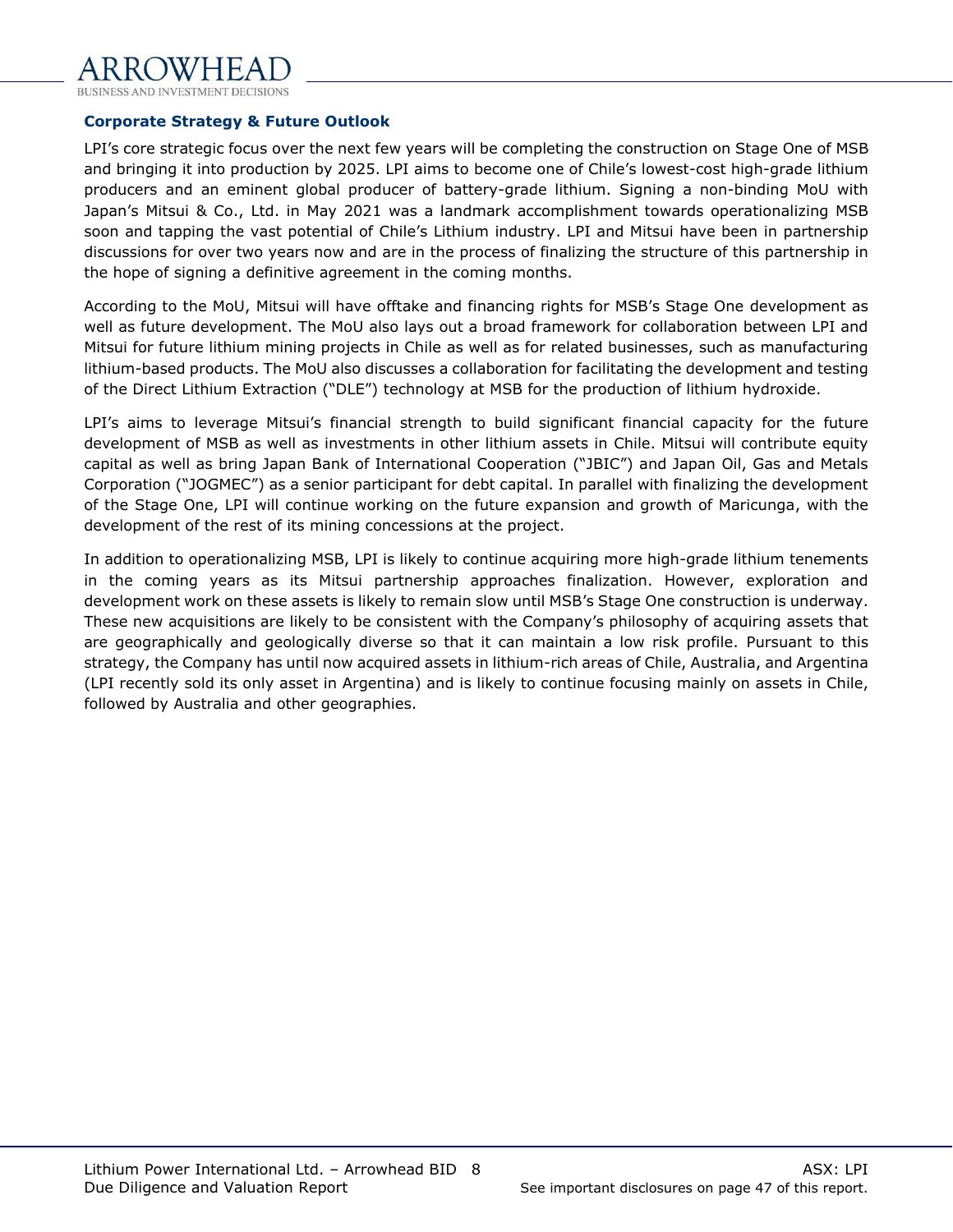## Corporate Strategy & Future Outlook

LPI's core strategic focus over the next few years will be completing the construction on Stage One of MSB and bringing it into production by 2025. LPI aims to become one of Chile's lowest-cost high-grade lithium producers and an eminent global producer of battery-grade lithium. Signing a non-binding MoU with Japan's Mitsui & Co., Ltd. in May 2021 was a landmark accomplishment towards operationalizing MSB soon and tapping the vast potential of Chile's Lithium industry. LPI and Mitsui have been in partnership discussions for over two years now and are in the process of finalizing the structure of this partnership in the hope of signing a definitive agreement in the coming months.

According to the MoU, Mitsui will have offtake and financing rights for MSB's Stage One development as well as future development. The MoU also lays out a broad framework for collaboration between LPI and Mitsui for future lithium mining projects in Chile as well as for related businesses, such as manufacturing lithium-based products. The MoU also discusses a collaboration for facilitating the development and testing of the Direct Lithium Extraction ("DLE") technology at MSB for the production of lithium hydroxide.

LPI's aims to leverage Mitsui's financial strength to build significant financial capacity for the future development of MSB as well as investments in other lithium assets in Chile. Mitsui will contribute equity capital as well as bring Japan Bank of International Cooperation ("JBIC") and Japan Oil, Gas and Metals Corporation ("JOGMEC") as a senior participant for debt capital. In parallel with finalizing the development of the Stage One, LPI will continue working on the future expansion and growth of Maricunga, with the development of the rest of its mining concessions at the project.

In addition to operationalizing MSB, LPI is likely to continue acquiring more high-grade lithium tenements in the coming years as its Mitsui partnership approaches finalization. However, exploration and development work on these assets is likely to remain slow until MSB's Stage One construction is underway. These new acquisitions are likely to be consistent with the Company's philosophy of acquiring assets that are geographically and geologically diverse so that it can maintain a low risk profile. Pursuant to this strategy, the Company has until now acquired assets in lithium-rich areas of Chile, Australia, and Argentina (LPI recently sold its only asset in Argentina) and is likely to continue focusing mainly on assets in Chile, followed by Australia and other geographies.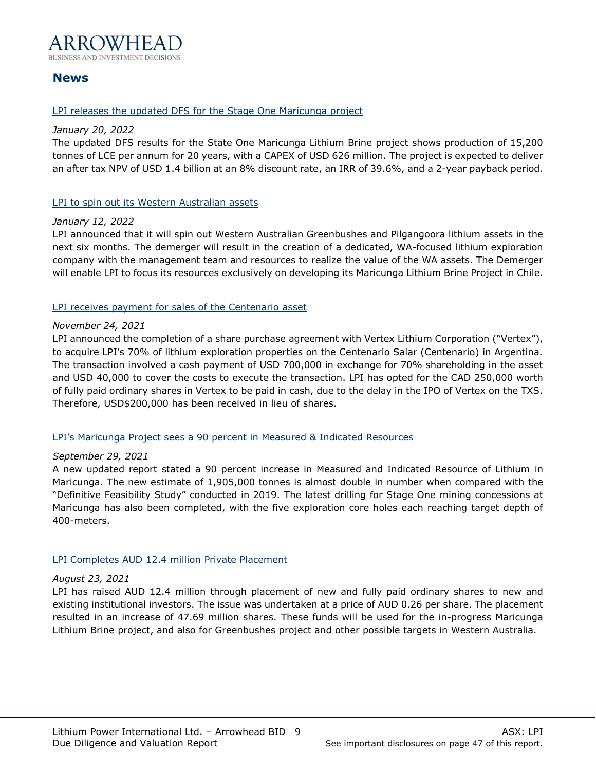## News

LPI releases the updated DFS for the Stage One Maricunga project

*January 20, 2022*

The updated DFS results for the State One Maricunga Lithium Brine project shows production of 15,200 tonnes of LCE per annum for 20 years, with a CAPEX of USD 626 million. The project is expected to deliver an after tax NPV of USD 1.4 billion at an 8% discount rate, an IRR of 39.6%, and a 2-year payback period.

LPI to spin out its Western Australian assets

*January 12, 2022*

LPI announced that it will spin out Western Australian Greenbushes and Pilgangoora lithium assets in the next six months. The demerger will result in the creation of a dedicated, WA-focused lithium exploration company with the management team and resources to realize the value of the WA assets. The Demerger will enable LPI to focus its resources exclusively on developing its Maricunga Lithium Brine Project in Chile.

LPI receives payment for sales of the Centenario asset

*November 24, 2021*

LPI announced the completion of a share purchase agreement with Vertex Lithium Corporation ("Vertex"), to acquire LPI's 70% of lithium exploration properties on the Centenario Salar (Centenario) in Argentina. The transaction involved a cash payment of USD 700,000 in exchange for 70% shareholding in the asset and USD 40,000 to cover the costs to execute the transaction. LPI has opted for the CAD 250,000 worth of fully paid ordinary shares in Vertex to be paid in cash, due to the delay in the IPO of Vertex on the TXS. Therefore, USD$200,000 has been received in lieu of shares.

LPI's Maricunga Project sees a 90 percent in Measured & Indicated Resources

*September 29, 2021*

A new updated report stated a 90 percent increase in Measured and Indicated Resource of Lithium in Maricunga. The new estimate of 1,905,000 tonnes is almost double in number when compared with the "Definitive Feasibility Study" conducted in 2019. The latest drilling for Stage One mining concessions at Maricunga has also been completed, with the five exploration core holes each reaching target depth of 400-meters.

LPI Completes AUD 12.4 million Private Placement

*August 23, 2021*

LPI has raised AUD 12.4 million through placement of new and fully paid ordinary shares to new and existing institutional investors. The issue was undertaken at a price of AUD 0.26 per share. The placement resulted in an increase of 47.69 million shares. These funds will be used for the in-progress Maricunga Lithium Brine project, and also for Greenbushes project and other possible targets in Western Australia.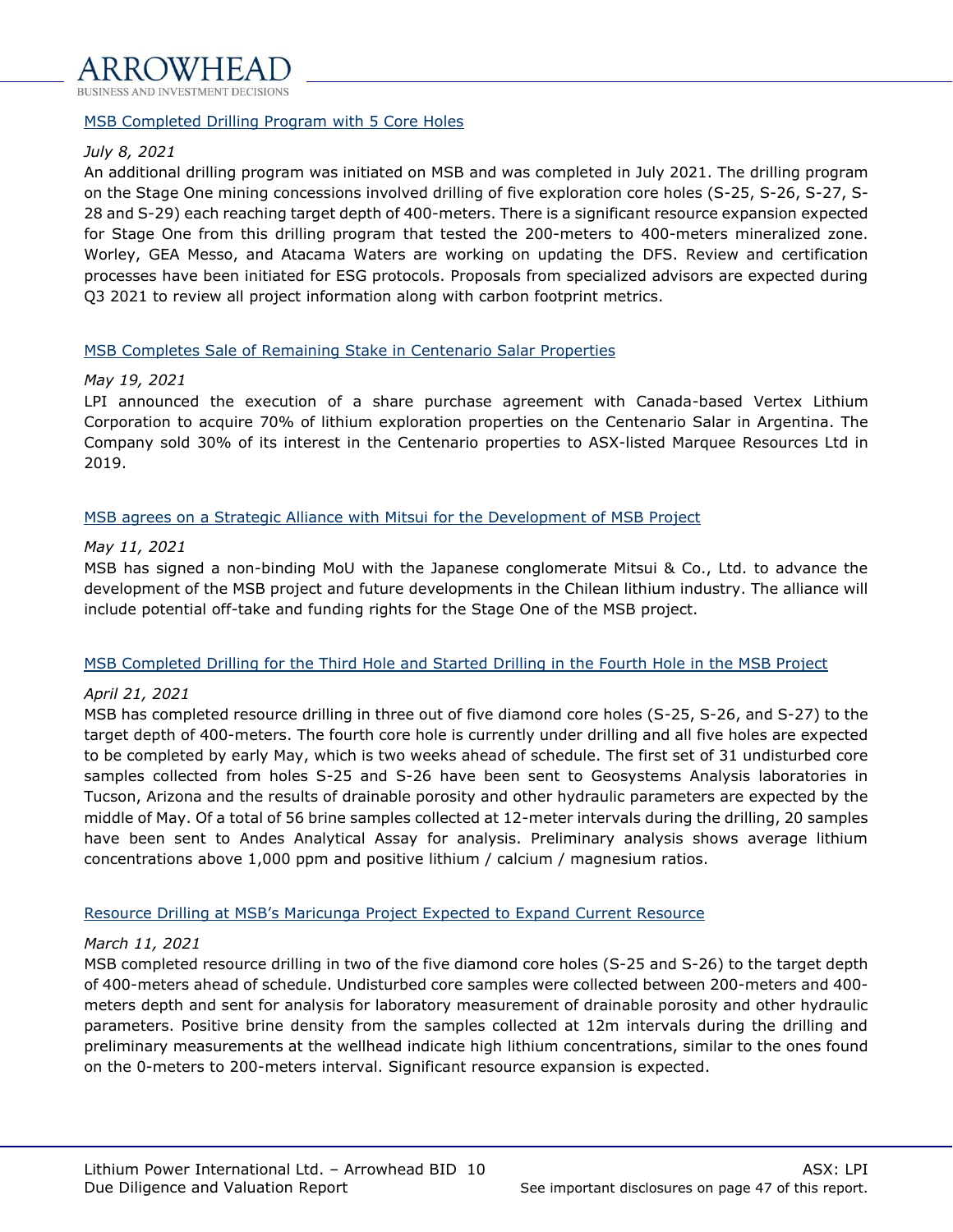[MSB Completed Drilling Program with 5 Core Holes]

*July 8, 2021*

An additional drilling program was initiated on MSB and was completed in July 2021. The drilling program on the Stage One mining concessions involved drilling of five exploration core holes (S-25, S-26, S-27, S-28 and S-29) each reaching target depth of 400-meters. There is a significant resource expansion expected for Stage One from this drilling program that tested the 200-meters to 400-meters mineralized zone. Worley, GEA Messo, and Atacama Waters are working on updating the DFS. Review and certification processes have been initiated for ESG protocols. Proposals from specialized advisors are expected during Q3 2021 to review all project information along with carbon footprint metrics.

[MSB Completes Sale of Remaining Stake in Centenario Salar Properties]

*May 19, 2021*

LPI announced the execution of a share purchase agreement with Canada-based Vertex Lithium Corporation to acquire 70% of lithium exploration properties on the Centenario Salar in Argentina. The Company sold 30% of its interest in the Centenario properties to ASX-listed Marquee Resources Ltd in 2019.

[MSB agrees on a Strategic Alliance with Mitsui for the Development of MSB Project]

*May 11, 2021*

MSB has signed a non-binding MoU with the Japanese conglomerate Mitsui & Co., Ltd. to advance the development of the MSB project and future developments in the Chilean lithium industry. The alliance will include potential off-take and funding rights for the Stage One of the MSB project.

[MSB Completed Drilling for the Third Hole and Started Drilling in the Fourth Hole in the MSB Project]

*April 21, 2021*

MSB has completed resource drilling in three out of five diamond core holes (S-25, S-26, and S-27) to the target depth of 400-meters. The fourth core hole is currently under drilling and all five holes are expected to be completed by early May, which is two weeks ahead of schedule. The first set of 31 undisturbed core samples collected from holes S-25 and S-26 have been sent to Geosystems Analysis laboratories in Tucson, Arizona and the results of drainable porosity and other hydraulic parameters are expected by the middle of May. Of a total of 56 brine samples collected at 12-meter intervals during the drilling, 20 samples have been sent to Andes Analytical Assay for analysis. Preliminary analysis shows average lithium concentrations above 1,000 ppm and positive lithium / calcium / magnesium ratios.

[Resource Drilling at MSB's Maricunga Project Expected to Expand Current Resource]

*March 11, 2021*

MSB completed resource drilling in two of the five diamond core holes (S-25 and S-26) to the target depth of 400-meters ahead of schedule. Undisturbed core samples were collected between 200-meters and 400-meters depth and sent for analysis for laboratory measurement of drainable porosity and other hydraulic parameters. Positive brine density from the samples collected at 12m intervals during the drilling and preliminary measurements at the wellhead indicate high lithium concentrations, similar to the ones found on the 0-meters to 200-meters interval. Significant resource expansion is expected.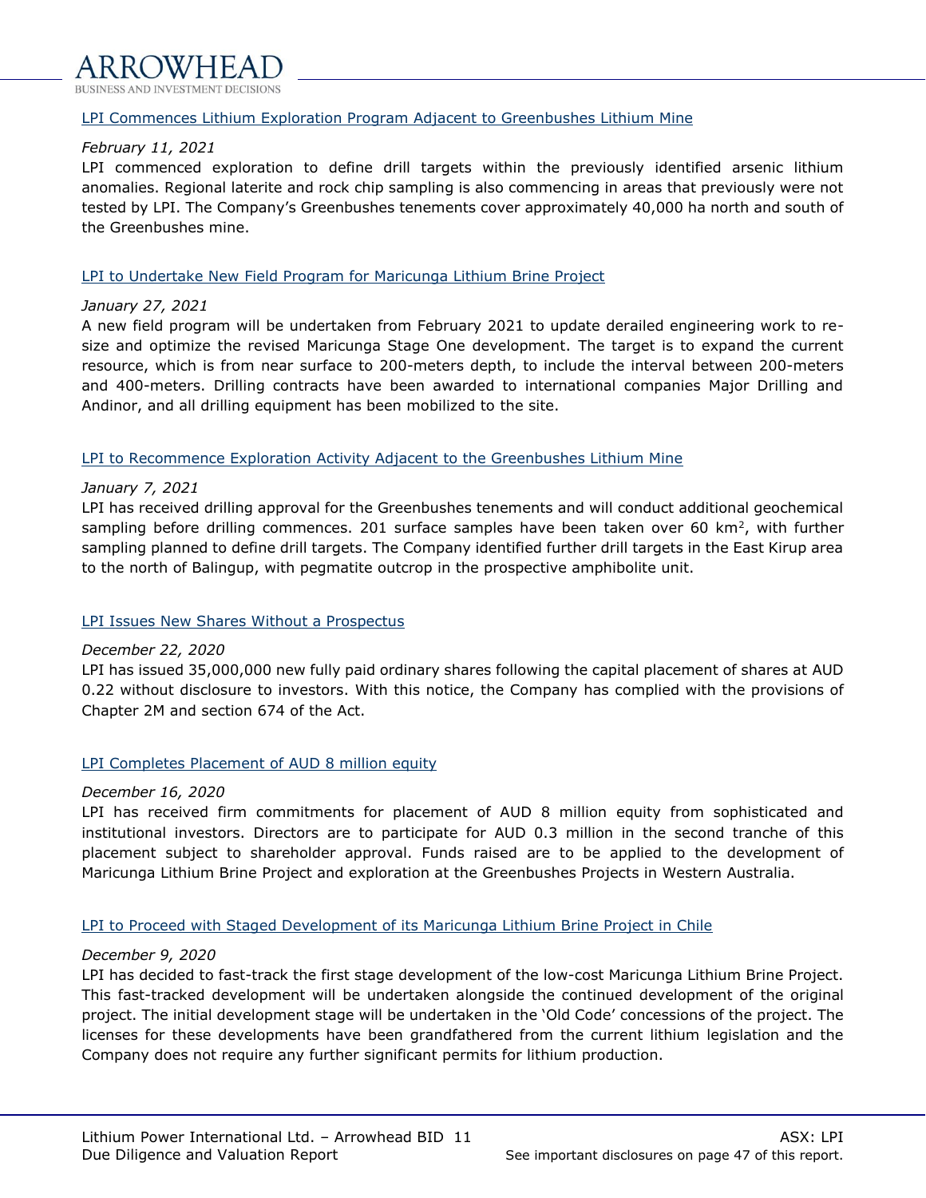[LPI Commences Lithium Exploration Program Adjacent to Greenbushes Lithium Mine]

*February 11, 2021*

LPI commenced exploration to define drill targets within the previously identified arsenic lithium anomalies. Regional laterite and rock chip sampling is also commencing in areas that previously were not tested by LPI. The Company's Greenbushes tenements cover approximately 40,000 ha north and south of the Greenbushes mine.

[LPI to Undertake New Field Program for Maricunga Lithium Brine Project]

*January 27, 2021*

A new field program will be undertaken from February 2021 to update derailed engineering work to re-size and optimize the revised Maricunga Stage One development. The target is to expand the current resource, which is from near surface to 200-meters depth, to include the interval between 200-meters and 400-meters. Drilling contracts have been awarded to international companies Major Drilling and Andinor, and all drilling equipment has been mobilized to the site.

[LPI to Recommence Exploration Activity Adjacent to the Greenbushes Lithium Mine]

*January 7, 2021*

LPI has received drilling approval for the Greenbushes tenements and will conduct additional geochemical sampling before drilling commences. 201 surface samples have been taken over 60 $km^2$, with further sampling planned to define drill targets. The Company identified further drill targets in the East Kirup area to the north of Balingup, with pegmatite outcrop in the prospective amphibolite unit.

[LPI Issues New Shares Without a Prospectus]

*December 22, 2020*

LPI has issued 35,000,000 new fully paid ordinary shares following the capital placement of shares at AUD 0.22 without disclosure to investors. With this notice, the Company has complied with the provisions of Chapter 2M and section 674 of the Act.

[LPI Completes Placement of AUD 8 million equity]

*December 16, 2020*

LPI has received firm commitments for placement of AUD 8 million equity from sophisticated and institutional investors. Directors are to participate for AUD 0.3 million in the second tranche of this placement subject to shareholder approval. Funds raised are to be applied to the development of Maricunga Lithium Brine Project and exploration at the Greenbushes Projects in Western Australia.

[LPI to Proceed with Staged Development of its Maricunga Lithium Brine Project in Chile]

*December 9, 2020*

LPI has decided to fast-track the first stage development of the low-cost Maricunga Lithium Brine Project. This fast-tracked development will be undertaken alongside the continued development of the original project. The initial development stage will be undertaken in the 'Old Code' concessions of the project. The licenses for these developments have been grandfathered from the current lithium legislation and the Company does not require any further significant permits for lithium production.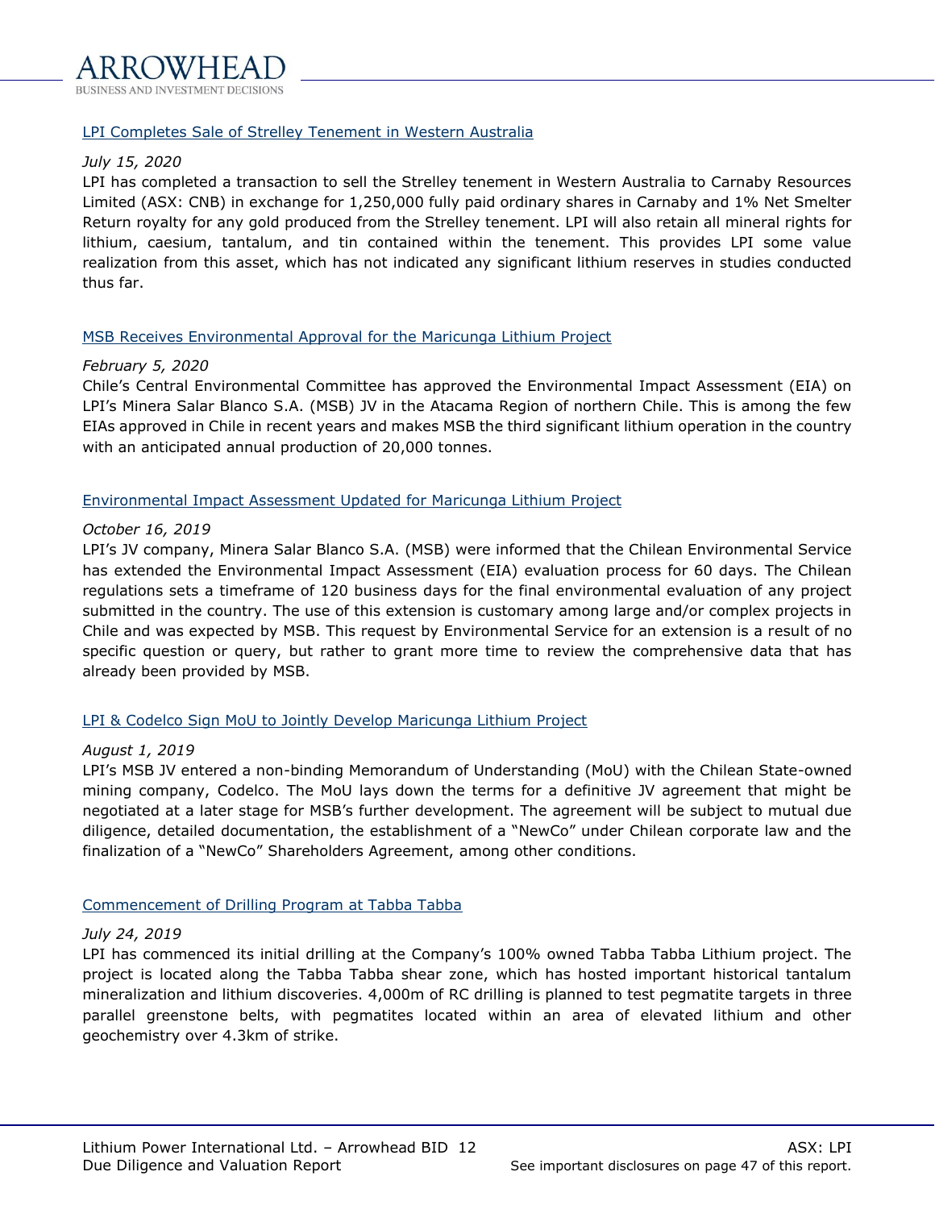### LPI Completes Sale of Strelley Tenement in Western Australia

*July 15, 2020*

LPI has completed a transaction to sell the Strelley tenement in Western Australia to Carnaby Resources Limited (ASX: CNB) in exchange for 1,250,000 fully paid ordinary shares in Carnaby and 1% Net Smelter Return royalty for any gold produced from the Strelley tenement. LPI will also retain all mineral rights for lithium, caesium, tantalum, and tin contained within the tenement. This provides LPI some value realization from this asset, which has not indicated any significant lithium reserves in studies conducted thus far.

### MSB Receives Environmental Approval for the Maricunga Lithium Project

*February 5, 2020*

Chile's Central Environmental Committee has approved the Environmental Impact Assessment (EIA) on LPI's Minera Salar Blanco S.A. (MSB) JV in the Atacama Region of northern Chile. This is among the few EIAs approved in Chile in recent years and makes MSB the third significant lithium operation in the country with an anticipated annual production of 20,000 tonnes.

### Environmental Impact Assessment Updated for Maricunga Lithium Project

*October 16, 2019*

LPI's JV company, Minera Salar Blanco S.A. (MSB) were informed that the Chilean Environmental Service has extended the Environmental Impact Assessment (EIA) evaluation process for 60 days. The Chilean regulations sets a timeframe of 120 business days for the final environmental evaluation of any project submitted in the country. The use of this extension is customary among large and/or complex projects in Chile and was expected by MSB. This request by Environmental Service for an extension is a result of no specific question or query, but rather to grant more time to review the comprehensive data that has already been provided by MSB.

### LPI & Codelco Sign MoU to Jointly Develop Maricunga Lithium Project

*August 1, 2019*

LPI's MSB JV entered a non-binding Memorandum of Understanding (MoU) with the Chilean State-owned mining company, Codelco. The MoU lays down the terms for a definitive JV agreement that might be negotiated at a later stage for MSB's further development. The agreement will be subject to mutual due diligence, detailed documentation, the establishment of a "NewCo" under Chilean corporate law and the finalization of a "NewCo" Shareholders Agreement, among other conditions.

### Commencement of Drilling Program at Tabba Tabba

*July 24, 2019*

LPI has commenced its initial drilling at the Company's 100% owned Tabba Tabba Lithium project. The project is located along the Tabba Tabba shear zone, which has hosted important historical tantalum mineralization and lithium discoveries. 4,000m of RC drilling is planned to test pegmatite targets in three parallel greenstone belts, with pegmatites located within an area of elevated lithium and other geochemistry over 4.3km of strike.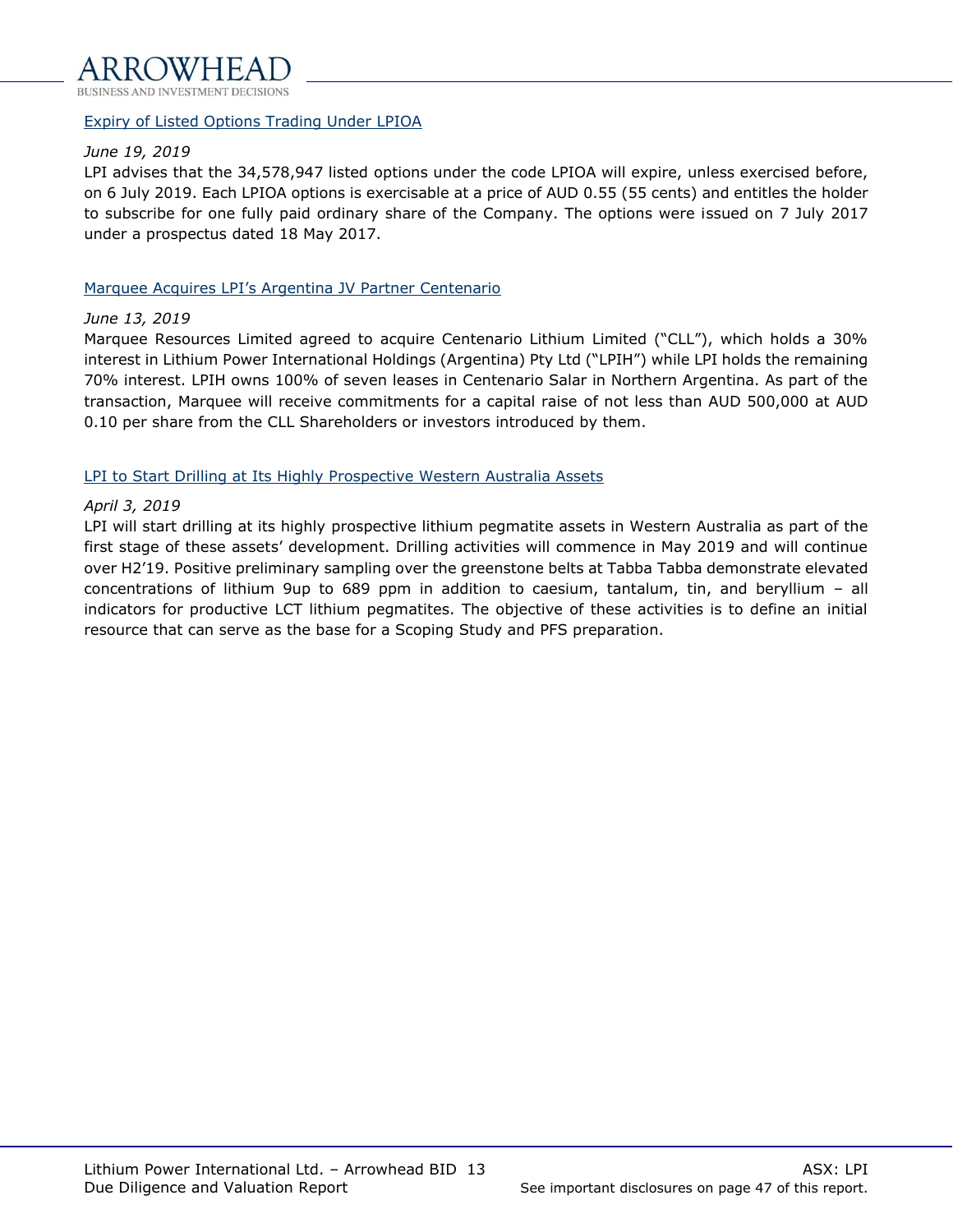[Expiry of Listed Options Trading Under LPIOA]

*June 19, 2019*

LPI advises that the 34,578,947 listed options under the code LPIOA will expire, unless exercised before, on 6 July 2019. Each LPIOA options is exercisable at a price of AUD 0.55 (55 cents) and entitles the holder to subscribe for one fully paid ordinary share of the Company. The options were issued on 7 July 2017 under a prospectus dated 18 May 2017.

[Marquee Acquires LPI's Argentina JV Partner Centenario]

*June 13, 2019*

Marquee Resources Limited agreed to acquire Centenario Lithium Limited ("CLL"), which holds a 30% interest in Lithium Power International Holdings (Argentina) Pty Ltd ("LPIH") while LPI holds the remaining 70% interest. LPIH owns 100% of seven leases in Centenario Salar in Northern Argentina. As part of the transaction, Marquee will receive commitments for a capital raise of not less than AUD 500,000 at AUD 0.10 per share from the CLL Shareholders or investors introduced by them.

[LPI to Start Drilling at Its Highly Prospective Western Australia Assets]

*April 3, 2019*

LPI will start drilling at its highly prospective lithium pegmatite assets in Western Australia as part of the first stage of these assets' development. Drilling activities will commence in May 2019 and will continue over H2'19. Positive preliminary sampling over the greenstone belts at Tabba Tabba demonstrate elevated concentrations of lithium 9up to 689 ppm in addition to caesium, tantalum, tin, and beryllium – all indicators for productive LCT lithium pegmatites. The objective of these activities is to define an initial resource that can serve as the base for a Scoping Study and PFS preparation.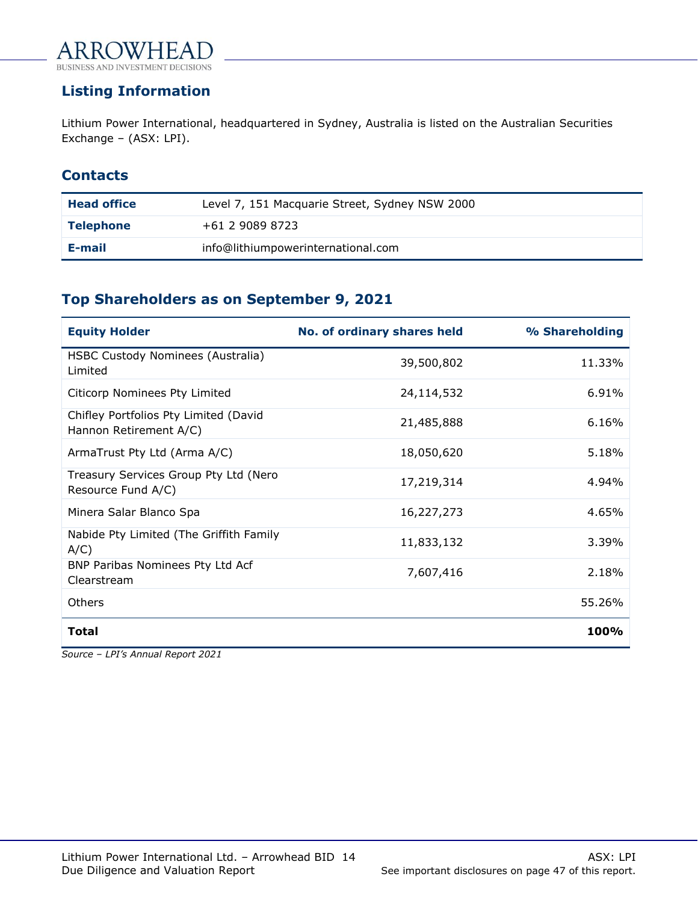## Listing Information

Lithium Power International, headquartered in Sydney, Australia is listed on the Australian Securities Exchange – (ASX: LPI).

## Contacts

| | |
|---|---|
| **Head office** | Level 7, 151 Macquarie Street, Sydney NSW 2000 |
| **Telephone** | +61 2 9089 8723 |
| **E-mail** | info@lithiumpowerinternational.com |

## Top Shareholders as on September 9, 2021

| Equity Holder | No. of ordinary shares held | % Shareholding |
|---|---|---|
| HSBC Custody Nominees (Australia) Limited | 39,500,802 | 11.33% |
| Citicorp Nominees Pty Limited | 24,114,532 | 6.91% |
| Chifley Portfolios Pty Limited (David Hannon Retirement A/C) | 21,485,888 | 6.16% |
| ArmaTrust Pty Ltd (Arma A/C) | 18,050,620 | 5.18% |
| Treasury Services Group Pty Ltd (Nero Resource Fund A/C) | 17,219,314 | 4.94% |
| Minera Salar Blanco Spa | 16,227,273 | 4.65% |
| Nabide Pty Limited (The Griffith Family A/C) | 11,833,132 | 3.39% |
| BNP Paribas Nominees Pty Ltd Acf Clearstream | 7,607,416 | 2.18% |
| Others | | 55.26% |
| **Total** | | **100%** |

*Source – LPI's Annual Report 2021*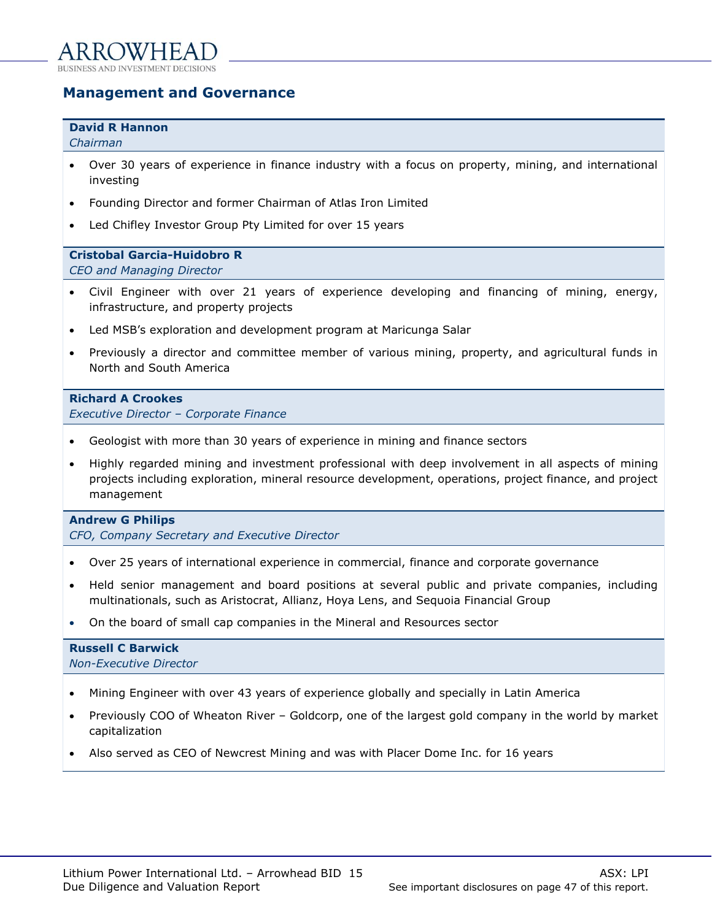## Management and Governance

**David R Hannon**
*Chairman*

- Over 30 years of experience in finance industry with a focus on property, mining, and international investing
- Founding Director and former Chairman of Atlas Iron Limited
- Led Chifley Investor Group Pty Limited for over 15 years

**Cristobal Garcia-Huidobro R**
*CEO and Managing Director*

- Civil Engineer with over 21 years of experience developing and financing of mining, energy, infrastructure, and property projects
- Led MSB's exploration and development program at Maricunga Salar
- Previously a director and committee member of various mining, property, and agricultural funds in North and South America

**Richard A Crookes**
*Executive Director – Corporate Finance*

- Geologist with more than 30 years of experience in mining and finance sectors
- Highly regarded mining and investment professional with deep involvement in all aspects of mining projects including exploration, mineral resource development, operations, project finance, and project management

**Andrew G Philips**
*CFO, Company Secretary and Executive Director*

- Over 25 years of international experience in commercial, finance and corporate governance
- Held senior management and board positions at several public and private companies, including multinationals, such as Aristocrat, Allianz, Hoya Lens, and Sequoia Financial Group
- On the board of small cap companies in the Mineral and Resources sector

**Russell C Barwick**
*Non-Executive Director*

- Mining Engineer with over 43 years of experience globally and specially in Latin America
- Previously COO of Wheaton River – Goldcorp, one of the largest gold company in the world by market capitalization
- Also served as CEO of Newcrest Mining and was with Placer Dome Inc. for 16 years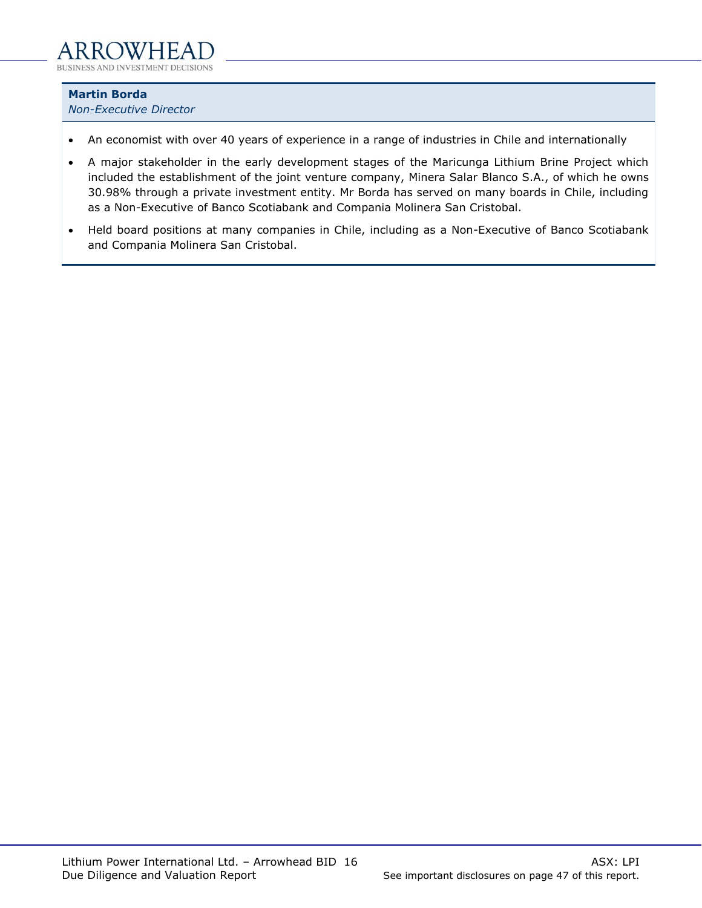**Martin Borda**
*Non-Executive Director*

- An economist with over 40 years of experience in a range of industries in Chile and internationally
- A major stakeholder in the early development stages of the Maricunga Lithium Brine Project which included the establishment of the joint venture company, Minera Salar Blanco S.A., of which he owns 30.98% through a private investment entity. Mr Borda has served on many boards in Chile, including as a Non-Executive of Banco Scotiabank and Compania Molinera San Cristobal.
- Held board positions at many companies in Chile, including as a Non-Executive of Banco Scotiabank and Compania Molinera San Cristobal.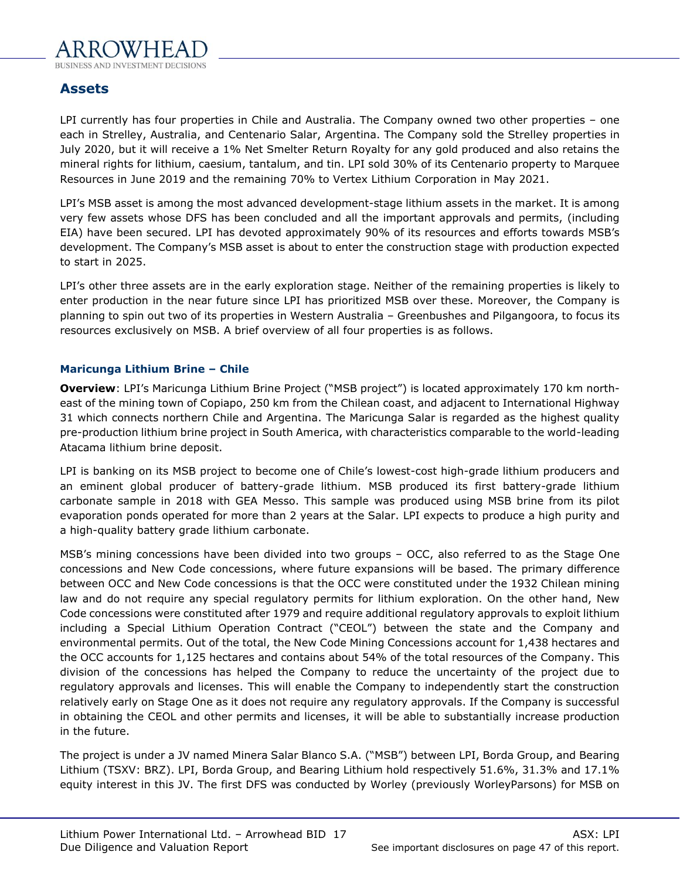## Assets

LPI currently has four properties in Chile and Australia. The Company owned two other properties – one each in Strelley, Australia, and Centenario Salar, Argentina. The Company sold the Strelley properties in July 2020, but it will receive a 1% Net Smelter Return Royalty for any gold produced and also retains the mineral rights for lithium, caesium, tantalum, and tin. LPI sold 30% of its Centenario property to Marquee Resources in June 2019 and the remaining 70% to Vertex Lithium Corporation in May 2021.

LPI's MSB asset is among the most advanced development-stage lithium assets in the market. It is among very few assets whose DFS has been concluded and all the important approvals and permits, (including EIA) have been secured. LPI has devoted approximately 90% of its resources and efforts towards MSB's development. The Company's MSB asset is about to enter the construction stage with production expected to start in 2025.

LPI's other three assets are in the early exploration stage. Neither of the remaining properties is likely to enter production in the near future since LPI has prioritized MSB over these. Moreover, the Company is planning to spin out two of its properties in Western Australia – Greenbushes and Pilgangoora, to focus its resources exclusively on MSB. A brief overview of all four properties is as follows.

### Maricunga Lithium Brine – Chile

**Overview**: LPI's Maricunga Lithium Brine Project ("MSB project") is located approximately 170 km north-east of the mining town of Copiapo, 250 km from the Chilean coast, and adjacent to International Highway 31 which connects northern Chile and Argentina. The Maricunga Salar is regarded as the highest quality pre-production lithium brine project in South America, with characteristics comparable to the world-leading Atacama lithium brine deposit.

LPI is banking on its MSB project to become one of Chile's lowest-cost high-grade lithium producers and an eminent global producer of battery-grade lithium. MSB produced its first battery-grade lithium carbonate sample in 2018 with GEA Messo. This sample was produced using MSB brine from its pilot evaporation ponds operated for more than 2 years at the Salar. LPI expects to produce a high purity and a high-quality battery grade lithium carbonate.

MSB's mining concessions have been divided into two groups – OCC, also referred to as the Stage One concessions and New Code concessions, where future expansions will be based. The primary difference between OCC and New Code concessions is that the OCC were constituted under the 1932 Chilean mining law and do not require any special regulatory permits for lithium exploration. On the other hand, New Code concessions were constituted after 1979 and require additional regulatory approvals to exploit lithium including a Special Lithium Operation Contract ("CEOL") between the state and the Company and environmental permits. Out of the total, the New Code Mining Concessions account for 1,438 hectares and the OCC accounts for 1,125 hectares and contains about 54% of the total resources of the Company. This division of the concessions has helped the Company to reduce the uncertainty of the project due to regulatory approvals and licenses. This will enable the Company to independently start the construction relatively early on Stage One as it does not require any regulatory approvals. If the Company is successful in obtaining the CEOL and other permits and licenses, it will be able to substantially increase production in the future.

The project is under a JV named Minera Salar Blanco S.A. ("MSB") between LPI, Borda Group, and Bearing Lithium (TSXV: BRZ). LPI, Borda Group, and Bearing Lithium hold respectively 51.6%, 31.3% and 17.1% equity interest in this JV. The first DFS was conducted by Worley (previously WorleyParsons) for MSB on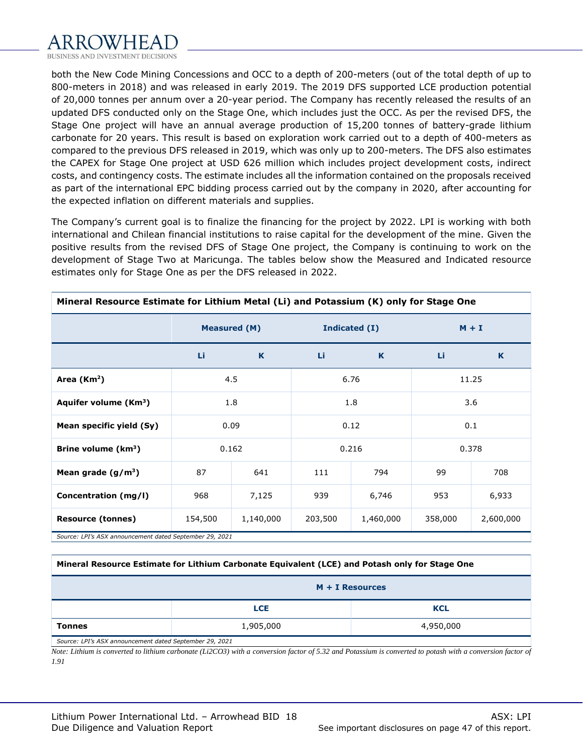both the New Code Mining Concessions and OCC to a depth of 200-meters (out of the total depth of up to 800-meters in 2018) and was released in early 2019. The 2019 DFS supported LCE production potential of 20,000 tonnes per annum over a 20-year period. The Company has recently released the results of an updated DFS conducted only on the Stage One, which includes just the OCC. As per the revised DFS, the Stage One project will have an annual average production of 15,200 tonnes of battery-grade lithium carbonate for 20 years. This result is based on exploration work carried out to a depth of 400-meters as compared to the previous DFS released in 2019, which was only up to 200-meters. The DFS also estimates the CAPEX for Stage One project at USD 626 million which includes project development costs, indirect costs, and contingency costs. The estimate includes all the information contained on the proposals received as part of the international EPC bidding process carried out by the company in 2020, after accounting for the expected inflation on different materials and supplies.

The Company's current goal is to finalize the financing for the project by 2022. LPI is working with both international and Chilean financial institutions to raise capital for the development of the mine. Given the positive results from the revised DFS of Stage One project, the Company is continuing to work on the development of Stage Two at Maricunga. The tables below show the Measured and Indicated resource estimates only for Stage One as per the DFS released in 2022.

**Mineral Resource Estimate for Lithium Metal (Li) and Potassium (K) only for Stage One**

| | Measured (M) | | Indicated (I) | | M + I | |
|---|---|---|---|---|---|---|
| | Li | K | Li | K | Li | K |
| **Area ($Km^2$)** | 4.5 | | 6.76 | | 11.25 | |
| **Aquifer volume ($Km^3$)** | 1.8 | | 1.8 | | 3.6 | |
| **Mean specific yield (Sy)** | 0.09 | | 0.12 | | 0.1 | |
| **Brine volume ($km^3$)** | 0.162 | | 0.216 | | 0.378 | |
| **Mean grade ($g/m^3$)** | 87 | 641 | 111 | 794 | 99 | 708 |
| **Concentration (mg/l)** | 968 | 7,125 | 939 | 6,746 | 953 | 6,933 |
| **Resource (tonnes)** | 154,500 | 1,140,000 | 203,500 | 1,460,000 | 358,000 | 2,600,000 |

*Source: LPI's ASX announcement dated September 29, 2021*

**Mineral Resource Estimate for Lithium Carbonate Equivalent (LCE) and Potash only for Stage One**

| | M + I Resources | |
|---|---|---|
| | LCE | KCL |
| **Tonnes** | 1,905,000 | 4,950,000 |

*Source: LPI's ASX announcement dated September 29, 2021*

*Note: Lithium is converted to lithium carbonate ($Li_2CO_3$) with a conversion factor of 5.32 and Potassium is converted to potash with a conversion factor of 1.91*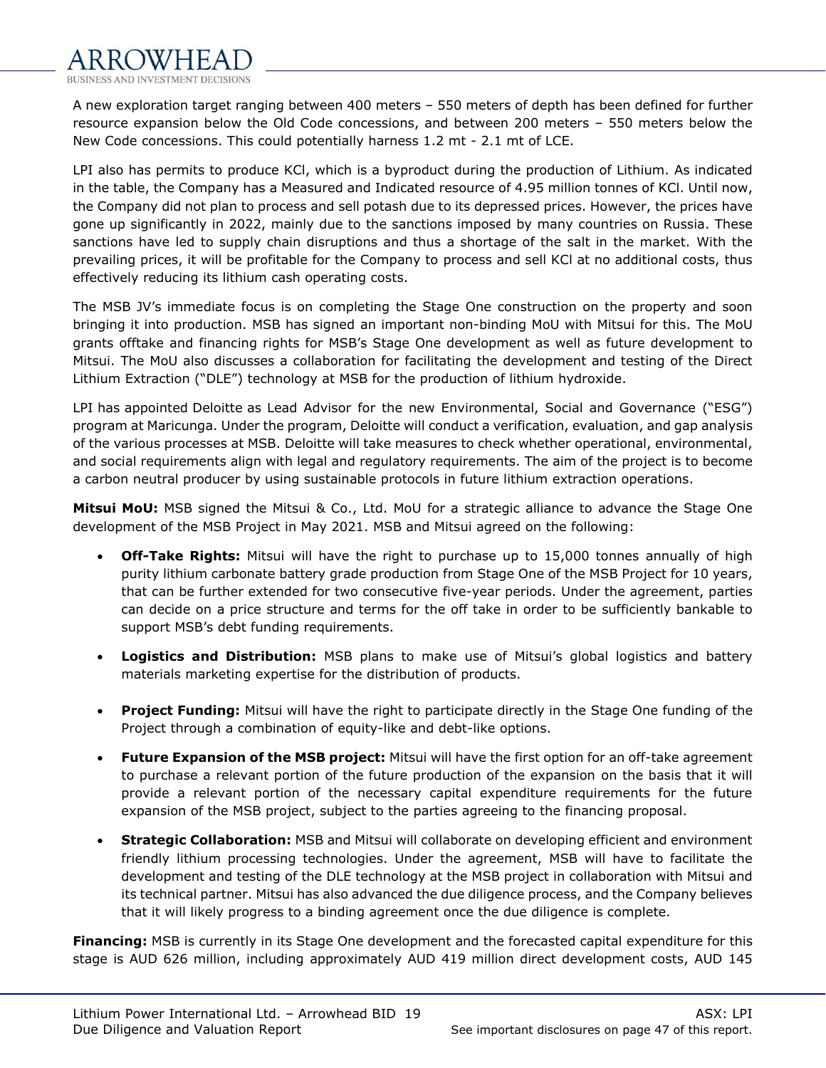A new exploration target ranging between 400 meters – 550 meters of depth has been defined for further resource expansion below the Old Code concessions, and between 200 meters – 550 meters below the New Code concessions. This could potentially harness 1.2 mt - 2.1 mt of LCE.

LPI also has permits to produce KCl, which is a byproduct during the production of Lithium. As indicated in the table, the Company has a Measured and Indicated resource of 4.95 million tonnes of KCl. Until now, the Company did not plan to process and sell potash due to its depressed prices. However, the prices have gone up significantly in 2022, mainly due to the sanctions imposed by many countries on Russia. These sanctions have led to supply chain disruptions and thus a shortage of the salt in the market. With the prevailing prices, it will be profitable for the Company to process and sell KCl at no additional costs, thus effectively reducing its lithium cash operating costs.

The MSB JV's immediate focus is on completing the Stage One construction on the property and soon bringing it into production. MSB has signed an important non-binding MoU with Mitsui for this. The MoU grants offtake and financing rights for MSB's Stage One development as well as future development to Mitsui. The MoU also discusses a collaboration for facilitating the development and testing of the Direct Lithium Extraction ("DLE") technology at MSB for the production of lithium hydroxide.

LPI has appointed Deloitte as Lead Advisor for the new Environmental, Social and Governance ("ESG") program at Maricunga. Under the program, Deloitte will conduct a verification, evaluation, and gap analysis of the various processes at MSB. Deloitte will take measures to check whether operational, environmental, and social requirements align with legal and regulatory requirements. The aim of the project is to become a carbon neutral producer by using sustainable protocols in future lithium extraction operations.

**Mitsui MoU:** MSB signed the Mitsui & Co., Ltd. MoU for a strategic alliance to advance the Stage One development of the MSB Project in May 2021. MSB and Mitsui agreed on the following:

- **Off-Take Rights:** Mitsui will have the right to purchase up to 15,000 tonnes annually of high purity lithium carbonate battery grade production from Stage One of the MSB Project for 10 years, that can be further extended for two consecutive five-year periods. Under the agreement, parties can decide on a price structure and terms for the off take in order to be sufficiently bankable to support MSB's debt funding requirements.
- **Logistics and Distribution:** MSB plans to make use of Mitsui's global logistics and battery materials marketing expertise for the distribution of products.
- **Project Funding:** Mitsui will have the right to participate directly in the Stage One funding of the Project through a combination of equity-like and debt-like options.
- **Future Expansion of the MSB project:** Mitsui will have the first option for an off-take agreement to purchase a relevant portion of the future production of the expansion on the basis that it will provide a relevant portion of the necessary capital expenditure requirements for the future expansion of the MSB project, subject to the parties agreeing to the financing proposal.
- **Strategic Collaboration:** MSB and Mitsui will collaborate on developing efficient and environment friendly lithium processing technologies. Under the agreement, MSB will have to facilitate the development and testing of the DLE technology at the MSB project in collaboration with Mitsui and its technical partner. Mitsui has also advanced the due diligence process, and the Company believes that it will likely progress to a binding agreement once the due diligence is complete.

**Financing:** MSB is currently in its Stage One development and the forecasted capital expenditure for this stage is AUD 626 million, including approximately AUD 419 million direct development costs, AUD 145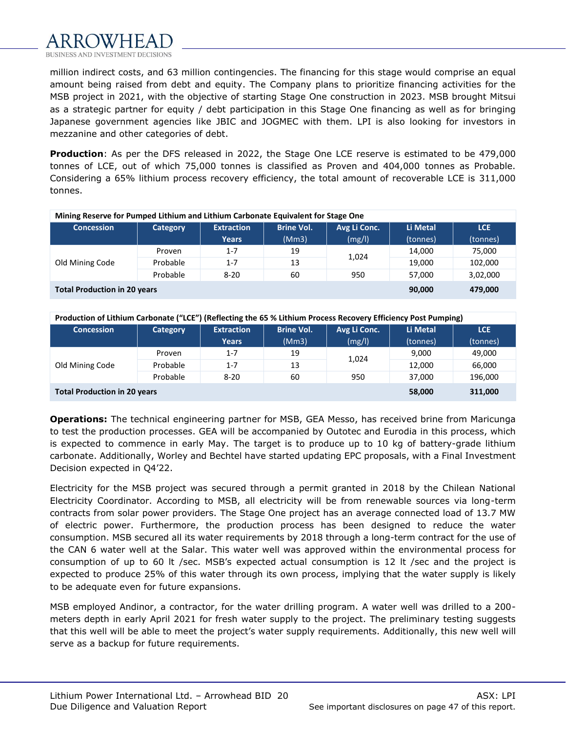million indirect costs, and 63 million contingencies. The financing for this stage would comprise an equal amount being raised from debt and equity. The Company plans to prioritize financing activities for the MSB project in 2021, with the objective of starting Stage One construction in 2023. MSB brought Mitsui as a strategic partner for equity / debt participation in this Stage One financing as well as for bringing Japanese government agencies like JBIC and JOGMEC with them. LPI is also looking for investors in mezzanine and other categories of debt.

**Production**: As per the DFS released in 2022, the Stage One LCE reserve is estimated to be 479,000 tonnes of LCE, out of which 75,000 tonnes is classified as Proven and 404,000 tonnes as Probable. Considering a 65% lithium process recovery efficiency, the total amount of recoverable LCE is 311,000 tonnes.

**Mining Reserve for Pumped Lithium and Lithium Carbonate Equivalent for Stage One**

| Concession | Category | Extraction Years | Brine Vol. (Mm3) | Avg Li Conc. (mg/l) | Li Metal (tonnes) | LCE (tonnes) |
|---|---|---|---|---|---|---|
| Old Mining Code | Proven | 1-7 | 19 | 1,024 | 14,000 | 75,000 |
| | Probable | 1-7 | 13 | | 19,000 | 102,000 |
| | Probable | 8-20 | 60 | 950 | 57,000 | 3,02,000 |
| **Total Production in 20 years** | | | | | **90,000** | **479,000** |

**Production of Lithium Carbonate ("LCE") (Reflecting the 65 % Lithium Process Recovery Efficiency Post Pumping)**

| Concession | Category | Extraction Years | Brine Vol. (Mm3) | Avg Li Conc. (mg/l) | Li Metal (tonnes) | LCE (tonnes) |
|---|---|---|---|---|---|---|
| Old Mining Code | Proven | 1-7 | 19 | 1,024 | 9,000 | 49,000 |
| | Probable | 1-7 | 13 | | 12,000 | 66,000 |
| | Probable | 8-20 | 60 | 950 | 37,000 | 196,000 |
| **Total Production in 20 years** | | | | | **58,000** | **311,000** |

**Operations:** The technical engineering partner for MSB, GEA Messo, has received brine from Maricunga to test the production processes. GEA will be accompanied by Outotec and Eurodia in this process, which is expected to commence in early May. The target is to produce up to 10 kg of battery-grade lithium carbonate. Additionally, Worley and Bechtel have started updating EPC proposals, with a Final Investment Decision expected in Q4'22.

Electricity for the MSB project was secured through a permit granted in 2018 by the Chilean National Electricity Coordinator. According to MSB, all electricity will be from renewable sources via long-term contracts from solar power providers. The Stage One project has an average connected load of 13.7 MW of electric power. Furthermore, the production process has been designed to reduce the water consumption. MSB secured all its water requirements by 2018 through a long-term contract for the use of the CAN 6 water well at the Salar. This water well was approved within the environmental process for consumption of up to 60 lt /sec. MSB's expected actual consumption is 12 lt /sec and the project is expected to produce 25% of this water through its own process, implying that the water supply is likely to be adequate even for future expansions.

MSB employed Andinor, a contractor, for the water drilling program. A water well was drilled to a 200-meters depth in early April 2021 for fresh water supply to the project. The preliminary testing suggests that this well will be able to meet the project's water supply requirements. Additionally, this new well will serve as a backup for future requirements.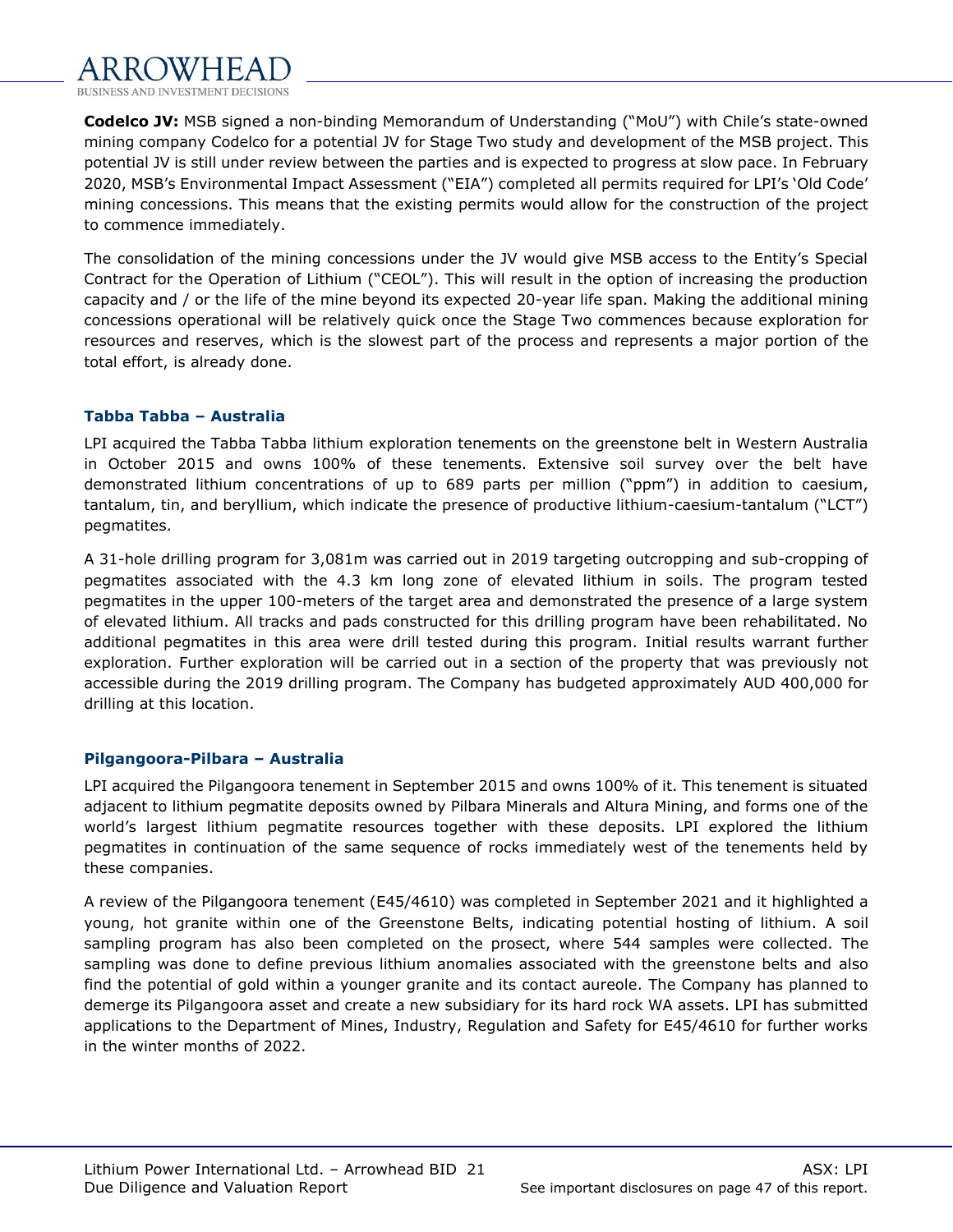**Codelco JV:** MSB signed a non-binding Memorandum of Understanding ("MoU") with Chile's state-owned mining company Codelco for a potential JV for Stage Two study and development of the MSB project. This potential JV is still under review between the parties and is expected to progress at slow pace. In February 2020, MSB's Environmental Impact Assessment ("EIA") completed all permits required for LPI's 'Old Code' mining concessions. This means that the existing permits would allow for the construction of the project to commence immediately.

The consolidation of the mining concessions under the JV would give MSB access to the Entity's Special Contract for the Operation of Lithium ("CEOL"). This will result in the option of increasing the production capacity and / or the life of the mine beyond its expected 20-year life span. Making the additional mining concessions operational will be relatively quick once the Stage Two commences because exploration for resources and reserves, which is the slowest part of the process and represents a major portion of the total effort, is already done.

### Tabba Tabba – Australia

LPI acquired the Tabba Tabba lithium exploration tenements on the greenstone belt in Western Australia in October 2015 and owns 100% of these tenements. Extensive soil survey over the belt have demonstrated lithium concentrations of up to 689 parts per million ("ppm") in addition to caesium, tantalum, tin, and beryllium, which indicate the presence of productive lithium-caesium-tantalum ("LCT") pegmatites.

A 31-hole drilling program for 3,081m was carried out in 2019 targeting outcropping and sub-cropping of pegmatites associated with the 4.3 km long zone of elevated lithium in soils. The program tested pegmatites in the upper 100-meters of the target area and demonstrated the presence of a large system of elevated lithium. All tracks and pads constructed for this drilling program have been rehabilitated. No additional pegmatites in this area were drill tested during this program. Initial results warrant further exploration. Further exploration will be carried out in a section of the property that was previously not accessible during the 2019 drilling program. The Company has budgeted approximately AUD 400,000 for drilling at this location.

### Pilgangoora-Pilbara – Australia

LPI acquired the Pilgangoora tenement in September 2015 and owns 100% of it. This tenement is situated adjacent to lithium pegmatite deposits owned by Pilbara Minerals and Altura Mining, and forms one of the world's largest lithium pegmatite resources together with these deposits. LPI explored the lithium pegmatites in continuation of the same sequence of rocks immediately west of the tenements held by these companies.

A review of the Pilgangoora tenement (E45/4610) was completed in September 2021 and it highlighted a young, hot granite within one of the Greenstone Belts, indicating potential hosting of lithium. A soil sampling program has also been completed on the prosect, where 544 samples were collected. The sampling was done to define previous lithium anomalies associated with the greenstone belts and also find the potential of gold within a younger granite and its contact aureole. The Company has planned to demerge its Pilgangoora asset and create a new subsidiary for its hard rock WA assets. LPI has submitted applications to the Department of Mines, Industry, Regulation and Safety for E45/4610 for further works in the winter months of 2022.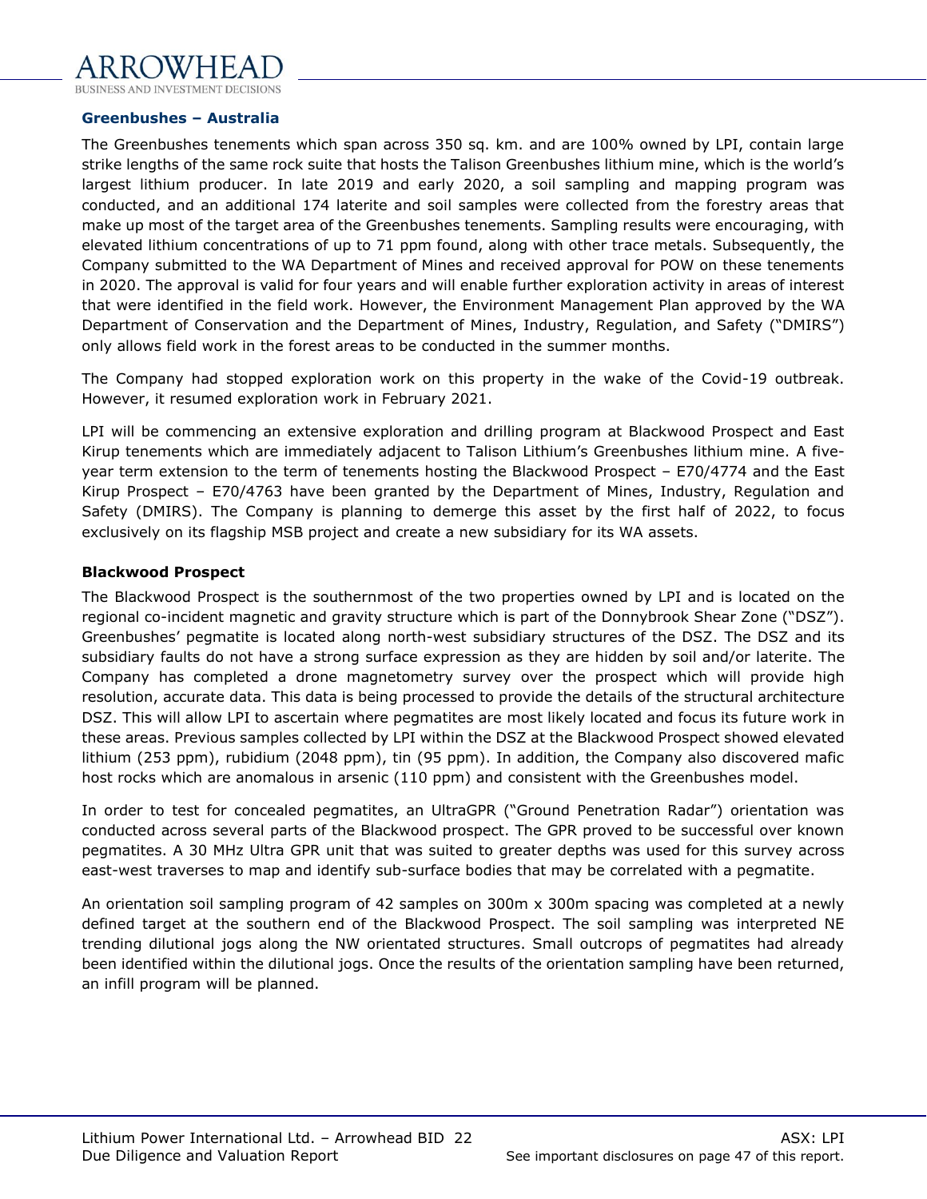## Greenbushes – Australia

The Greenbushes tenements which span across 350 sq. km. and are 100% owned by LPI, contain large strike lengths of the same rock suite that hosts the Talison Greenbushes lithium mine, which is the world's largest lithium producer. In late 2019 and early 2020, a soil sampling and mapping program was conducted, and an additional 174 laterite and soil samples were collected from the forestry areas that make up most of the target area of the Greenbushes tenements. Sampling results were encouraging, with elevated lithium concentrations of up to 71 ppm found, along with other trace metals. Subsequently, the Company submitted to the WA Department of Mines and received approval for POW on these tenements in 2020. The approval is valid for four years and will enable further exploration activity in areas of interest that were identified in the field work. However, the Environment Management Plan approved by the WA Department of Conservation and the Department of Mines, Industry, Regulation, and Safety ("DMIRS") only allows field work in the forest areas to be conducted in the summer months.

The Company had stopped exploration work on this property in the wake of the Covid-19 outbreak. However, it resumed exploration work in February 2021.

LPI will be commencing an extensive exploration and drilling program at Blackwood Prospect and East Kirup tenements which are immediately adjacent to Talison Lithium's Greenbushes lithium mine. A five-year term extension to the term of tenements hosting the Blackwood Prospect – E70/4774 and the East Kirup Prospect – E70/4763 have been granted by the Department of Mines, Industry, Regulation and Safety (DMIRS). The Company is planning to demerge this asset by the first half of 2022, to focus exclusively on its flagship MSB project and create a new subsidiary for its WA assets.

### Blackwood Prospect

The Blackwood Prospect is the southernmost of the two properties owned by LPI and is located on the regional co-incident magnetic and gravity structure which is part of the Donnybrook Shear Zone ("DSZ"). Greenbushes' pegmatite is located along north-west subsidiary structures of the DSZ. The DSZ and its subsidiary faults do not have a strong surface expression as they are hidden by soil and/or laterite. The Company has completed a drone magnetometry survey over the prospect which will provide high resolution, accurate data. This data is being processed to provide the details of the structural architecture DSZ. This will allow LPI to ascertain where pegmatites are most likely located and focus its future work in these areas. Previous samples collected by LPI within the DSZ at the Blackwood Prospect showed elevated lithium (253 ppm), rubidium (2048 ppm), tin (95 ppm). In addition, the Company also discovered mafic host rocks which are anomalous in arsenic (110 ppm) and consistent with the Greenbushes model.

In order to test for concealed pegmatites, an UltraGPR ("Ground Penetration Radar") orientation was conducted across several parts of the Blackwood prospect. The GPR proved to be successful over known pegmatites. A 30 MHz Ultra GPR unit that was suited to greater depths was used for this survey across east-west traverses to map and identify sub-surface bodies that may be correlated with a pegmatite.

An orientation soil sampling program of 42 samples on 300m x 300m spacing was completed at a newly defined target at the southern end of the Blackwood Prospect. The soil sampling was interpreted NE trending dilutional jogs along the NW orientated structures. Small outcrops of pegmatites had already been identified within the dilutional jogs. Once the results of the orientation sampling have been returned, an infill program will be planned.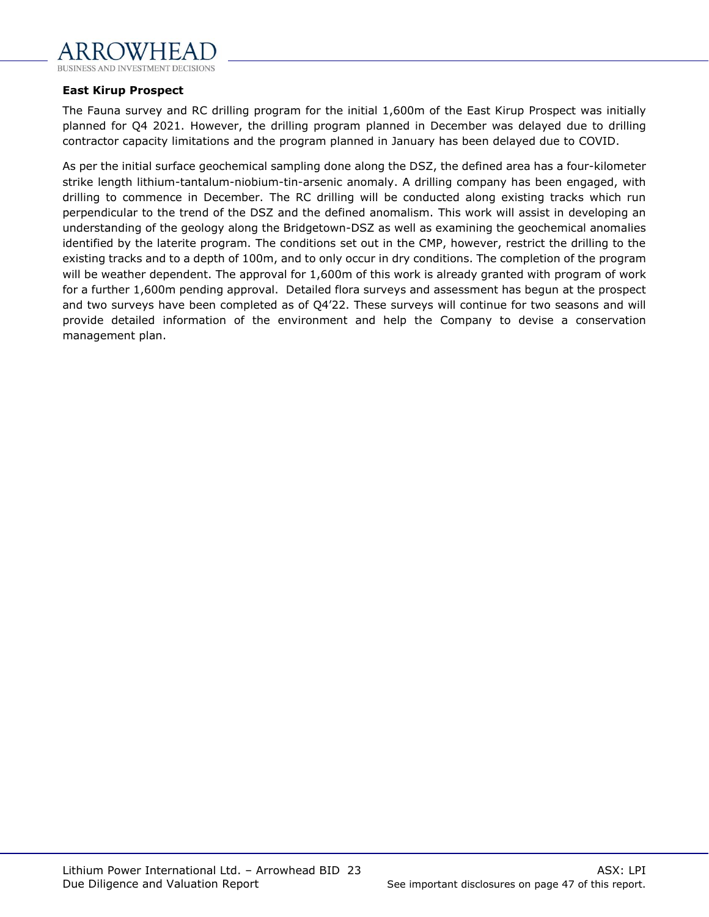**East Kirup Prospect**

The Fauna survey and RC drilling program for the initial 1,600m of the East Kirup Prospect was initially planned for Q4 2021. However, the drilling program planned in December was delayed due to drilling contractor capacity limitations and the program planned in January has been delayed due to COVID.

As per the initial surface geochemical sampling done along the DSZ, the defined area has a four-kilometer strike length lithium-tantalum-niobium-tin-arsenic anomaly. A drilling company has been engaged, with drilling to commence in December. The RC drilling will be conducted along existing tracks which run perpendicular to the trend of the DSZ and the defined anomalism. This work will assist in developing an understanding of the geology along the Bridgetown-DSZ as well as examining the geochemical anomalies identified by the laterite program. The conditions set out in the CMP, however, restrict the drilling to the existing tracks and to a depth of 100m, and to only occur in dry conditions. The completion of the program will be weather dependent. The approval for 1,600m of this work is already granted with program of work for a further 1,600m pending approval. Detailed flora surveys and assessment has begun at the prospect and two surveys have been completed as of Q4'22. These surveys will continue for two seasons and will provide detailed information of the environment and help the Company to devise a conservation management plan.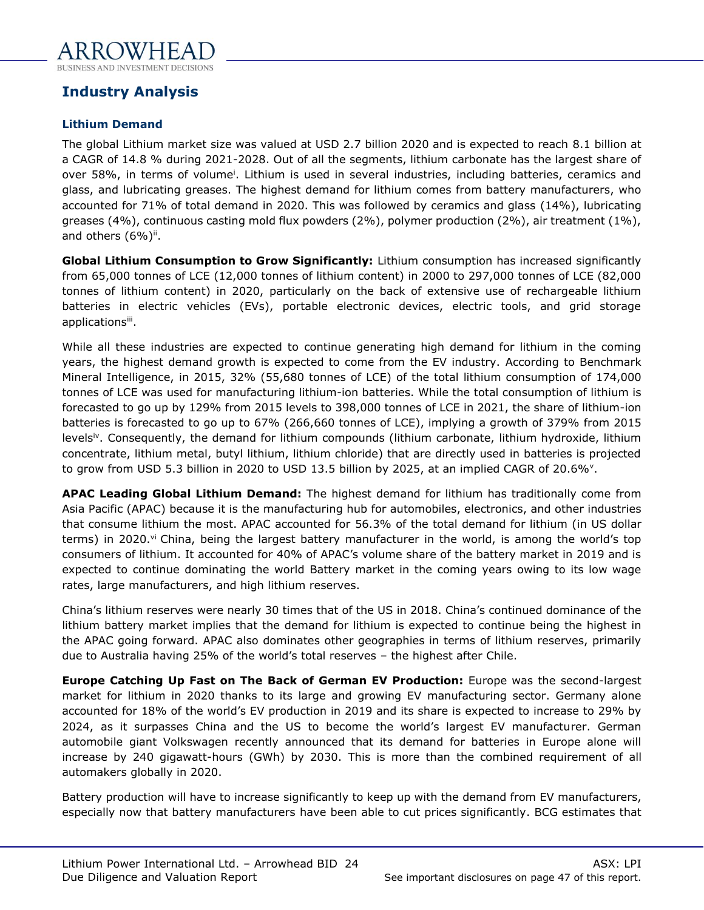## Industry Analysis

### Lithium Demand

The global Lithium market size was valued at USD 2.7 billion 2020 and is expected to reach 8.1 billion at a CAGR of 14.8 % during 2021-2028. Out of all the segments, lithium carbonate has the largest share of over 58%, in terms of volume[i]. Lithium is used in several industries, including batteries, ceramics and glass, and lubricating greases. The highest demand for lithium comes from battery manufacturers, who accounted for 71% of total demand in 2020. This was followed by ceramics and glass (14%), lubricating greases (4%), continuous casting mold flux powders (2%), polymer production (2%), air treatment (1%), and others (6%)[ii].

**Global Lithium Consumption to Grow Significantly:** Lithium consumption has increased significantly from 65,000 tonnes of LCE (12,000 tonnes of lithium content) in 2000 to 297,000 tonnes of LCE (82,000 tonnes of lithium content) in 2020, particularly on the back of extensive use of rechargeable lithium batteries in electric vehicles (EVs), portable electronic devices, electric tools, and grid storage applications[iii].

While all these industries are expected to continue generating high demand for lithium in the coming years, the highest demand growth is expected to come from the EV industry. According to Benchmark Mineral Intelligence, in 2015, 32% (55,680 tonnes of LCE) of the total lithium consumption of 174,000 tonnes of LCE was used for manufacturing lithium-ion batteries. While the total consumption of lithium is forecasted to go up by 129% from 2015 levels to 398,000 tonnes of LCE in 2021, the share of lithium-ion batteries is forecasted to go up to 67% (266,660 tonnes of LCE), implying a growth of 379% from 2015 levels[iv]. Consequently, the demand for lithium compounds (lithium carbonate, lithium hydroxide, lithium concentrate, lithium metal, butyl lithium, lithium chloride) that are directly used in batteries is projected to grow from USD 5.3 billion in 2020 to USD 13.5 billion by 2025, at an implied CAGR of 20.6%[v].

**APAC Leading Global Lithium Demand:** The highest demand for lithium has traditionally come from Asia Pacific (APAC) because it is the manufacturing hub for automobiles, electronics, and other industries that consume lithium the most. APAC accounted for 56.3% of the total demand for lithium (in US dollar terms) in 2020.[vi] China, being the largest battery manufacturer in the world, is among the world's top consumers of lithium. It accounted for 40% of APAC's volume share of the battery market in 2019 and is expected to continue dominating the world Battery market in the coming years owing to its low wage rates, large manufacturers, and high lithium reserves.

China's lithium reserves were nearly 30 times that of the US in 2018. China's continued dominance of the lithium battery market implies that the demand for lithium is expected to continue being the highest in the APAC going forward. APAC also dominates other geographies in terms of lithium reserves, primarily due to Australia having 25% of the world's total reserves – the highest after Chile.

**Europe Catching Up Fast on The Back of German EV Production:** Europe was the second-largest market for lithium in 2020 thanks to its large and growing EV manufacturing sector. Germany alone accounted for 18% of the world's EV production in 2019 and its share is expected to increase to 29% by 2024, as it surpasses China and the US to become the world's largest EV manufacturer. German automobile giant Volkswagen recently announced that its demand for batteries in Europe alone will increase by 240 gigawatt-hours (GWh) by 2030. This is more than the combined requirement of all automakers globally in 2020.

Battery production will have to increase significantly to keep up with the demand from EV manufacturers, especially now that battery manufacturers have been able to cut prices significantly. BCG estimates that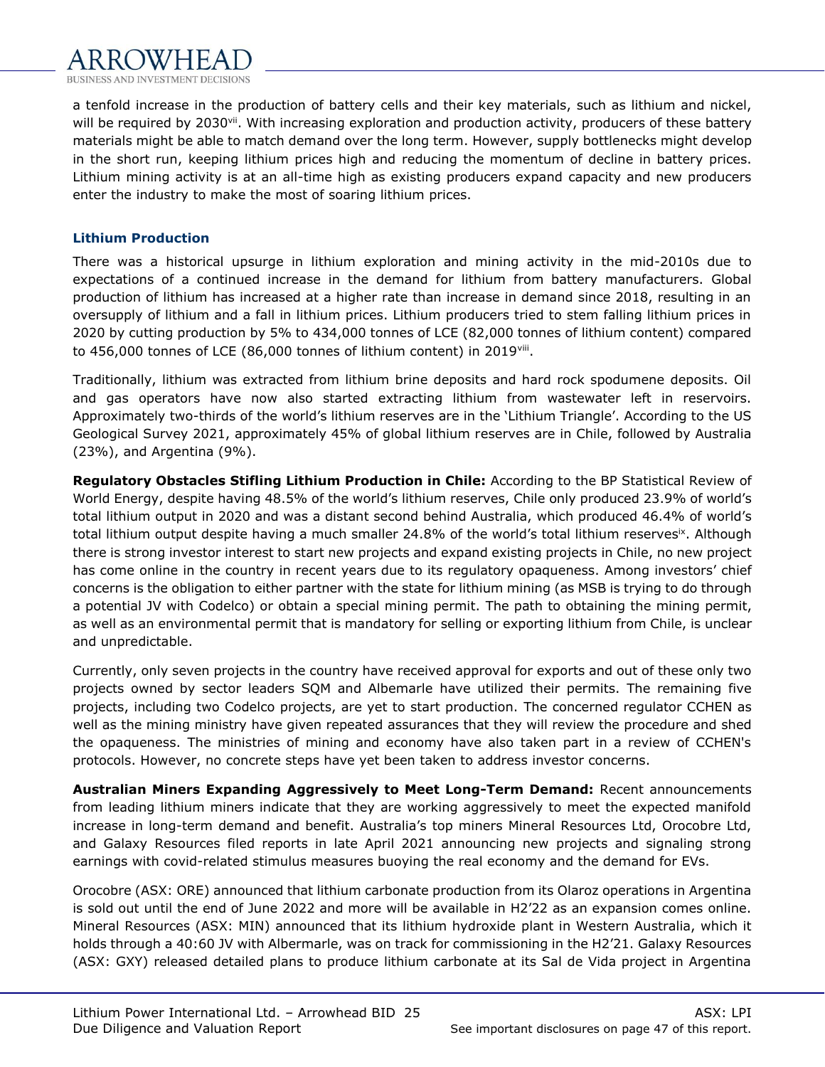a tenfold increase in the production of battery cells and their key materials, such as lithium and nickel, will be required by 2030[vii]. With increasing exploration and production activity, producers of these battery materials might be able to match demand over the long term. However, supply bottlenecks might develop in the short run, keeping lithium prices high and reducing the momentum of decline in battery prices. Lithium mining activity is at an all-time high as existing producers expand capacity and new producers enter the industry to make the most of soaring lithium prices.

### Lithium Production

There was a historical upsurge in lithium exploration and mining activity in the mid-2010s due to expectations of a continued increase in the demand for lithium from battery manufacturers. Global production of lithium has increased at a higher rate than increase in demand since 2018, resulting in an oversupply of lithium and a fall in lithium prices. Lithium producers tried to stem falling lithium prices in 2020 by cutting production by 5% to 434,000 tonnes of LCE (82,000 tonnes of lithium content) compared to 456,000 tonnes of LCE (86,000 tonnes of lithium content) in 2019[viii].

Traditionally, lithium was extracted from lithium brine deposits and hard rock spodumene deposits. Oil and gas operators have now also started extracting lithium from wastewater left in reservoirs. Approximately two-thirds of the world's lithium reserves are in the 'Lithium Triangle'. According to the US Geological Survey 2021, approximately 45% of global lithium reserves are in Chile, followed by Australia (23%), and Argentina (9%).

**Regulatory Obstacles Stifling Lithium Production in Chile:** According to the BP Statistical Review of World Energy, despite having 48.5% of the world's lithium reserves, Chile only produced 23.9% of world's total lithium output in 2020 and was a distant second behind Australia, which produced 46.4% of world's total lithium output despite having a much smaller 24.8% of the world's total lithium reserves[ix]. Although there is strong investor interest to start new projects and expand existing projects in Chile, no new project has come online in the country in recent years due to its regulatory opaqueness. Among investors' chief concerns is the obligation to either partner with the state for lithium mining (as MSB is trying to do through a potential JV with Codelco) or obtain a special mining permit. The path to obtaining the mining permit, as well as an environmental permit that is mandatory for selling or exporting lithium from Chile, is unclear and unpredictable.

Currently, only seven projects in the country have received approval for exports and out of these only two projects owned by sector leaders SQM and Albemarle have utilized their permits. The remaining five projects, including two Codelco projects, are yet to start production. The concerned regulator CCHEN as well as the mining ministry have given repeated assurances that they will review the procedure and shed the opaqueness. The ministries of mining and economy have also taken part in a review of CCHEN's protocols. However, no concrete steps have yet been taken to address investor concerns.

**Australian Miners Expanding Aggressively to Meet Long-Term Demand:** Recent announcements from leading lithium miners indicate that they are working aggressively to meet the expected manifold increase in long-term demand and benefit. Australia's top miners Mineral Resources Ltd, Orocobre Ltd, and Galaxy Resources filed reports in late April 2021 announcing new projects and signaling strong earnings with covid-related stimulus measures buoying the real economy and the demand for EVs.

Orocobre (ASX: ORE) announced that lithium carbonate production from its Olaroz operations in Argentina is sold out until the end of June 2022 and more will be available in H2'22 as an expansion comes online. Mineral Resources (ASX: MIN) announced that its lithium hydroxide plant in Western Australia, which it holds through a 40:60 JV with Albermarle, was on track for commissioning in the H2'21. Galaxy Resources (ASX: GXY) released detailed plans to produce lithium carbonate at its Sal de Vida project in Argentina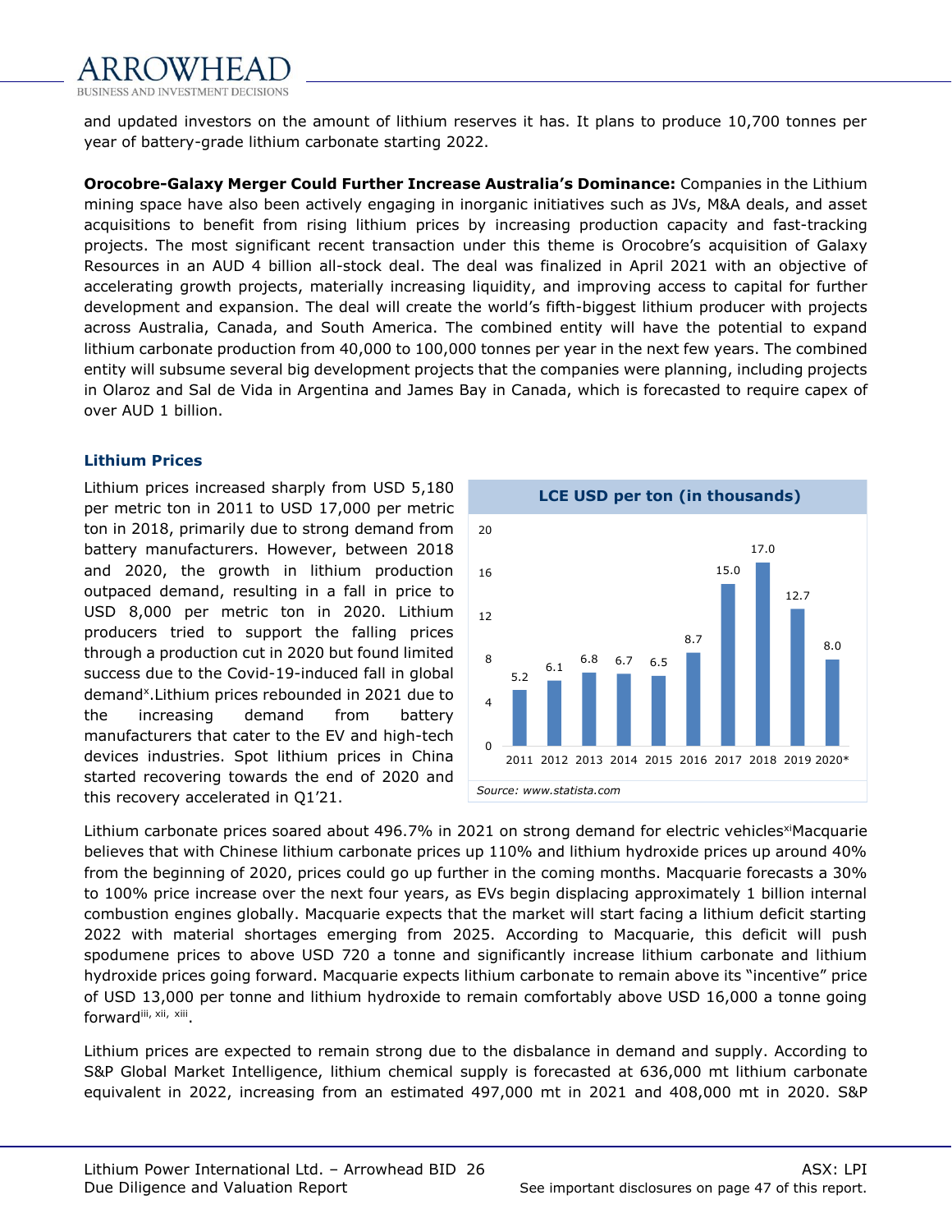and updated investors on the amount of lithium reserves it has. It plans to produce 10,700 tonnes per year of battery-grade lithium carbonate starting 2022.

**Orocobre-Galaxy Merger Could Further Increase Australia's Dominance:** Companies in the Lithium mining space have also been actively engaging in inorganic initiatives such as JVs, M&A deals, and asset acquisitions to benefit from rising lithium prices by increasing production capacity and fast-tracking projects. The most significant recent transaction under this theme is Orocobre's acquisition of Galaxy Resources in an AUD 4 billion all-stock deal. The deal was finalized in April 2021 with an objective of accelerating growth projects, materially increasing liquidity, and improving access to capital for further development and expansion. The deal will create the world's fifth-biggest lithium producer with projects across Australia, Canada, and South America. The combined entity will have the potential to expand lithium carbonate production from 40,000 to 100,000 tonnes per year in the next few years. The combined entity will subsume several big development projects that the companies were planning, including projects in Olaroz and Sal de Vida in Argentina and James Bay in Canada, which is forecasted to require capex of over AUD 1 billion.

### Lithium Prices

Lithium prices increased sharply from USD 5,180 per metric ton in 2011 to USD 17,000 per metric ton in 2018, primarily due to strong demand from battery manufacturers. However, between 2018 and 2020, the growth in lithium production outpaced demand, resulting in a fall in price to USD 8,000 per metric ton in 2020. Lithium producers tried to support the falling prices through a production cut in 2020 but found limited success due to the Covid-19-induced fall in global demand[x]. Lithium prices rebounded in 2021 due to the increasing demand from battery manufacturers that cater to the EV and high-tech devices industries. Spot lithium prices in China started recovering towards the end of 2020 and this recovery accelerated in Q1'21.

**LCE USD per ton (in thousands)**

| Year | LCE USD per ton (in thousands) |
|---|---|
| 2011 | 5.2 |
| 2012 | 6.1 |
| 2013 | 6.8 |
| 2014 | 6.7 |
| 2015 | 6.5 |
| 2016 | 8.7 |
| 2017 | 15.0 |
| 2018 | 17.0 |
| 2019 | 12.7 |
| 2020* | 8.0 |

*Source: www.statista.com*

Lithium carbonate prices soared about 496.7% in 2021 on strong demand for electric vehicles[xi] Macquarie believes that with Chinese lithium carbonate prices up 110% and lithium hydroxide prices up around 40% from the beginning of 2020, prices could go up further in the coming months. Macquarie forecasts a 30% to 100% price increase over the next four years, as EVs begin displacing approximately 1 billion internal combustion engines globally. Macquarie expects that the market will start facing a lithium deficit starting 2022 with material shortages emerging from 2025. According to Macquarie, this deficit will push spodumene prices to above USD 720 a tonne and significantly increase lithium carbonate and lithium hydroxide prices going forward. Macquarie expects lithium carbonate to remain above its "incentive" price of USD 13,000 per tonne and lithium hydroxide to remain comfortably above USD 16,000 a tonne going forward[iii, xii, xiii].

Lithium prices are expected to remain strong due to the disbalance in demand and supply. According to S&P Global Market Intelligence, lithium chemical supply is forecasted at 636,000 mt lithium carbonate equivalent in 2022, increasing from an estimated 497,000 mt in 2021 and 408,000 mt in 2020. S&P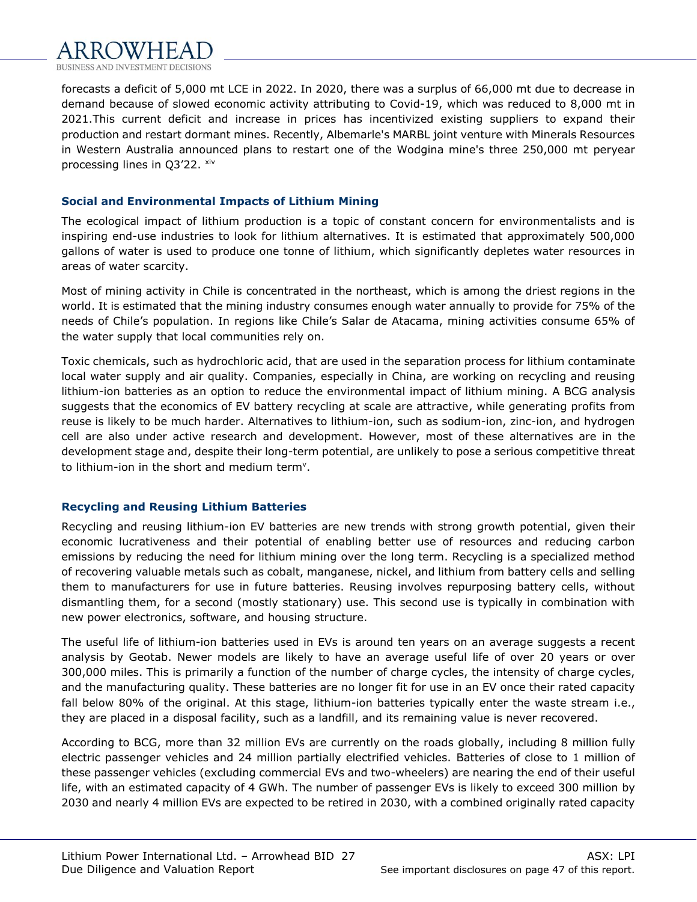forecasts a deficit of 5,000 mt LCE in 2022. In 2020, there was a surplus of 66,000 mt due to decrease in demand because of slowed economic activity attributing to Covid-19, which was reduced to 8,000 mt in 2021.This current deficit and increase in prices has incentivized existing suppliers to expand their production and restart dormant mines. Recently, Albemarle's MARBL joint venture with Minerals Resources in Western Australia announced plans to restart one of the Wodgina mine's three 250,000 mt peryear processing lines in Q3'22. [xiv]

### Social and Environmental Impacts of Lithium Mining

The ecological impact of lithium production is a topic of constant concern for environmentalists and is inspiring end-use industries to look for lithium alternatives. It is estimated that approximately 500,000 gallons of water is used to produce one tonne of lithium, which significantly depletes water resources in areas of water scarcity.

Most of mining activity in Chile is concentrated in the northeast, which is among the driest regions in the world. It is estimated that the mining industry consumes enough water annually to provide for 75% of the needs of Chile's population. In regions like Chile's Salar de Atacama, mining activities consume 65% of the water supply that local communities rely on.

Toxic chemicals, such as hydrochloric acid, that are used in the separation process for lithium contaminate local water supply and air quality. Companies, especially in China, are working on recycling and reusing lithium-ion batteries as an option to reduce the environmental impact of lithium mining. A BCG analysis suggests that the economics of EV battery recycling at scale are attractive, while generating profits from reuse is likely to be much harder. Alternatives to lithium-ion, such as sodium-ion, zinc-ion, and hydrogen cell are also under active research and development. However, most of these alternatives are in the development stage and, despite their long-term potential, are unlikely to pose a serious competitive threat to lithium-ion in the short and medium term[v].

### Recycling and Reusing Lithium Batteries

Recycling and reusing lithium-ion EV batteries are new trends with strong growth potential, given their economic lucrativeness and their potential of enabling better use of resources and reducing carbon emissions by reducing the need for lithium mining over the long term. Recycling is a specialized method of recovering valuable metals such as cobalt, manganese, nickel, and lithium from battery cells and selling them to manufacturers for use in future batteries. Reusing involves repurposing battery cells, without dismantling them, for a second (mostly stationary) use. This second use is typically in combination with new power electronics, software, and housing structure.

The useful life of lithium-ion batteries used in EVs is around ten years on an average suggests a recent analysis by Geotab. Newer models are likely to have an average useful life of over 20 years or over 300,000 miles. This is primarily a function of the number of charge cycles, the intensity of charge cycles, and the manufacturing quality. These batteries are no longer fit for use in an EV once their rated capacity fall below 80% of the original. At this stage, lithium-ion batteries typically enter the waste stream i.e., they are placed in a disposal facility, such as a landfill, and its remaining value is never recovered.

According to BCG, more than 32 million EVs are currently on the roads globally, including 8 million fully electric passenger vehicles and 24 million partially electrified vehicles. Batteries of close to 1 million of these passenger vehicles (excluding commercial EVs and two-wheelers) are nearing the end of their useful life, with an estimated capacity of 4 GWh. The number of passenger EVs is likely to exceed 300 million by 2030 and nearly 4 million EVs are expected to be retired in 2030, with a combined originally rated capacity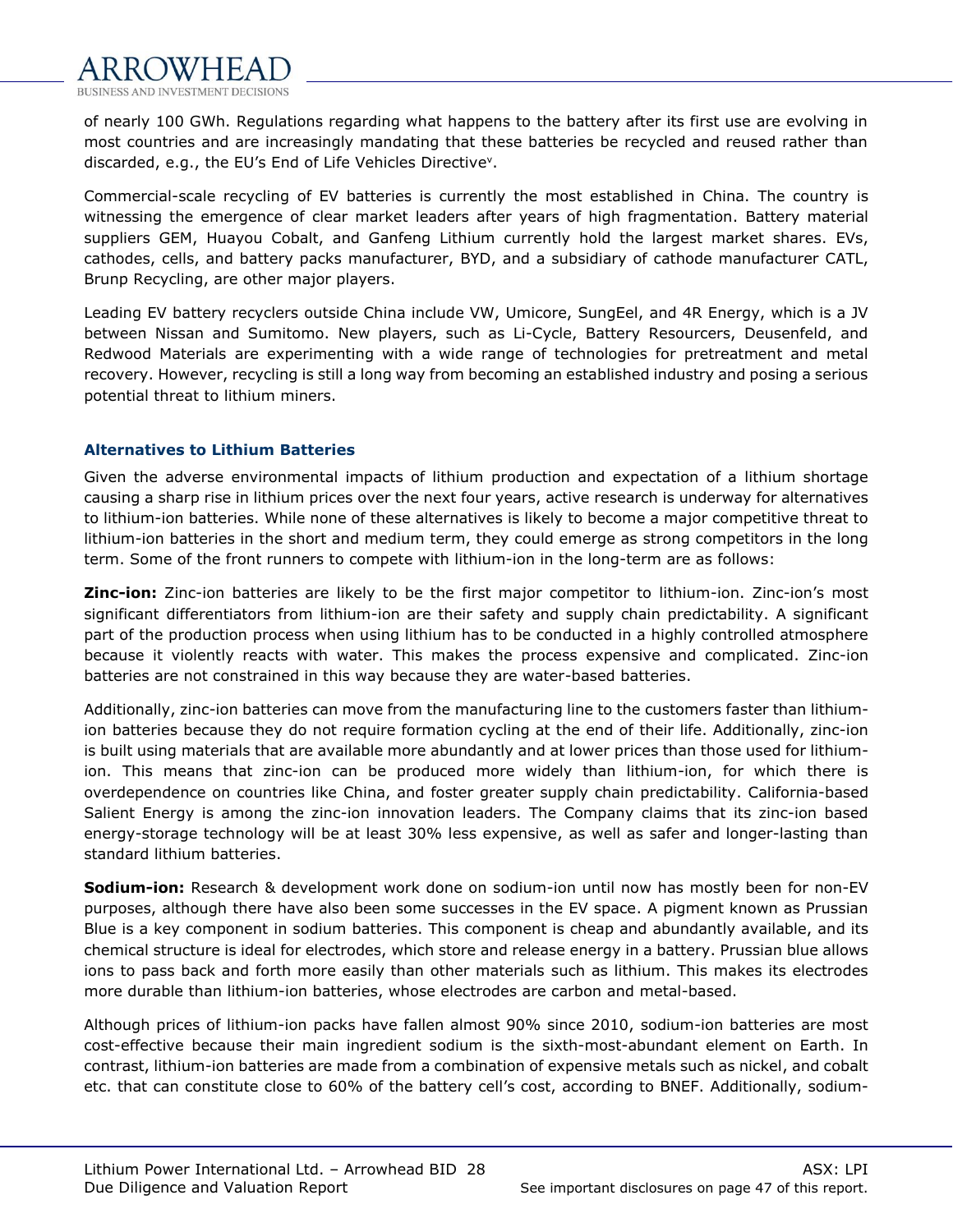of nearly 100 GWh. Regulations regarding what happens to the battery after its first use are evolving in most countries and are increasingly mandating that these batteries be recycled and reused rather than discarded, e.g., the EU's End of Life Vehicles Directive[v].

Commercial-scale recycling of EV batteries is currently the most established in China. The country is witnessing the emergence of clear market leaders after years of high fragmentation. Battery material suppliers GEM, Huayou Cobalt, and Ganfeng Lithium currently hold the largest market shares. EVs, cathodes, cells, and battery packs manufacturer, BYD, and a subsidiary of cathode manufacturer CATL, Brunp Recycling, are other major players.

Leading EV battery recyclers outside China include VW, Umicore, SungEel, and 4R Energy, which is a JV between Nissan and Sumitomo. New players, such as Li-Cycle, Battery Resourcers, Deusenfeld, and Redwood Materials are experimenting with a wide range of technologies for pretreatment and metal recovery. However, recycling is still a long way from becoming an established industry and posing a serious potential threat to lithium miners.

### Alternatives to Lithium Batteries

Given the adverse environmental impacts of lithium production and expectation of a lithium shortage causing a sharp rise in lithium prices over the next four years, active research is underway for alternatives to lithium-ion batteries. While none of these alternatives is likely to become a major competitive threat to lithium-ion batteries in the short and medium term, they could emerge as strong competitors in the long term. Some of the front runners to compete with lithium-ion in the long-term are as follows:

**Zinc-ion:** Zinc-ion batteries are likely to be the first major competitor to lithium-ion. Zinc-ion's most significant differentiators from lithium-ion are their safety and supply chain predictability. A significant part of the production process when using lithium has to be conducted in a highly controlled atmosphere because it violently reacts with water. This makes the process expensive and complicated. Zinc-ion batteries are not constrained in this way because they are water-based batteries.

Additionally, zinc-ion batteries can move from the manufacturing line to the customers faster than lithium-ion batteries because they do not require formation cycling at the end of their life. Additionally, zinc-ion is built using materials that are available more abundantly and at lower prices than those used for lithium-ion. This means that zinc-ion can be produced more widely than lithium-ion, for which there is overdependence on countries like China, and foster greater supply chain predictability. California-based Salient Energy is among the zinc-ion innovation leaders. The Company claims that its zinc-ion based energy-storage technology will be at least 30% less expensive, as well as safer and longer-lasting than standard lithium batteries.

**Sodium-ion:** Research & development work done on sodium-ion until now has mostly been for non-EV purposes, although there have also been some successes in the EV space. A pigment known as Prussian Blue is a key component in sodium batteries. This component is cheap and abundantly available, and its chemical structure is ideal for electrodes, which store and release energy in a battery. Prussian blue allows ions to pass back and forth more easily than other materials such as lithium. This makes its electrodes more durable than lithium-ion batteries, whose electrodes are carbon and metal-based.

Although prices of lithium-ion packs have fallen almost 90% since 2010, sodium-ion batteries are most cost-effective because their main ingredient sodium is the sixth-most-abundant element on Earth. In contrast, lithium-ion batteries are made from a combination of expensive metals such as nickel, and cobalt etc. that can constitute close to 60% of the battery cell's cost, according to BNEF. Additionally, sodium-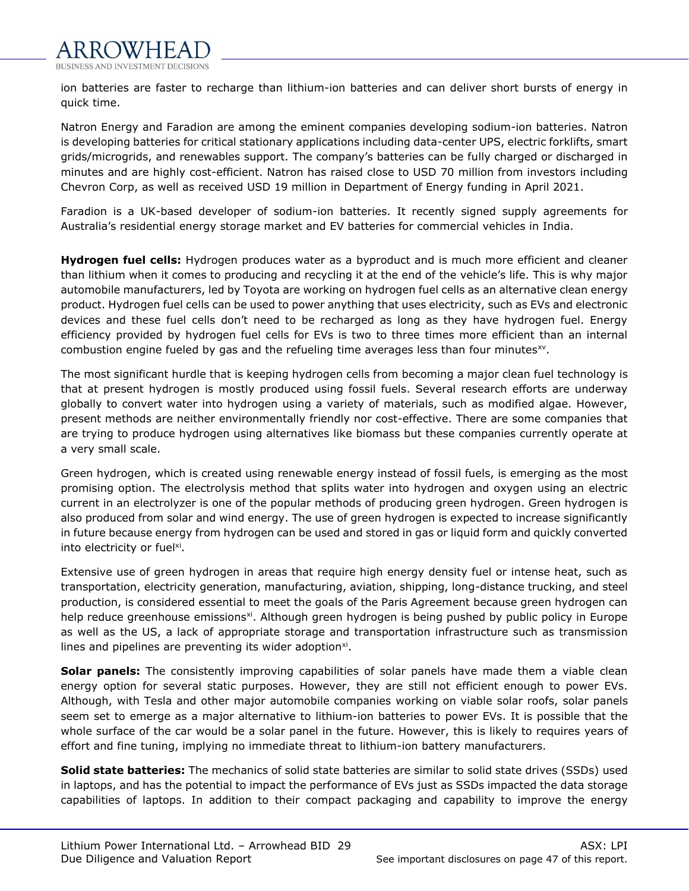ion batteries are faster to recharge than lithium-ion batteries and can deliver short bursts of energy in quick time.

Natron Energy and Faradion are among the eminent companies developing sodium-ion batteries. Natron is developing batteries for critical stationary applications including data-center UPS, electric forklifts, smart grids/microgrids, and renewables support. The company's batteries can be fully charged or discharged in minutes and are highly cost-efficient. Natron has raised close to USD 70 million from investors including Chevron Corp, as well as received USD 19 million in Department of Energy funding in April 2021.

Faradion is a UK-based developer of sodium-ion batteries. It recently signed supply agreements for Australia's residential energy storage market and EV batteries for commercial vehicles in India.

**Hydrogen fuel cells:** Hydrogen produces water as a byproduct and is much more efficient and cleaner than lithium when it comes to producing and recycling it at the end of the vehicle's life. This is why major automobile manufacturers, led by Toyota are working on hydrogen fuel cells as an alternative clean energy product. Hydrogen fuel cells can be used to power anything that uses electricity, such as EVs and electronic devices and these fuel cells don't need to be recharged as long as they have hydrogen fuel. Energy efficiency provided by hydrogen fuel cells for EVs is two to three times more efficient than an internal combustion engine fueled by gas and the refueling time averages less than four minutes[xv].

The most significant hurdle that is keeping hydrogen cells from becoming a major clean fuel technology is that at present hydrogen is mostly produced using fossil fuels. Several research efforts are underway globally to convert water into hydrogen using a variety of materials, such as modified algae. However, present methods are neither environmentally friendly nor cost-effective. There are some companies that are trying to produce hydrogen using alternatives like biomass but these companies currently operate at a very small scale.

Green hydrogen, which is created using renewable energy instead of fossil fuels, is emerging as the most promising option. The electrolysis method that splits water into hydrogen and oxygen using an electric current in an electrolyzer is one of the popular methods of producing green hydrogen. Green hydrogen is also produced from solar and wind energy. The use of green hydrogen is expected to increase significantly in future because energy from hydrogen can be used and stored in gas or liquid form and quickly converted into electricity or fuel[xi].

Extensive use of green hydrogen in areas that require high energy density fuel or intense heat, such as transportation, electricity generation, manufacturing, aviation, shipping, long-distance trucking, and steel production, is considered essential to meet the goals of the Paris Agreement because green hydrogen can help reduce greenhouse emissions[xi]. Although green hydrogen is being pushed by public policy in Europe as well as the US, a lack of appropriate storage and transportation infrastructure such as transmission lines and pipelines are preventing its wider adoption[xi].

**Solar panels:** The consistently improving capabilities of solar panels have made them a viable clean energy option for several static purposes. However, they are still not efficient enough to power EVs. Although, with Tesla and other major automobile companies working on viable solar roofs, solar panels seem set to emerge as a major alternative to lithium-ion batteries to power EVs. It is possible that the whole surface of the car would be a solar panel in the future. However, this is likely to requires years of effort and fine tuning, implying no immediate threat to lithium-ion battery manufacturers.

**Solid state batteries:** The mechanics of solid state batteries are similar to solid state drives (SSDs) used in laptops, and has the potential to impact the performance of EVs just as SSDs impacted the data storage capabilities of laptops. In addition to their compact packaging and capability to improve the energy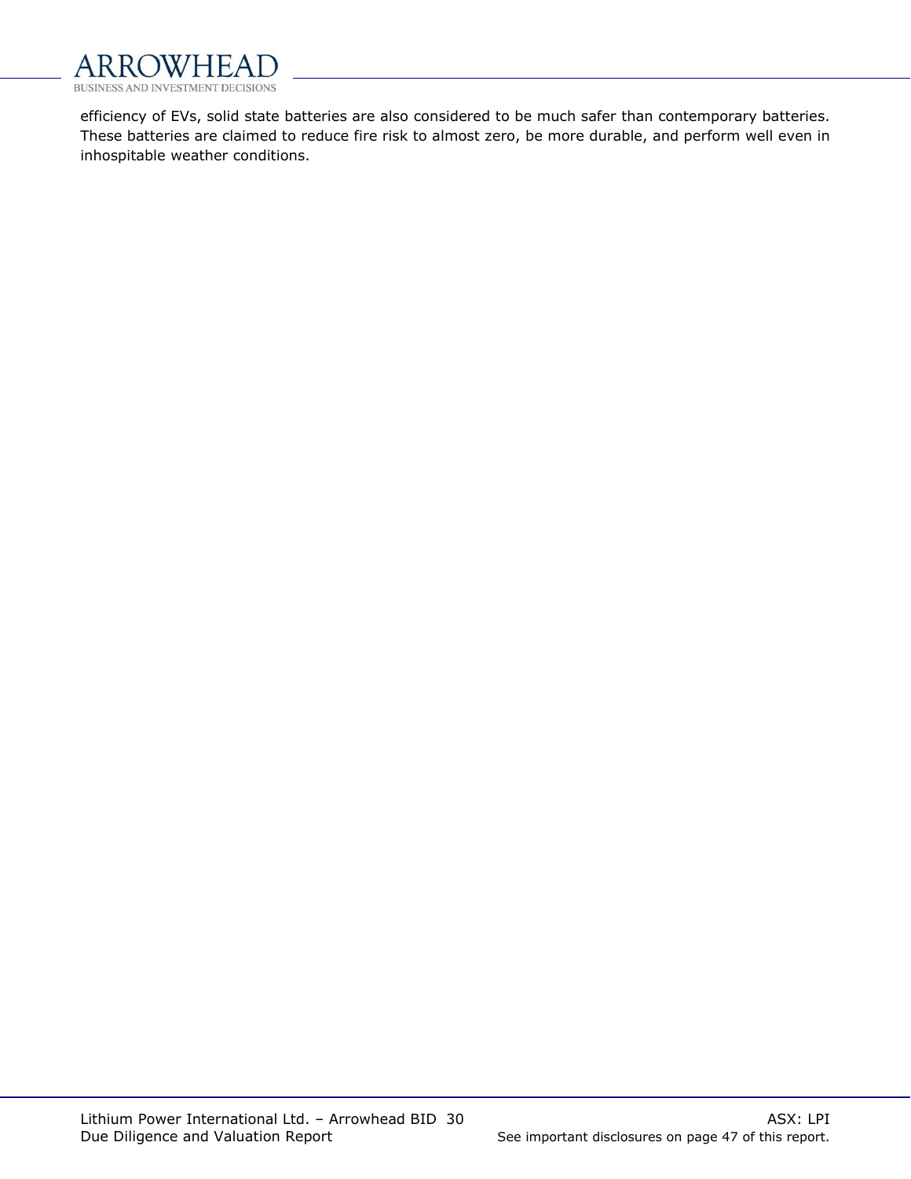efficiency of EVs, solid state batteries are also considered to be much safer than contemporary batteries. These batteries are claimed to reduce fire risk to almost zero, be more durable, and perform well even in inhospitable weather conditions.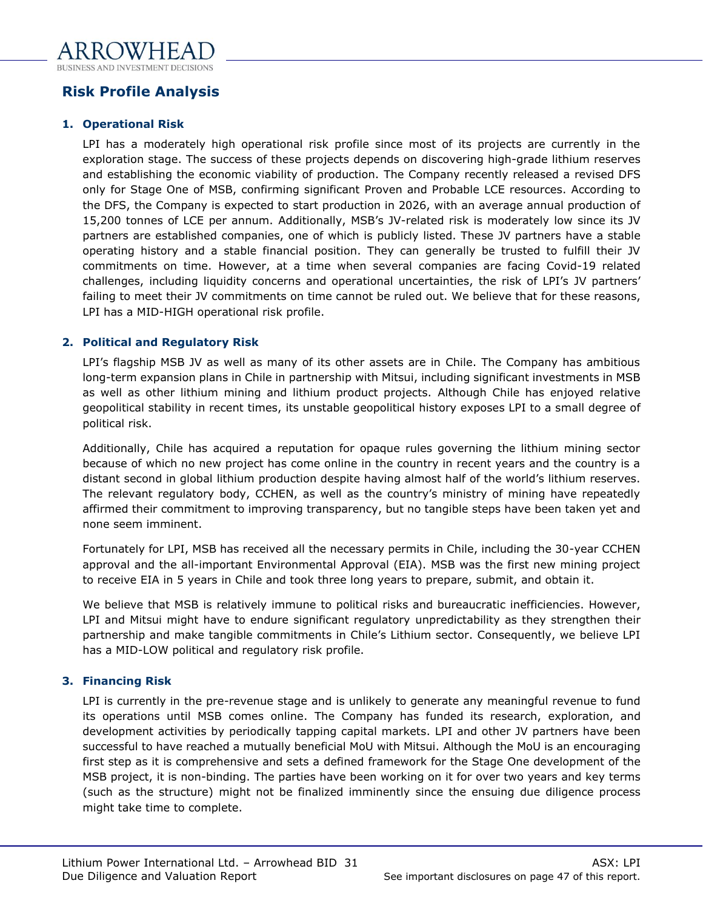## Risk Profile Analysis

### 1. Operational Risk

LPI has a moderately high operational risk profile since most of its projects are currently in the exploration stage. The success of these projects depends on discovering high-grade lithium reserves and establishing the economic viability of production. The Company recently released a revised DFS only for Stage One of MSB, confirming significant Proven and Probable LCE resources. According to the DFS, the Company is expected to start production in 2026, with an average annual production of 15,200 tonnes of LCE per annum. Additionally, MSB's JV-related risk is moderately low since its JV partners are established companies, one of which is publicly listed. These JV partners have a stable operating history and a stable financial position. They can generally be trusted to fulfill their JV commitments on time. However, at a time when several companies are facing Covid-19 related challenges, including liquidity concerns and operational uncertainties, the risk of LPI's JV partners' failing to meet their JV commitments on time cannot be ruled out. We believe that for these reasons, LPI has a MID-HIGH operational risk profile.

### 2. Political and Regulatory Risk

LPI's flagship MSB JV as well as many of its other assets are in Chile. The Company has ambitious long-term expansion plans in Chile in partnership with Mitsui, including significant investments in MSB as well as other lithium mining and lithium product projects. Although Chile has enjoyed relative geopolitical stability in recent times, its unstable geopolitical history exposes LPI to a small degree of political risk.

Additionally, Chile has acquired a reputation for opaque rules governing the lithium mining sector because of which no new project has come online in the country in recent years and the country is a distant second in global lithium production despite having almost half of the world's lithium reserves. The relevant regulatory body, CCHEN, as well as the country's ministry of mining have repeatedly affirmed their commitment to improving transparency, but no tangible steps have been taken yet and none seem imminent.

Fortunately for LPI, MSB has received all the necessary permits in Chile, including the 30-year CCHEN approval and the all-important Environmental Approval (EIA). MSB was the first new mining project to receive EIA in 5 years in Chile and took three long years to prepare, submit, and obtain it.

We believe that MSB is relatively immune to political risks and bureaucratic inefficiencies. However, LPI and Mitsui might have to endure significant regulatory unpredictability as they strengthen their partnership and make tangible commitments in Chile's Lithium sector. Consequently, we believe LPI has a MID-LOW political and regulatory risk profile.

### 3. Financing Risk

LPI is currently in the pre-revenue stage and is unlikely to generate any meaningful revenue to fund its operations until MSB comes online. The Company has funded its research, exploration, and development activities by periodically tapping capital markets. LPI and other JV partners have been successful to have reached a mutually beneficial MoU with Mitsui. Although the MoU is an encouraging first step as it is comprehensive and sets a defined framework for the Stage One development of the MSB project, it is non-binding. The parties have been working on it for over two years and key terms (such as the structure) might not be finalized imminently since the ensuing due diligence process might take time to complete.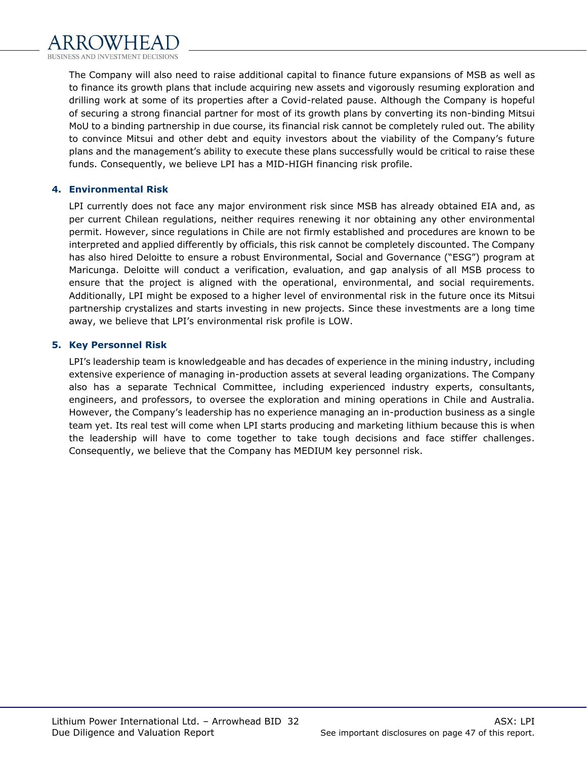The Company will also need to raise additional capital to finance future expansions of MSB as well as to finance its growth plans that include acquiring new assets and vigorously resuming exploration and drilling work at some of its properties after a Covid-related pause. Although the Company is hopeful of securing a strong financial partner for most of its growth plans by converting its non-binding Mitsui MoU to a binding partnership in due course, its financial risk cannot be completely ruled out. The ability to convince Mitsui and other debt and equity investors about the viability of the Company's future plans and the management's ability to execute these plans successfully would be critical to raise these funds. Consequently, we believe LPI has a MID-HIGH financing risk profile.

**4. Environmental Risk**

LPI currently does not face any major environment risk since MSB has already obtained EIA and, as per current Chilean regulations, neither requires renewing it nor obtaining any other environmental permit. However, since regulations in Chile are not firmly established and procedures are known to be interpreted and applied differently by officials, this risk cannot be completely discounted. The Company has also hired Deloitte to ensure a robust Environmental, Social and Governance ("ESG") program at Maricunga. Deloitte will conduct a verification, evaluation, and gap analysis of all MSB process to ensure that the project is aligned with the operational, environmental, and social requirements. Additionally, LPI might be exposed to a higher level of environmental risk in the future once its Mitsui partnership crystalizes and starts investing in new projects. Since these investments are a long time away, we believe that LPI's environmental risk profile is LOW.

**5. Key Personnel Risk**

LPI's leadership team is knowledgeable and has decades of experience in the mining industry, including extensive experience of managing in-production assets at several leading organizations. The Company also has a separate Technical Committee, including experienced industry experts, consultants, engineers, and professors, to oversee the exploration and mining operations in Chile and Australia. However, the Company's leadership has no experience managing an in-production business as a single team yet. Its real test will come when LPI starts producing and marketing lithium because this is when the leadership will have to come together to take tough decisions and face stiffer challenges. Consequently, we believe that the Company has MEDIUM key personnel risk.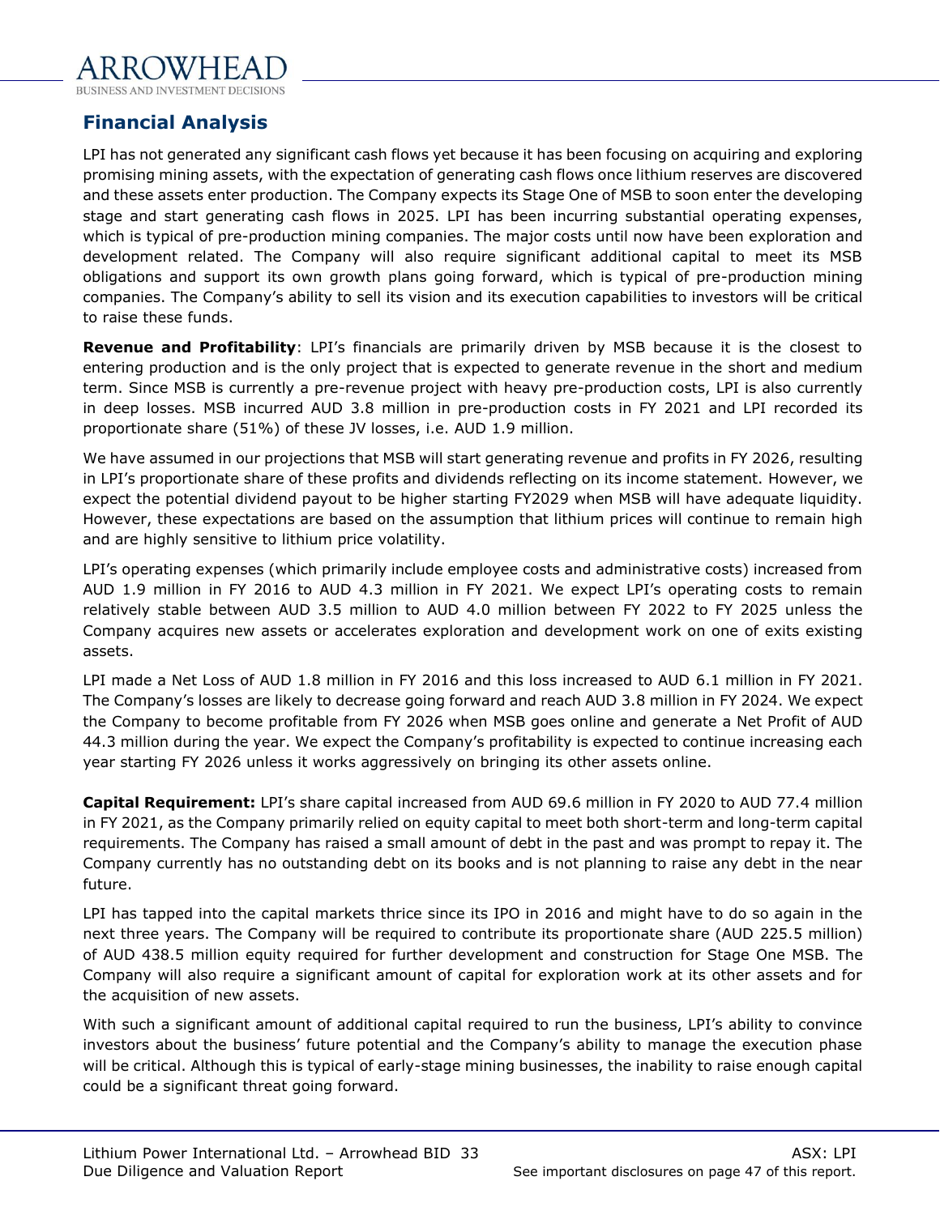## Financial Analysis

LPI has not generated any significant cash flows yet because it has been focusing on acquiring and exploring promising mining assets, with the expectation of generating cash flows once lithium reserves are discovered and these assets enter production. The Company expects its Stage One of MSB to soon enter the developing stage and start generating cash flows in 2025. LPI has been incurring substantial operating expenses, which is typical of pre-production mining companies. The major costs until now have been exploration and development related. The Company will also require significant additional capital to meet its MSB obligations and support its own growth plans going forward, which is typical of pre-production mining companies. The Company's ability to sell its vision and its execution capabilities to investors will be critical to raise these funds.

**Revenue and Profitability**: LPI's financials are primarily driven by MSB because it is the closest to entering production and is the only project that is expected to generate revenue in the short and medium term. Since MSB is currently a pre-revenue project with heavy pre-production costs, LPI is also currently in deep losses. MSB incurred AUD 3.8 million in pre-production costs in FY 2021 and LPI recorded its proportionate share (51%) of these JV losses, i.e. AUD 1.9 million.

We have assumed in our projections that MSB will start generating revenue and profits in FY 2026, resulting in LPI's proportionate share of these profits and dividends reflecting on its income statement. However, we expect the potential dividend payout to be higher starting FY2029 when MSB will have adequate liquidity. However, these expectations are based on the assumption that lithium prices will continue to remain high and are highly sensitive to lithium price volatility.

LPI's operating expenses (which primarily include employee costs and administrative costs) increased from AUD 1.9 million in FY 2016 to AUD 4.3 million in FY 2021. We expect LPI's operating costs to remain relatively stable between AUD 3.5 million to AUD 4.0 million between FY 2022 to FY 2025 unless the Company acquires new assets or accelerates exploration and development work on one of exits existing assets.

LPI made a Net Loss of AUD 1.8 million in FY 2016 and this loss increased to AUD 6.1 million in FY 2021. The Company's losses are likely to decrease going forward and reach AUD 3.8 million in FY 2024. We expect the Company to become profitable from FY 2026 when MSB goes online and generate a Net Profit of AUD 44.3 million during the year. We expect the Company's profitability is expected to continue increasing each year starting FY 2026 unless it works aggressively on bringing its other assets online.

**Capital Requirement:** LPI's share capital increased from AUD 69.6 million in FY 2020 to AUD 77.4 million in FY 2021, as the Company primarily relied on equity capital to meet both short-term and long-term capital requirements. The Company has raised a small amount of debt in the past and was prompt to repay it. The Company currently has no outstanding debt on its books and is not planning to raise any debt in the near future.

LPI has tapped into the capital markets thrice since its IPO in 2016 and might have to do so again in the next three years. The Company will be required to contribute its proportionate share (AUD 225.5 million) of AUD 438.5 million equity required for further development and construction for Stage One MSB. The Company will also require a significant amount of capital for exploration work at its other assets and for the acquisition of new assets.

With such a significant amount of additional capital required to run the business, LPI's ability to convince investors about the business' future potential and the Company's ability to manage the execution phase will be critical. Although this is typical of early-stage mining businesses, the inability to raise enough capital could be a significant threat going forward.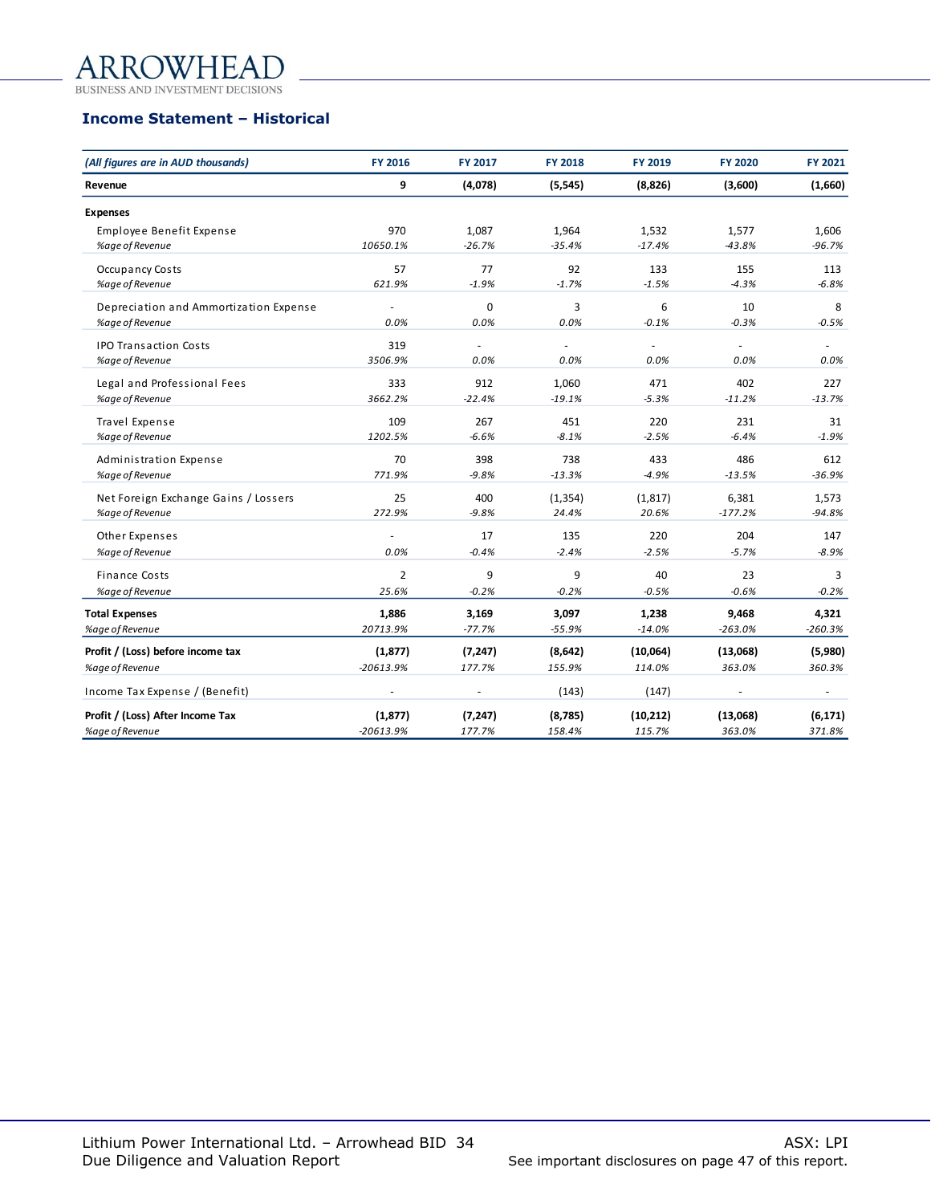## Income Statement – Historical

| *(All figures are in AUD thousands)* | FY 2016 | FY 2017 | FY 2018 | FY 2019 | FY 2020 | FY 2021 |
|---|---|---|---|---|---|---|
| **Revenue** | **9** | **(4,078)** | **(5,545)** | **(8,826)** | **(3,600)** | **(1,660)** |
| **Expenses** | | | | | | |
| Employee Benefit Expense | 970 | 1,087 | 1,964 | 1,532 | 1,577 | 1,606 |
| *%age of Revenue* | *10650.1%* | *-26.7%* | *-35.4%* | *-17.4%* | *-43.8%* | *-96.7%* |
| Occupancy Costs | 57 | 77 | 92 | 133 | 155 | 113 |
| *%age of Revenue* | *621.9%* | *-1.9%* | *-1.7%* | *-1.5%* | *-4.3%* | *-6.8%* |
| Depreciation and Ammortization Expense | - | 0 | 3 | 6 | 10 | 8 |
| *%age of Revenue* | *0.0%* | *0.0%* | *0.0%* | *-0.1%* | *-0.3%* | *-0.5%* |
| IPO Transaction Costs | 319 | - | - | - | - | - |
| *%age of Revenue* | *3506.9%* | *0.0%* | *0.0%* | *0.0%* | *0.0%* | *0.0%* |
| Legal and Professional Fees | 333 | 912 | 1,060 | 471 | 402 | 227 |
| *%age of Revenue* | *3662.2%* | *-22.4%* | *-19.1%* | *-5.3%* | *-11.2%* | *-13.7%* |
| Travel Expense | 109 | 267 | 451 | 220 | 231 | 31 |
| *%age of Revenue* | *1202.5%* | *-6.6%* | *-8.1%* | *-2.5%* | *-6.4%* | *-1.9%* |
| Administration Expense | 70 | 398 | 738 | 433 | 486 | 612 |
| *%age of Revenue* | *771.9%* | *-9.8%* | *-13.3%* | *-4.9%* | *-13.5%* | *-36.9%* |
| Net Foreign Exchange Gains / Lossers | 25 | 400 | (1,354) | (1,817) | 6,381 | 1,573 |
| *%age of Revenue* | *272.9%* | *-9.8%* | *24.4%* | *20.6%* | *-177.2%* | *-94.8%* |
| Other Expenses | - | 17 | 135 | 220 | 204 | 147 |
| *%age of Revenue* | *0.0%* | *-0.4%* | *-2.4%* | *-2.5%* | *-5.7%* | *-8.9%* |
| Finance Costs | 2 | 9 | 9 | 40 | 23 | 3 |
| *%age of Revenue* | *25.6%* | *-0.2%* | *-0.2%* | *-0.5%* | *-0.6%* | *-0.2%* |
| **Total Expenses** | **1,886** | **3,169** | **3,097** | **1,238** | **9,468** | **4,321** |
| *%age of Revenue* | *20713.9%* | *-77.7%* | *-55.9%* | *-14.0%* | *-263.0%* | *-260.3%* |
| **Profit / (Loss) before income tax** | **(1,877)** | **(7,247)** | **(8,642)** | **(10,064)** | **(13,068)** | **(5,980)** |
| *%age of Revenue* | *-20613.9%* | *177.7%* | *155.9%* | *114.0%* | *363.0%* | *360.3%* |
| Income Tax Expense / (Benefit) | - | - | (143) | (147) | - | - |
| **Profit / (Loss) After Income Tax** | **(1,877)** | **(7,247)** | **(8,785)** | **(10,212)** | **(13,068)** | **(6,171)** |
| *%age of Revenue* | *-20613.9%* | *177.7%* | *158.4%* | *115.7%* | *363.0%* | *371.8%* |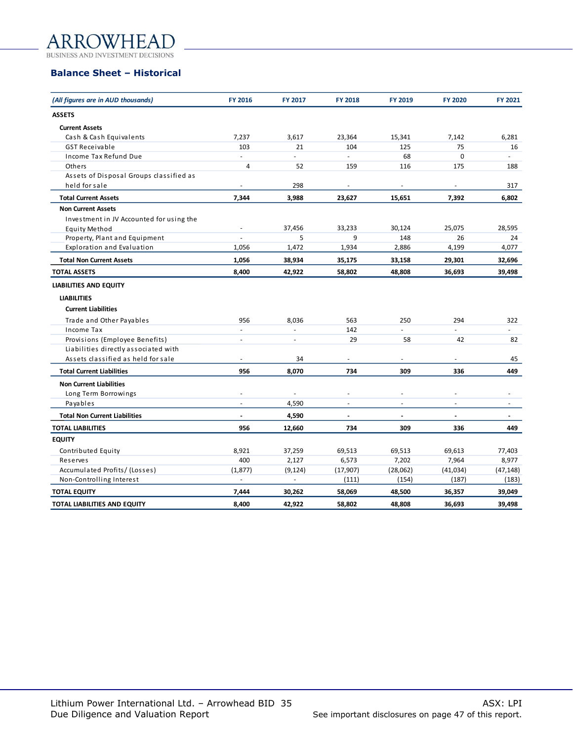## Balance Sheet – Historical

| *(All figures are in AUD thousands)* | FY 2016 | FY 2017 | FY 2018 | FY 2019 | FY 2020 | FY 2021 |
|---|---|---|---|---|---|---|
| **ASSETS** | | | | | | |
| **Current Assets** | | | | | | |
| Cash & Cash Equivalents | 7,237 | 3,617 | 23,364 | 15,341 | 7,142 | 6,281 |
| GST Receivable | 103 | 21 | 104 | 125 | 75 | 16 |
| Income Tax Refund Due | - | - | - | 68 | 0 | - |
| Others | 4 | 52 | 159 | 116 | 175 | 188 |
| Assets of Disposal Groups classified as held for sale | - | 298 | - | - | - | 317 |
| **Total Current Assets** | **7,344** | **3,988** | **23,627** | **15,651** | **7,392** | **6,802** |
| **Non Current Assets** | | | | | | |
| Investment in JV Accounted for using the Equity Method | - | 37,456 | 33,233 | 30,124 | 25,075 | 28,595 |
| Property, Plant and Equipment | - | 5 | 9 | 148 | 26 | 24 |
| Exploration and Evaluation | 1,056 | 1,472 | 1,934 | 2,886 | 4,199 | 4,077 |
| **Total Non Current Assets** | **1,056** | **38,934** | **35,175** | **33,158** | **29,301** | **32,696** |
| **TOTAL ASSETS** | **8,400** | **42,922** | **58,802** | **48,808** | **36,693** | **39,498** |
| **LIABILITIES AND EQUITY** | | | | | | |
| **LIABILITIES** | | | | | | |
| **Current Liabilities** | | | | | | |
| Trade and Other Payables | 956 | 8,036 | 563 | 250 | 294 | 322 |
| Income Tax | - | - | 142 | - | - | - |
| Provisions (Employee Benefits) | - | - | 29 | 58 | 42 | 82 |
| Liabilities directly associated with Assets classified as held for sale | - | 34 | - | - | - | 45 |
| **Total Current Liabilities** | **956** | **8,070** | **734** | **309** | **336** | **449** |
| **Non Current Liabilities** | | | | | | |
| Long Term Borrowings | - | - | - | - | - | - |
| Payables | - | 4,590 | - | - | - | - |
| **Total Non Current Liabilities** | **-** | **4,590** | **-** | **-** | **-** | **-** |
| **TOTAL LIABILITIES** | **956** | **12,660** | **734** | **309** | **336** | **449** |
| **EQUITY** | | | | | | |
| Contributed Equity | 8,921 | 37,259 | 69,513 | 69,513 | 69,613 | 77,403 |
| Reserves | 400 | 2,127 | 6,573 | 7,202 | 7,964 | 8,977 |
| Accumulated Profits/ (Losses) | (1,877) | (9,124) | (17,907) | (28,062) | (41,034) | (47,148) |
| Non-Controlling Interest | - | - | (111) | (154) | (187) | (183) |
| **TOTAL EQUITY** | **7,444** | **30,262** | **58,069** | **48,500** | **36,357** | **39,049** |
| **TOTAL LIABILITIES AND EQUITY** | **8,400** | **42,922** | **58,802** | **48,808** | **36,693** | **39,498** |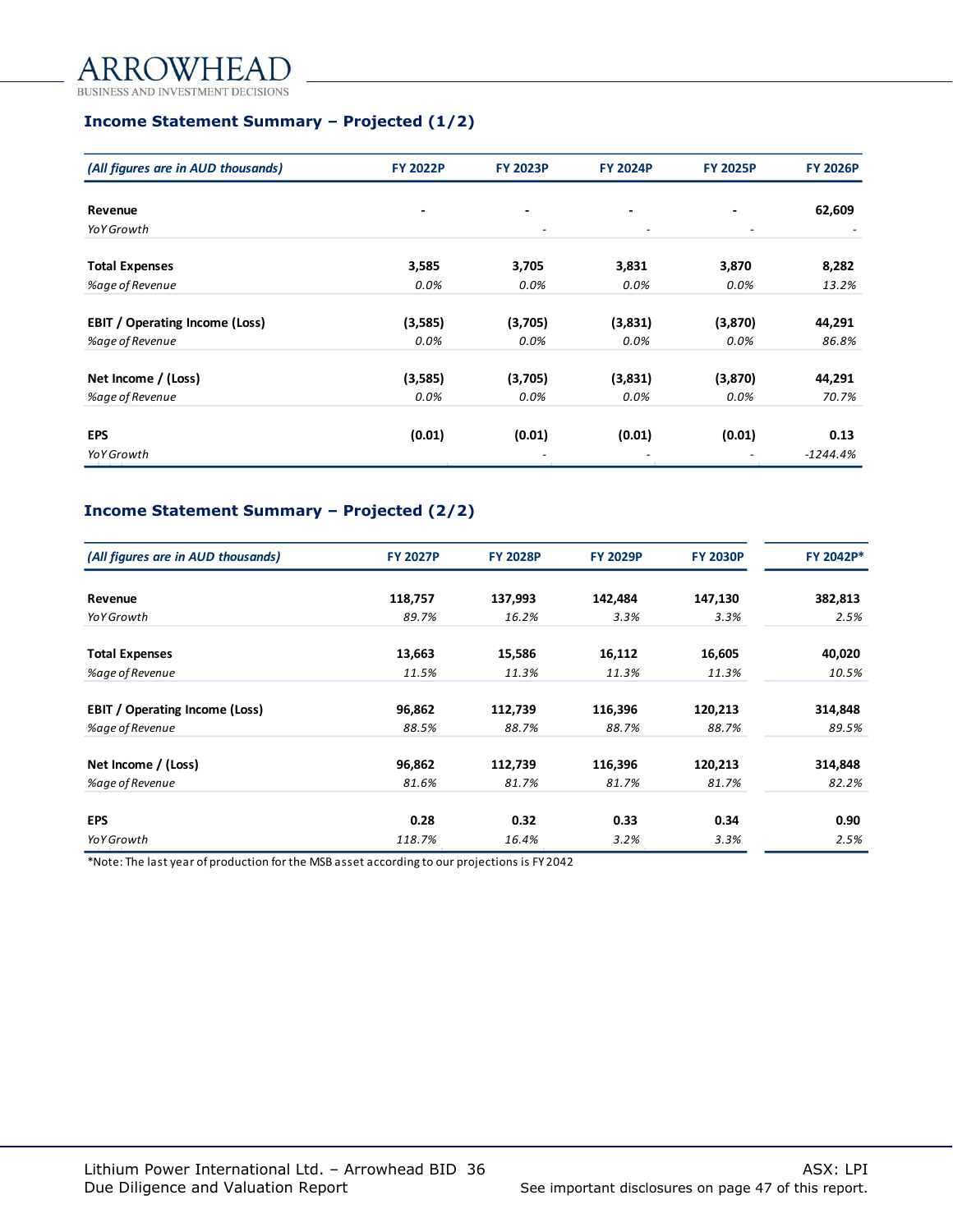### Income Statement Summary – Projected (1/2)

| *(All figures are in AUD thousands)* | FY 2022P | FY 2023P | FY 2024P | FY 2025P | FY 2026P |
|---|---|---|---|---|---|
| **Revenue** | **-** | **-** | **-** | **-** | **62,609** |
| *YoY Growth* | | *-* | *-* | *-* | *-* |
| **Total Expenses** | **3,585** | **3,705** | **3,831** | **3,870** | **8,282** |
| *%age of Revenue* | *0.0%* | *0.0%* | *0.0%* | *0.0%* | *13.2%* |
| **EBIT / Operating Income (Loss)** | **(3,585)** | **(3,705)** | **(3,831)** | **(3,870)** | **44,291** |
| *%age of Revenue* | *0.0%* | *0.0%* | *0.0%* | *0.0%* | *86.8%* |
| **Net Income / (Loss)** | **(3,585)** | **(3,705)** | **(3,831)** | **(3,870)** | **44,291** |
| *%age of Revenue* | *0.0%* | *0.0%* | *0.0%* | *0.0%* | *70.7%* |
| **EPS** | **(0.01)** | **(0.01)** | **(0.01)** | **(0.01)** | **0.13** |
| *YoY Growth* | | *-* | *-* | *-* | *-1244.4%* |

### Income Statement Summary – Projected (2/2)

| *(All figures are in AUD thousands)* | FY 2027P | FY 2028P | FY 2029P | FY 2030P | FY 2042P* |
|---|---|---|---|---|---|
| **Revenue** | **118,757** | **137,993** | **142,484** | **147,130** | **382,813** |
| *YoY Growth* | *89.7%* | *16.2%* | *3.3%* | *3.3%* | *2.5%* |
| **Total Expenses** | **13,663** | **15,586** | **16,112** | **16,605** | **40,020** |
| *%age of Revenue* | *11.5%* | *11.3%* | *11.3%* | *11.3%* | *10.5%* |
| **EBIT / Operating Income (Loss)** | **96,862** | **112,739** | **116,396** | **120,213** | **314,848** |
| *%age of Revenue* | *88.5%* | *88.7%* | *88.7%* | *88.7%* | *89.5%* |
| **Net Income / (Loss)** | **96,862** | **112,739** | **116,396** | **120,213** | **314,848** |
| *%age of Revenue* | *81.6%* | *81.7%* | *81.7%* | *81.7%* | *82.2%* |
| **EPS** | **0.28** | **0.32** | **0.33** | **0.34** | **0.90** |
| *YoY Growth* | *118.7%* | *16.4%* | *3.2%* | *3.3%* | *2.5%* |

*Note: The last year of production for the MSB asset according to our projections is FY 2042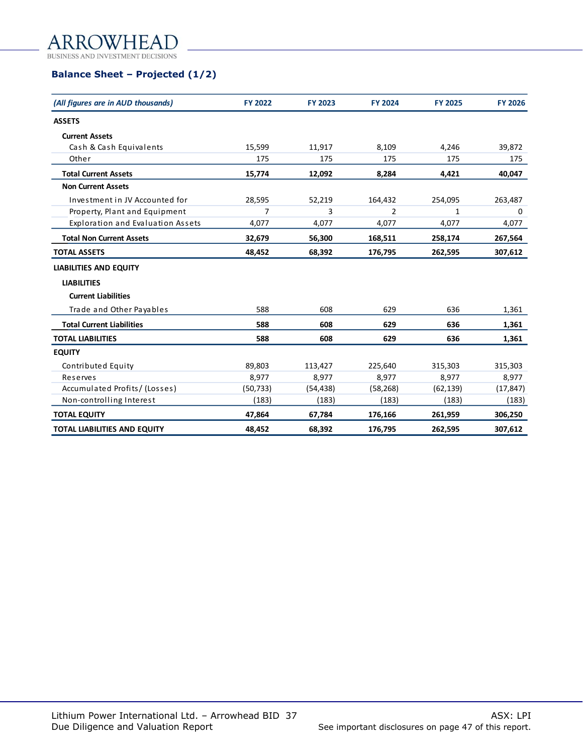## Balance Sheet – Projected (1/2)

| *(All figures are in AUD thousands)* | FY 2022 | FY 2023 | FY 2024 | FY 2025 | FY 2026 |
|---|---|---|---|---|---|
| **ASSETS** | | | | | |
| **Current Assets** | | | | | |
| Cash & Cash Equivalents | 15,599 | 11,917 | 8,109 | 4,246 | 39,872 |
| Other | 175 | 175 | 175 | 175 | 175 |
| **Total Current Assets** | **15,774** | **12,092** | **8,284** | **4,421** | **40,047** |
| **Non Current Assets** | | | | | |
| Investment in JV Accounted for | 28,595 | 52,219 | 164,432 | 254,095 | 263,487 |
| Property, Plant and Equipment | 7 | 3 | 2 | 1 | 0 |
| Exploration and Evaluation Assets | 4,077 | 4,077 | 4,077 | 4,077 | 4,077 |
| **Total Non Current Assets** | **32,679** | **56,300** | **168,511** | **258,174** | **267,564** |
| **TOTAL ASSETS** | **48,452** | **68,392** | **176,795** | **262,595** | **307,612** |
| **LIABILITIES AND EQUITY** | | | | | |
| **LIABILITIES** | | | | | |
| **Current Liabilities** | | | | | |
| Trade and Other Payables | 588 | 608 | 629 | 636 | 1,361 |
| **Total Current Liabilities** | **588** | **608** | **629** | **636** | **1,361** |
| **TOTAL LIABILITIES** | **588** | **608** | **629** | **636** | **1,361** |
| **EQUITY** | | | | | |
| Contributed Equity | 89,803 | 113,427 | 225,640 | 315,303 | 315,303 |
| Reserves | 8,977 | 8,977 | 8,977 | 8,977 | 8,977 |
| Accumulated Profits/ (Losses) | (50,733) | (54,438) | (58,268) | (62,139) | (17,847) |
| Non-controlling Interest | (183) | (183) | (183) | (183) | (183) |
| **TOTAL EQUITY** | **47,864** | **67,784** | **176,166** | **261,959** | **306,250** |
| **TOTAL LIABILITIES AND EQUITY** | **48,452** | **68,392** | **176,795** | **262,595** | **307,612** |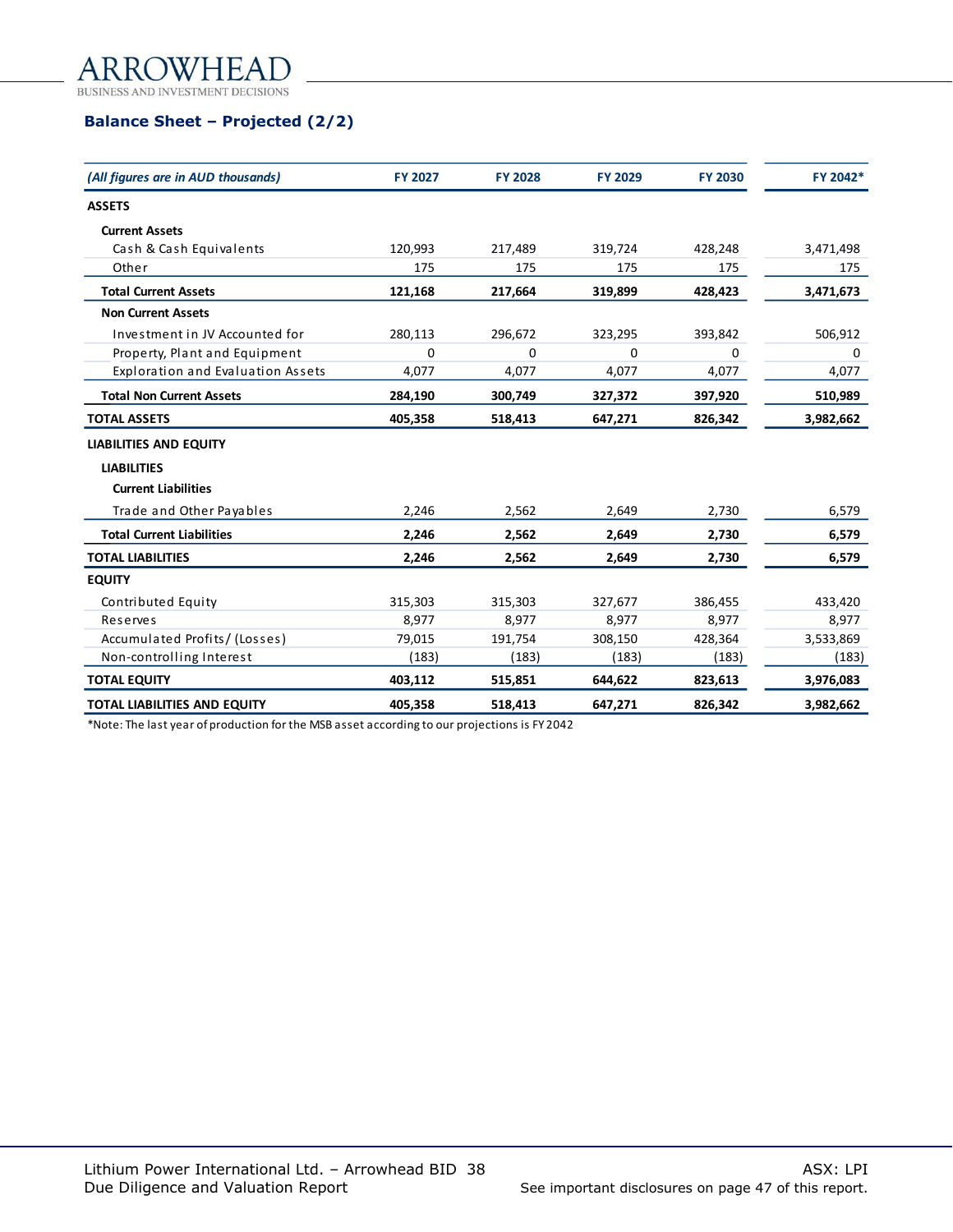## Balance Sheet – Projected (2/2)

| *(All figures are in AUD thousands)* | FY 2027 | FY 2028 | FY 2029 | FY 2030 | FY 2042* |
|---|---|---|---|---|---|
| **ASSETS** | | | | | |
| **Current Assets** | | | | | |
| Cash & Cash Equivalents | 120,993 | 217,489 | 319,724 | 428,248 | 3,471,498 |
| Other | 175 | 175 | 175 | 175 | 175 |
| **Total Current Assets** | **121,168** | **217,664** | **319,899** | **428,423** | **3,471,673** |
| **Non Current Assets** | | | | | |
| Investment in JV Accounted for | 280,113 | 296,672 | 323,295 | 393,842 | 506,912 |
| Property, Plant and Equipment | 0 | 0 | 0 | 0 | 0 |
| Exploration and Evaluation Assets | 4,077 | 4,077 | 4,077 | 4,077 | 4,077 |
| **Total Non Current Assets** | **284,190** | **300,749** | **327,372** | **397,920** | **510,989** |
| **TOTAL ASSETS** | **405,358** | **518,413** | **647,271** | **826,342** | **3,982,662** |
| **LIABILITIES AND EQUITY** | | | | | |
| **LIABILITIES** | | | | | |
| **Current Liabilities** | | | | | |
| Trade and Other Payables | 2,246 | 2,562 | 2,649 | 2,730 | 6,579 |
| **Total Current Liabilities** | **2,246** | **2,562** | **2,649** | **2,730** | **6,579** |
| **TOTAL LIABILITIES** | **2,246** | **2,562** | **2,649** | **2,730** | **6,579** |
| **EQUITY** | | | | | |
| Contributed Equity | 315,303 | 315,303 | 327,677 | 386,455 | 433,420 |
| Reserves | 8,977 | 8,977 | 8,977 | 8,977 | 8,977 |
| Accumulated Profits/(Losses) | 79,015 | 191,754 | 308,150 | 428,364 | 3,533,869 |
| Non-controlling Interest | (183) | (183) | (183) | (183) | (183) |
| **TOTAL EQUITY** | **403,112** | **515,851** | **644,622** | **823,613** | **3,976,083** |
| **TOTAL LIABILITIES AND EQUITY** | **405,358** | **518,413** | **647,271** | **826,342** | **3,982,662** |

*Note: The last year of production for the MSB asset according to our projections is FY 2042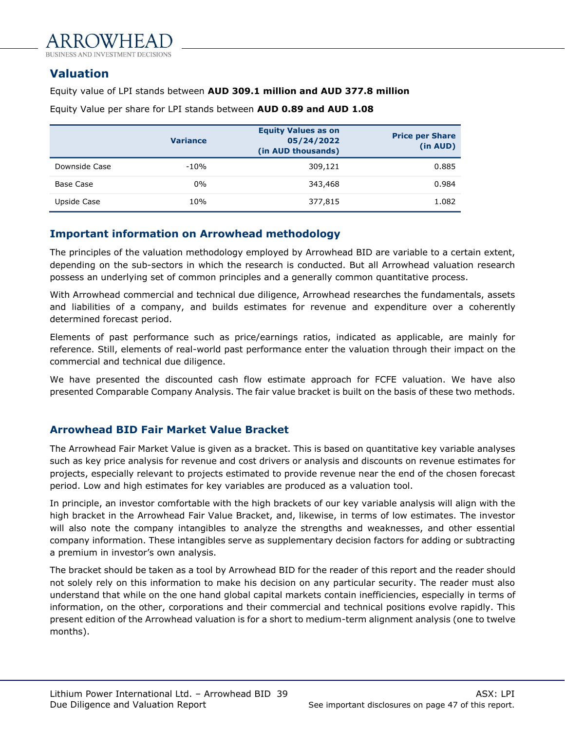## Valuation

Equity value of LPI stands between **AUD 309.1 million and AUD 377.8 million**

Equity Value per share for LPI stands between **AUD 0.89 and AUD 1.08**

| | Variance | Equity Values as on 05/24/2022 (in AUD thousands) | Price per Share (in AUD) |
|---|---|---|---|
| Downside Case | -10% | 309,121 | 0.885 |
| Base Case | 0% | 343,468 | 0.984 |
| Upside Case | 10% | 377,815 | 1.082 |

## Important information on Arrowhead methodology

The principles of the valuation methodology employed by Arrowhead BID are variable to a certain extent, depending on the sub-sectors in which the research is conducted. But all Arrowhead valuation research possess an underlying set of common principles and a generally common quantitative process.

With Arrowhead commercial and technical due diligence, Arrowhead researches the fundamentals, assets and liabilities of a company, and builds estimates for revenue and expenditure over a coherently determined forecast period.

Elements of past performance such as price/earnings ratios, indicated as applicable, are mainly for reference. Still, elements of real-world past performance enter the valuation through their impact on the commercial and technical due diligence.

We have presented the discounted cash flow estimate approach for FCFE valuation. We have also presented Comparable Company Analysis. The fair value bracket is built on the basis of these two methods.

## Arrowhead BID Fair Market Value Bracket

The Arrowhead Fair Market Value is given as a bracket. This is based on quantitative key variable analyses such as key price analysis for revenue and cost drivers or analysis and discounts on revenue estimates for projects, especially relevant to projects estimated to provide revenue near the end of the chosen forecast period. Low and high estimates for key variables are produced as a valuation tool.

In principle, an investor comfortable with the high brackets of our key variable analysis will align with the high bracket in the Arrowhead Fair Value Bracket, and, likewise, in terms of low estimates. The investor will also note the company intangibles to analyze the strengths and weaknesses, and other essential company information. These intangibles serve as supplementary decision factors for adding or subtracting a premium in investor's own analysis.

The bracket should be taken as a tool by Arrowhead BID for the reader of this report and the reader should not solely rely on this information to make his decision on any particular security. The reader must also understand that while on the one hand global capital markets contain inefficiencies, especially in terms of information, on the other, corporations and their commercial and technical positions evolve rapidly. This present edition of the Arrowhead valuation is for a short to medium-term alignment analysis (one to twelve months).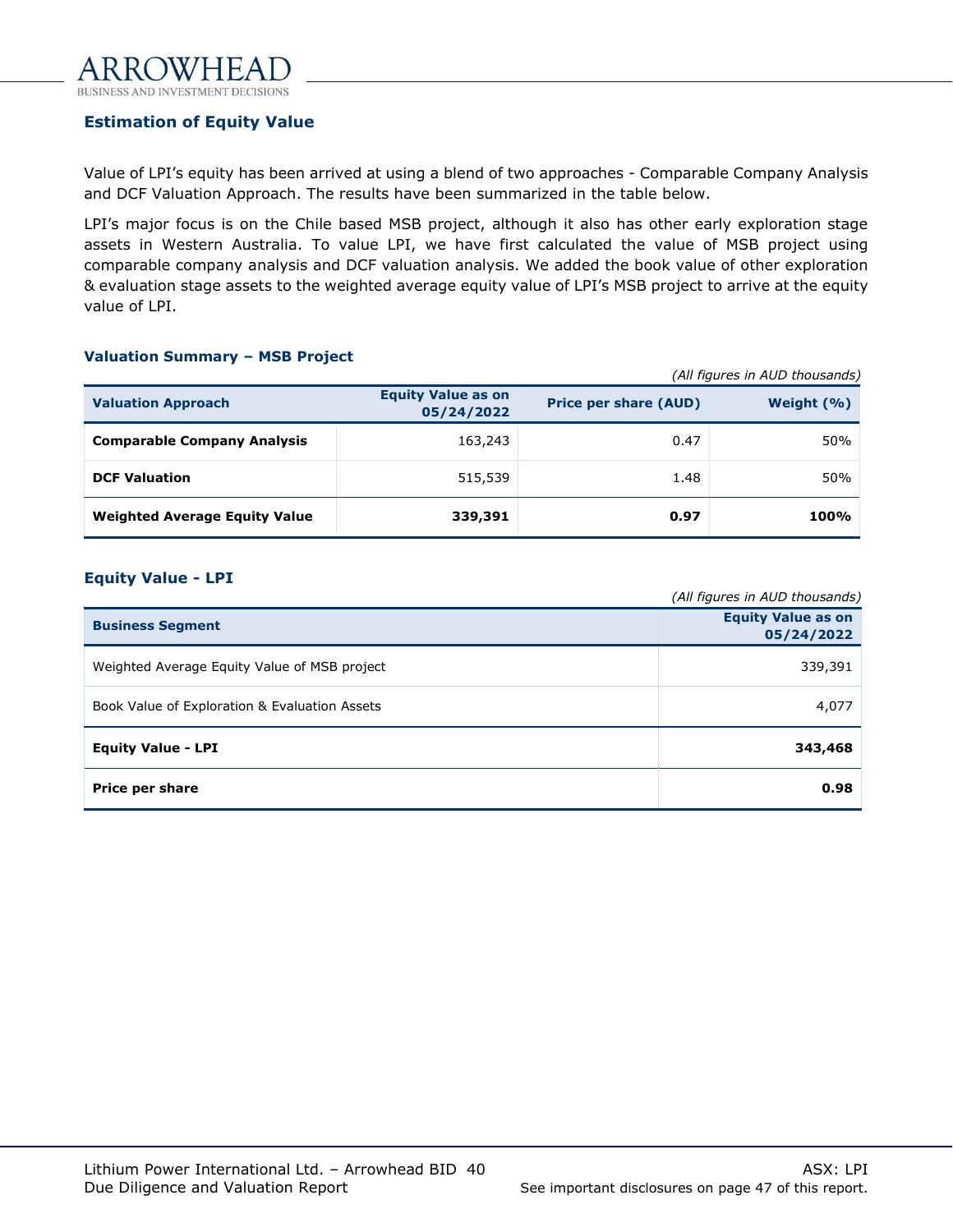## Estimation of Equity Value

Value of LPI's equity has been arrived at using a blend of two approaches - Comparable Company Analysis and DCF Valuation Approach. The results have been summarized in the table below.

LPI's major focus is on the Chile based MSB project, although it also has other early exploration stage assets in Western Australia. To value LPI, we have first calculated the value of MSB project using comparable company analysis and DCF valuation analysis. We added the book value of other exploration & evaluation stage assets to the weighted average equity value of LPI's MSB project to arrive at the equity value of LPI.

### Valuation Summary – MSB Project

*(All figures in AUD thousands)*

| Valuation Approach | Equity Value as on 05/24/2022 | Price per share (AUD) | Weight (%) |
|---|---|---|---|
| **Comparable Company Analysis** | 163,243 | 0.47 | 50% |
| **DCF Valuation** | 515,539 | 1.48 | 50% |
| **Weighted Average Equity Value** | **339,391** | **0.97** | **100%** |

### Equity Value - LPI

*(All figures in AUD thousands)*

| Business Segment | Equity Value as on 05/24/2022 |
|---|---|
| Weighted Average Equity Value of MSB project | 339,391 |
| Book Value of Exploration & Evaluation Assets | 4,077 |
| **Equity Value - LPI** | **343,468** |
| **Price per share** | **0.98** |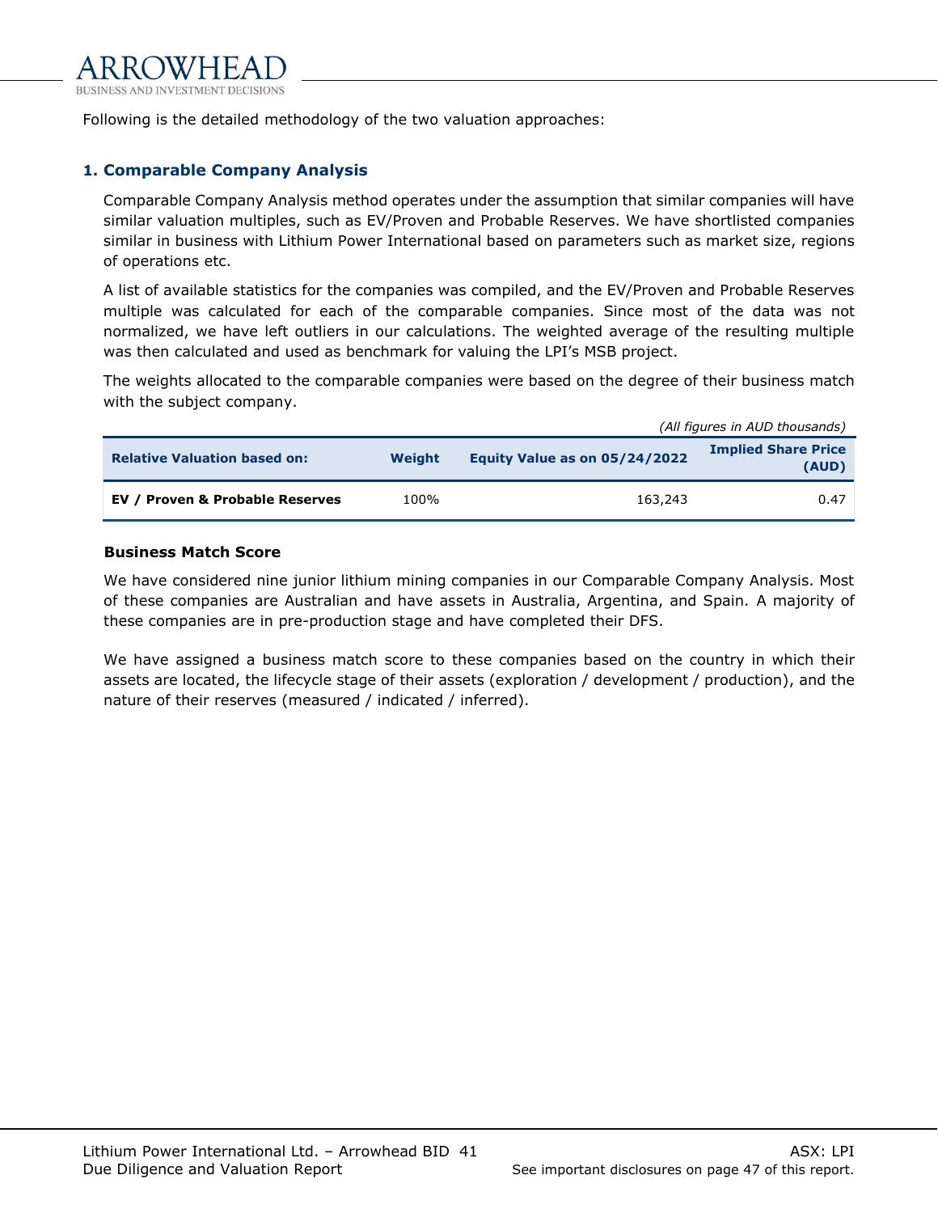Following is the detailed methodology of the two valuation approaches:

## 1. Comparable Company Analysis

Comparable Company Analysis method operates under the assumption that similar companies will have similar valuation multiples, such as EV/Proven and Probable Reserves. We have shortlisted companies similar in business with Lithium Power International based on parameters such as market size, regions of operations etc.

A list of available statistics for the companies was compiled, and the EV/Proven and Probable Reserves multiple was calculated for each of the comparable companies. Since most of the data was not normalized, we have left outliers in our calculations. The weighted average of the resulting multiple was then calculated and used as benchmark for valuing the LPI's MSB project.

The weights allocated to the comparable companies were based on the degree of their business match with the subject company.

*(All figures in AUD thousands)*

| Relative Valuation based on: | Weight | Equity Value as on 05/24/2022 | Implied Share Price (AUD) |
|---|---|---|---|
| **EV / Proven & Probable Reserves** | 100% | 163,243 | 0.47 |

### Business Match Score

We have considered nine junior lithium mining companies in our Comparable Company Analysis. Most of these companies are Australian and have assets in Australia, Argentina, and Spain. A majority of these companies are in pre-production stage and have completed their DFS.

We have assigned a business match score to these companies based on the country in which their assets are located, the lifecycle stage of their assets (exploration / development / production), and the nature of their reserves (measured / indicated / inferred).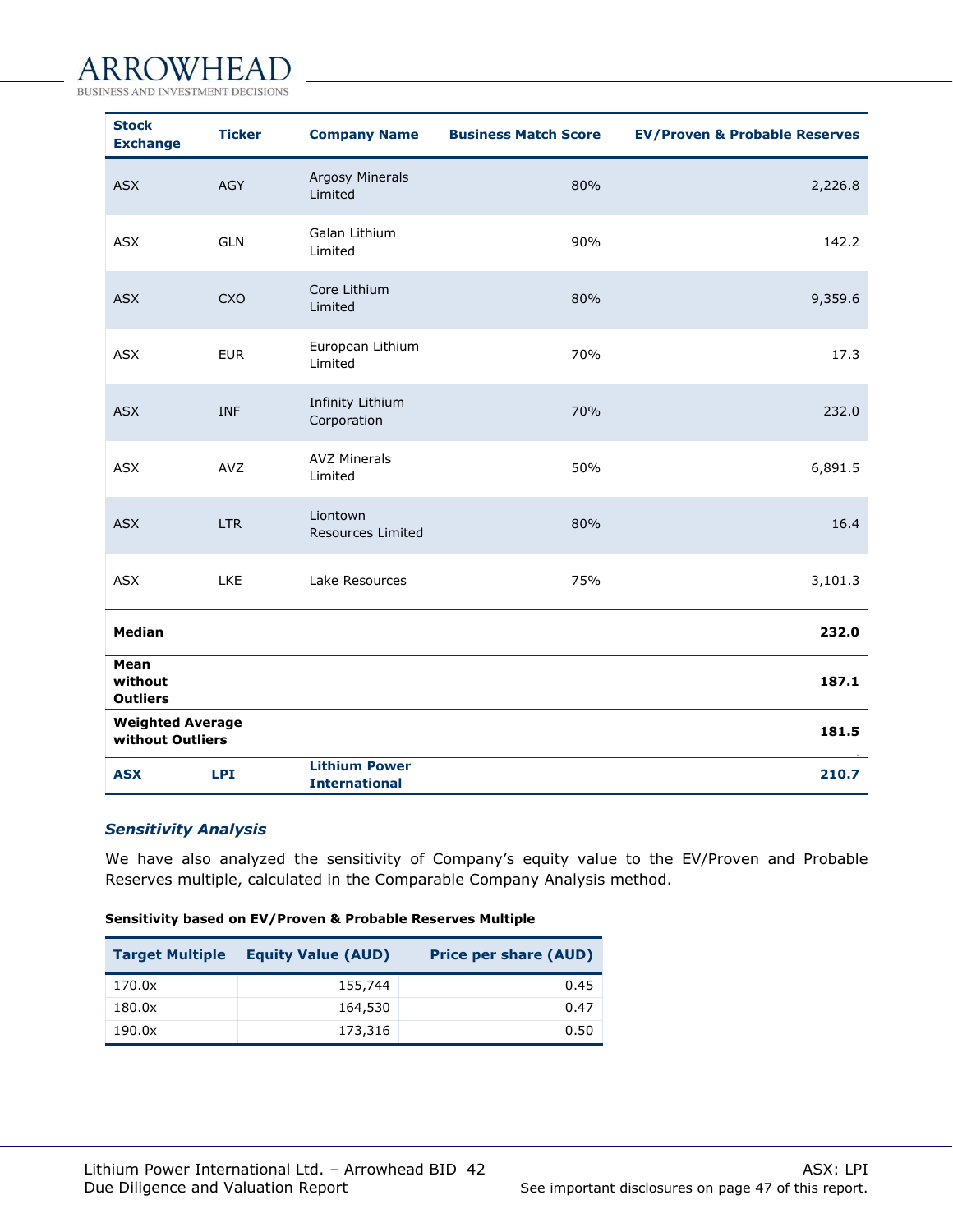| Stock Exchange | Ticker | Company Name | Business Match Score | EV/Proven & Probable Reserves |
|---|---|---|---|---|
| ASX | AGY | Argosy Minerals Limited | 80% | 2,226.8 |
| ASX | GLN | Galan Lithium Limited | 90% | 142.2 |
| ASX | CXO | Core Lithium Limited | 80% | 9,359.6 |
| ASX | EUR | European Lithium Limited | 70% | 17.3 |
| ASX | INF | Infinity Lithium Corporation | 70% | 232.0 |
| ASX | AVZ | AVZ Minerals Limited | 50% | 6,891.5 |
| ASX | LTR | Liontown Resources Limited | 80% | 16.4 |
| ASX | LKE | Lake Resources | 75% | 3,101.3 |
| **Median** | | | | **232.0** |
| **Mean without Outliers** | | | | **187.1** |
| **Weighted Average without Outliers** | | | | **181.5** |
| **ASX** | **LPI** | **Lithium Power International** | | **210.7** |

### *Sensitivity Analysis*

We have also analyzed the sensitivity of Company's equity value to the EV/Proven and Probable Reserves multiple, calculated in the Comparable Company Analysis method.

**Sensitivity based on EV/Proven & Probable Reserves Multiple**

| Target Multiple | Equity Value (AUD) | Price per share (AUD) |
|---|---|---|
| 170.0x | 155,744 | 0.45 |
| 180.0x | 164,530 | 0.47 |
| 190.0x | 173,316 | 0.50 |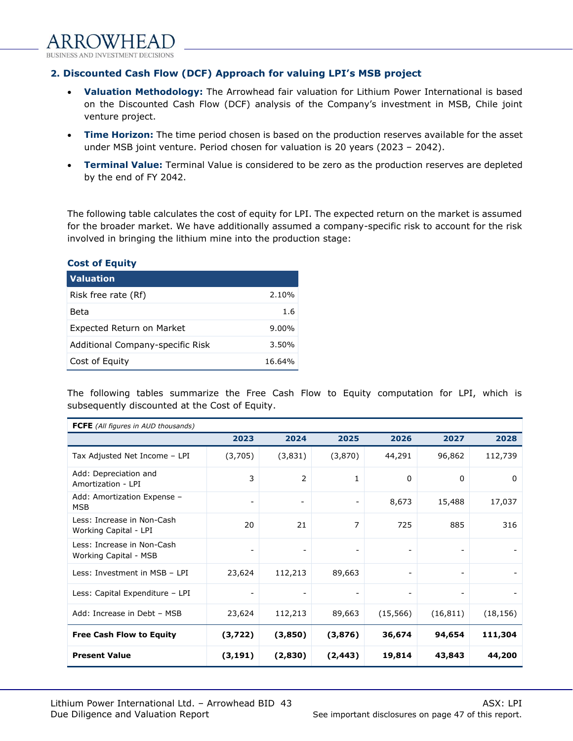## 2. Discounted Cash Flow (DCF) Approach for valuing LPI's MSB project

- **Valuation Methodology:** The Arrowhead fair valuation for Lithium Power International is based on the Discounted Cash Flow (DCF) analysis of the Company's investment in MSB, Chile joint venture project.
- **Time Horizon:** The time period chosen is based on the production reserves available for the asset under MSB joint venture. Period chosen for valuation is 20 years (2023 – 2042).
- **Terminal Value:** Terminal Value is considered to be zero as the production reserves are depleted by the end of FY 2042.

The following table calculates the cost of equity for LPI. The expected return on the market is assumed for the broader market. We have additionally assumed a company-specific risk to account for the risk involved in bringing the lithium mine into the production stage:

### Cost of Equity

| Valuation | |
|---|---|
| Risk free rate (Rf) | 2.10% |
| Beta | 1.6 |
| Expected Return on Market | 9.00% |
| Additional Company-specific Risk | 3.50% |
| Cost of Equity | 16.64% |

The following tables summarize the Free Cash Flow to Equity computation for LPI, which is subsequently discounted at the Cost of Equity.

**FCFE** *(All figures in AUD thousands)*

| | 2023 | 2024 | 2025 | 2026 | 2027 | 2028 |
|---|---|---|---|---|---|---|
| Tax Adjusted Net Income – LPI | (3,705) | (3,831) | (3,870) | 44,291 | 96,862 | 112,739 |
| Add: Depreciation and Amortization - LPI | 3 | 2 | 1 | 0 | 0 | 0 |
| Add: Amortization Expense – MSB | - | - | - | 8,673 | 15,488 | 17,037 |
| Less: Increase in Non-Cash Working Capital - LPI | 20 | 21 | 7 | 725 | 885 | 316 |
| Less: Increase in Non-Cash Working Capital - MSB | - | - | - | - | - | - |
| Less: Investment in MSB – LPI | 23,624 | 112,213 | 89,663 | - | - | - |
| Less: Capital Expenditure – LPI | - | - | - | - | - | - |
| Add: Increase in Debt – MSB | 23,624 | 112,213 | 89,663 | (15,566) | (16,811) | (18,156) |
| **Free Cash Flow to Equity** | **(3,722)** | **(3,850)** | **(3,876)** | **36,674** | **94,654** | **111,304** |
| **Present Value** | **(3,191)** | **(2,830)** | **(2,443)** | **19,814** | **43,843** | **44,200** |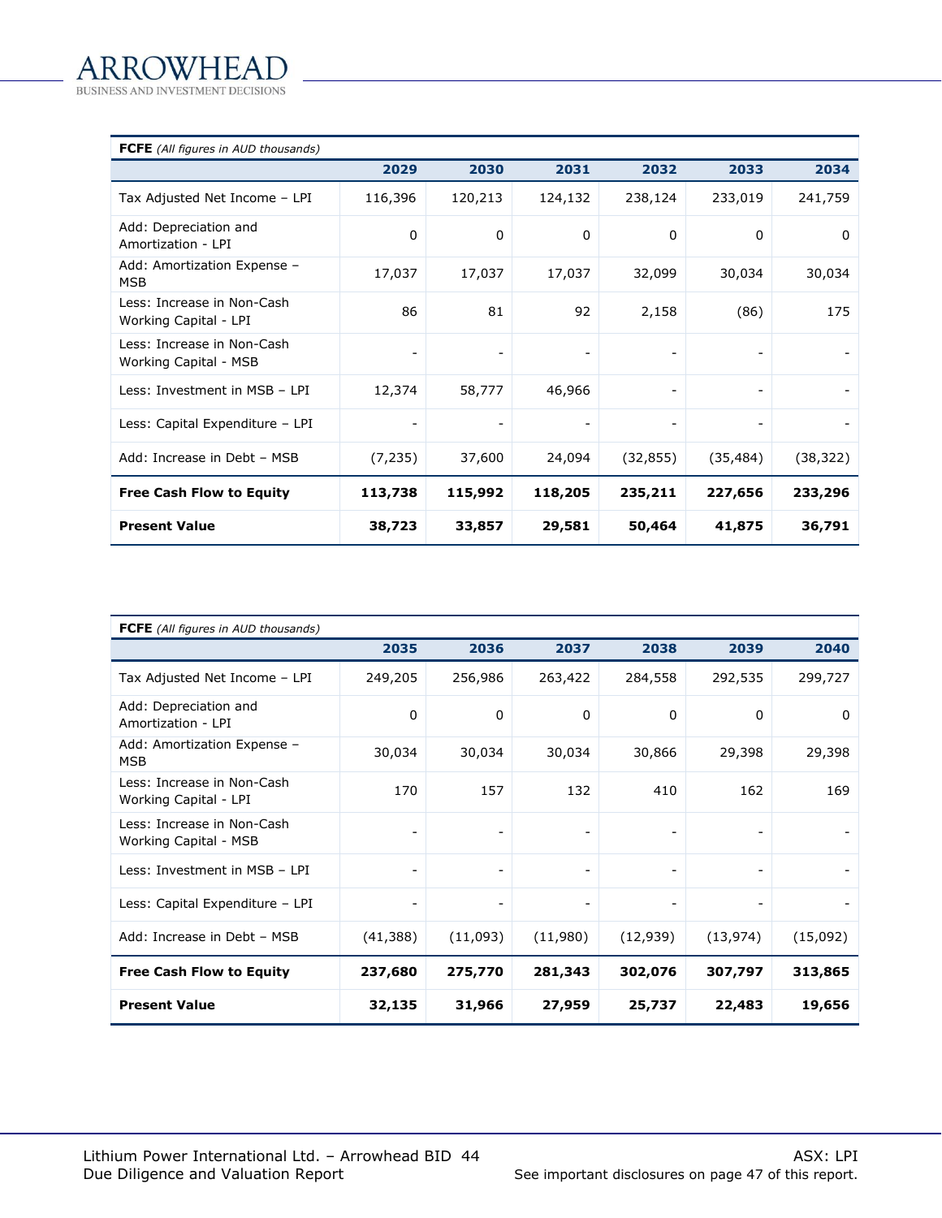| **FCFE** *(All figures in AUD thousands)* | | | | | | |
|---|---|---|---|---|---|---|
| | **2029** | **2030** | **2031** | **2032** | **2033** | **2034** |
| Tax Adjusted Net Income – LPI | 116,396 | 120,213 | 124,132 | 238,124 | 233,019 | 241,759 |
| Add: Depreciation and Amortization - LPI | 0 | 0 | 0 | 0 | 0 | 0 |
| Add: Amortization Expense – MSB | 17,037 | 17,037 | 17,037 | 32,099 | 30,034 | 30,034 |
| Less: Increase in Non-Cash Working Capital - LPI | 86 | 81 | 92 | 2,158 | (86) | 175 |
| Less: Increase in Non-Cash Working Capital - MSB | - | - | - | - | - | - |
| Less: Investment in MSB – LPI | 12,374 | 58,777 | 46,966 | - | - | - |
| Less: Capital Expenditure – LPI | - | - | - | - | - | - |
| Add: Increase in Debt – MSB | (7,235) | 37,600 | 24,094 | (32,855) | (35,484) | (38,322) |
| **Free Cash Flow to Equity** | **113,738** | **115,992** | **118,205** | **235,211** | **227,656** | **233,296** |
| **Present Value** | **38,723** | **33,857** | **29,581** | **50,464** | **41,875** | **36,791** |

| **FCFE** *(All figures in AUD thousands)* | | | | | | |
|---|---|---|---|---|---|---|
| | **2035** | **2036** | **2037** | **2038** | **2039** | **2040** |
| Tax Adjusted Net Income – LPI | 249,205 | 256,986 | 263,422 | 284,558 | 292,535 | 299,727 |
| Add: Depreciation and Amortization - LPI | 0 | 0 | 0 | 0 | 0 | 0 |
| Add: Amortization Expense – MSB | 30,034 | 30,034 | 30,034 | 30,866 | 29,398 | 29,398 |
| Less: Increase in Non-Cash Working Capital - LPI | 170 | 157 | 132 | 410 | 162 | 169 |
| Less: Increase in Non-Cash Working Capital - MSB | - | - | - | - | - | - |
| Less: Investment in MSB – LPI | - | - | - | - | - | - |
| Less: Capital Expenditure – LPI | - | - | - | - | - | - |
| Add: Increase in Debt – MSB | (41,388) | (11,093) | (11,980) | (12,939) | (13,974) | (15,092) |
| **Free Cash Flow to Equity** | **237,680** | **275,770** | **281,343** | **302,076** | **307,797** | **313,865** |
| **Present Value** | **32,135** | **31,966** | **27,959** | **25,737** | **22,483** | **19,656** |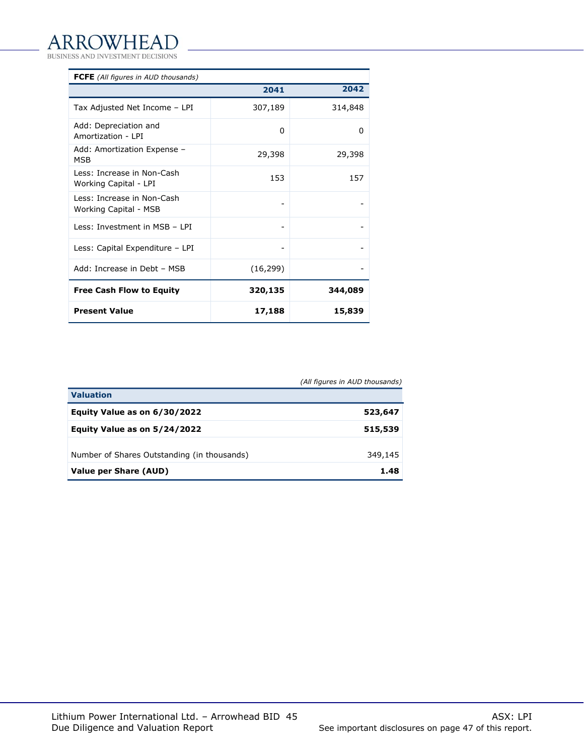| **FCFE** *(All figures in AUD thousands)* | | |
|---|---|---|
| | **2041** | **2042** |
| Tax Adjusted Net Income – LPI | 307,189 | 314,848 |
| Add: Depreciation and Amortization - LPI | 0 | 0 |
| Add: Amortization Expense – MSB | 29,398 | 29,398 |
| Less: Increase in Non-Cash Working Capital - LPI | 153 | 157 |
| Less: Increase in Non-Cash Working Capital - MSB | - | - |
| Less: Investment in MSB – LPI | - | - |
| Less: Capital Expenditure – LPI | - | - |
| Add: Increase in Debt – MSB | (16,299) | - |
| **Free Cash Flow to Equity** | **320,135** | **344,089** |
| **Present Value** | **17,188** | **15,839** |

*(All figures in AUD thousands)*

| **Valuation** | |
|---|---|
| **Equity Value as on 6/30/2022** | **523,647** |
| **Equity Value as on 5/24/2022** | **515,539** |
| | |
| Number of Shares Outstanding (in thousands) | 349,145 |
| **Value per Share (AUD)** | **1.48** |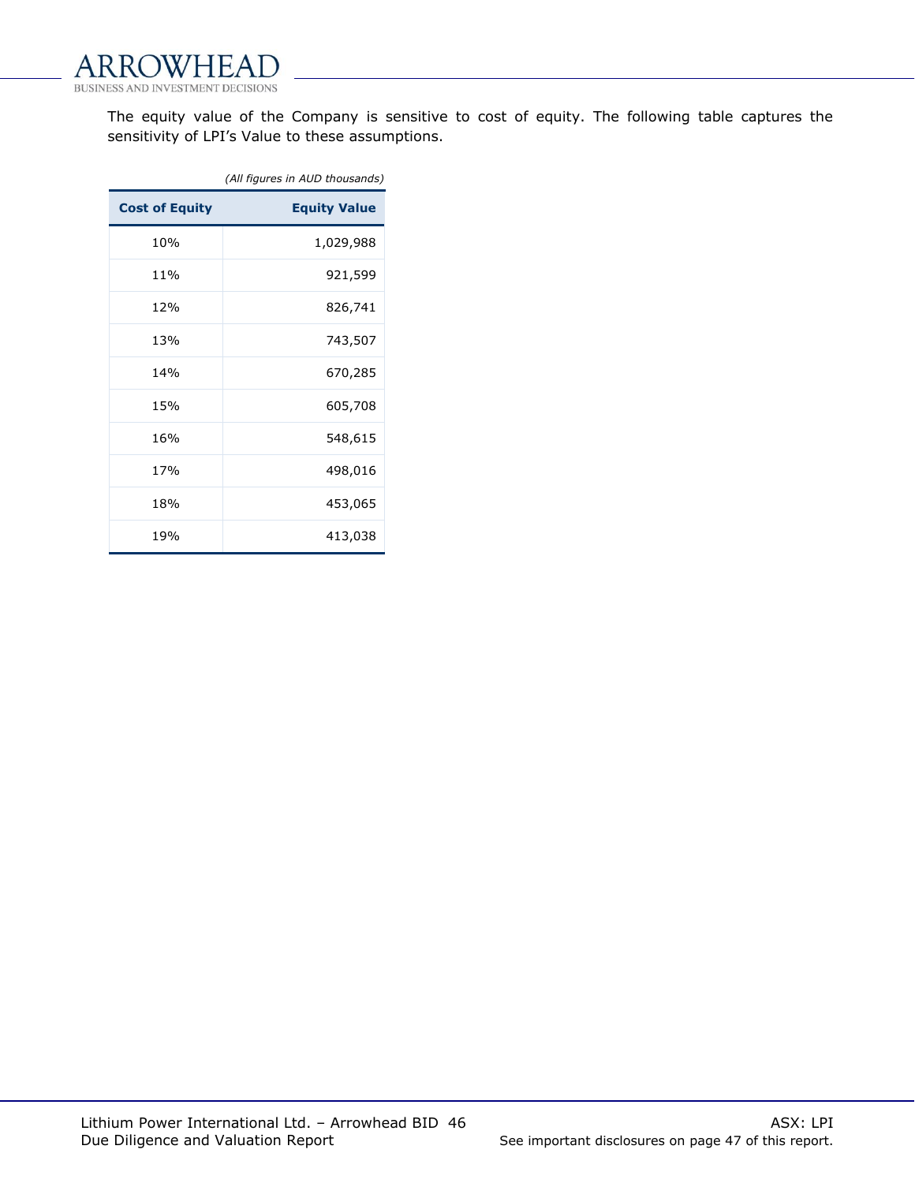The equity value of the Company is sensitive to cost of equity. The following table captures the sensitivity of LPI's Value to these assumptions.

*(All figures in AUD thousands)*

| Cost of Equity | Equity Value |
| --- | --- |
| 10% | 1,029,988 |
| 11% | 921,599 |
| 12% | 826,741 |
| 13% | 743,507 |
| 14% | 670,285 |
| 15% | 605,708 |
| 16% | 548,615 |
| 17% | 498,016 |
| 18% | 453,065 |
| 19% | 413,038 |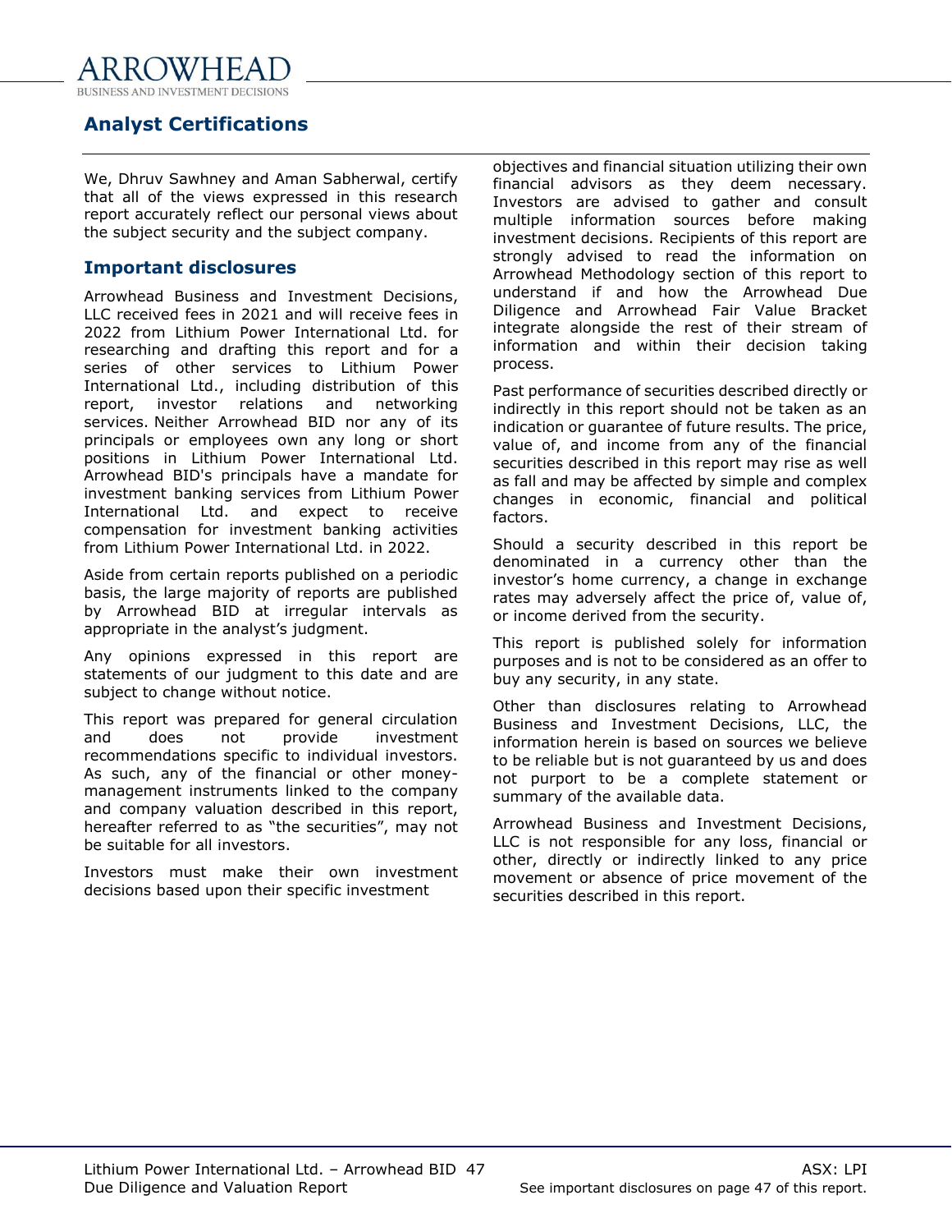## Analyst Certifications

We, Dhruv Sawhney and Aman Sabherwal, certify that all of the views expressed in this research report accurately reflect our personal views about the subject security and the subject company.

### Important disclosures

Arrowhead Business and Investment Decisions, LLC received fees in 2021 and will receive fees in 2022 from Lithium Power International Ltd. for researching and drafting this report and for a series of other services to Lithium Power International Ltd., including distribution of this report, investor relations and networking services. Neither Arrowhead BID nor any of its principals or employees own any long or short positions in Lithium Power International Ltd. Arrowhead BID's principals have a mandate for investment banking services from Lithium Power International Ltd. and expect to receive compensation for investment banking activities from Lithium Power International Ltd. in 2022.

Aside from certain reports published on a periodic basis, the large majority of reports are published by Arrowhead BID at irregular intervals as appropriate in the analyst's judgment.

Any opinions expressed in this report are statements of our judgment to this date and are subject to change without notice.

This report was prepared for general circulation and does not provide investment recommendations specific to individual investors. As such, any of the financial or other money-management instruments linked to the company and company valuation described in this report, hereafter referred to as "the securities", may not be suitable for all investors.

Investors must make their own investment decisions based upon their specific investment objectives and financial situation utilizing their own financial advisors as they deem necessary. Investors are advised to gather and consult multiple information sources before making investment decisions. Recipients of this report are strongly advised to read the information on Arrowhead Methodology section of this report to understand if and how the Arrowhead Due Diligence and Arrowhead Fair Value Bracket integrate alongside the rest of their stream of information and within their decision taking process.

Past performance of securities described directly or indirectly in this report should not be taken as an indication or guarantee of future results. The price, value of, and income from any of the financial securities described in this report may rise as well as fall and may be affected by simple and complex changes in economic, financial and political factors.

Should a security described in this report be denominated in a currency other than the investor's home currency, a change in exchange rates may adversely affect the price of, value of, or income derived from the security.

This report is published solely for information purposes and is not to be considered as an offer to buy any security, in any state.

Other than disclosures relating to Arrowhead Business and Investment Decisions, LLC, the information herein is based on sources we believe to be reliable but is not guaranteed by us and does not purport to be a complete statement or summary of the available data.

Arrowhead Business and Investment Decisions, LLC is not responsible for any loss, financial or other, directly or indirectly linked to any price movement or absence of price movement of the securities described in this report.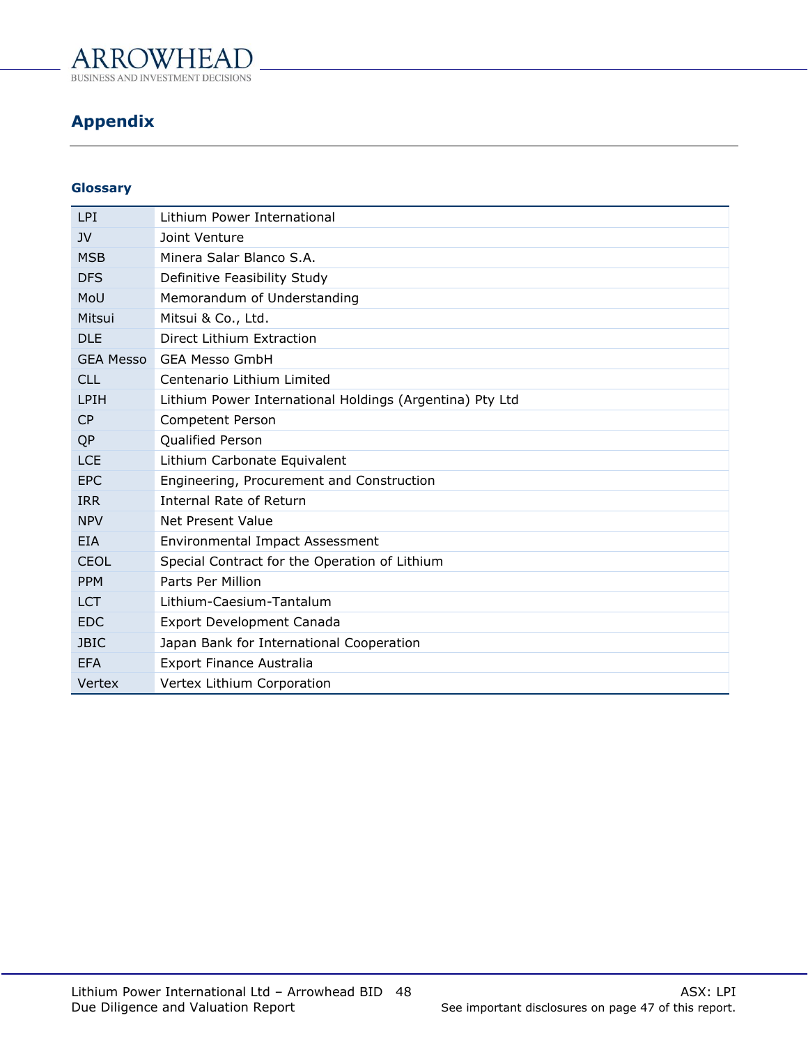# Appendix

## Glossary

| | |
|---|---|
| LPI | Lithium Power International |
| JV | Joint Venture |
| MSB | Minera Salar Blanco S.A. |
| DFS | Definitive Feasibility Study |
| MoU | Memorandum of Understanding |
| Mitsui | Mitsui & Co., Ltd. |
| DLE | Direct Lithium Extraction |
| GEA Messo | GEA Messo GmbH |
| CLL | Centenario Lithium Limited |
| LPIH | Lithium Power International Holdings (Argentina) Pty Ltd |
| CP | Competent Person |
| QP | Qualified Person |
| LCE | Lithium Carbonate Equivalent |
| EPC | Engineering, Procurement and Construction |
| IRR | Internal Rate of Return |
| NPV | Net Present Value |
| EIA | Environmental Impact Assessment |
| CEOL | Special Contract for the Operation of Lithium |
| PPM | Parts Per Million |
| LCT | Lithium-Caesium-Tantalum |
| EDC | Export Development Canada |
| JBIC | Japan Bank for International Cooperation |
| EFA | Export Finance Australia |
| Vertex | Vertex Lithium Corporation |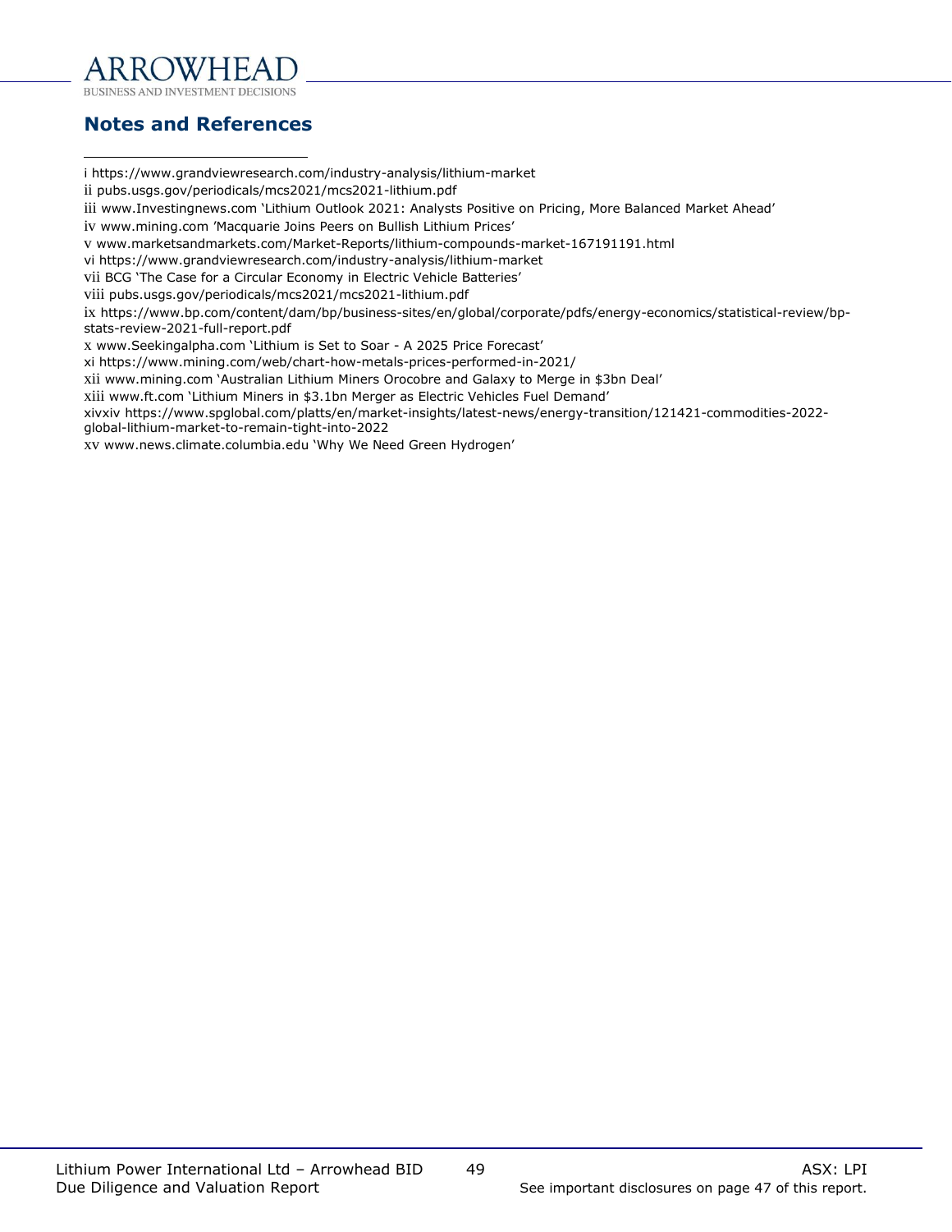## Notes and References

i https://www.grandviewresearch.com/industry-analysis/lithium-market

ii pubs.usgs.gov/periodicals/mcs2021/mcs2021-lithium.pdf

iii www.Investingnews.com 'Lithium Outlook 2021: Analysts Positive on Pricing, More Balanced Market Ahead'

iv www.mining.com 'Macquarie Joins Peers on Bullish Lithium Prices'

v www.marketsandmarkets.com/Market-Reports/lithium-compounds-market-167191191.html

vi https://www.grandviewresearch.com/industry-analysis/lithium-market

vii BCG 'The Case for a Circular Economy in Electric Vehicle Batteries'

viii pubs.usgs.gov/periodicals/mcs2021/mcs2021-lithium.pdf

ix https://www.bp.com/content/dam/bp/business-sites/en/global/corporate/pdfs/energy-economics/statistical-review/bp-stats-review-2021-full-report.pdf

x www.Seekingalpha.com 'Lithium is Set to Soar - A 2025 Price Forecast'

xi https://www.mining.com/web/chart-how-metals-prices-performed-in-2021/

xii www.mining.com 'Australian Lithium Miners Orocobre and Galaxy to Merge in $3bn Deal'

xiii www.ft.com 'Lithium Miners in $3.1bn Merger as Electric Vehicles Fuel Demand'

xivxiv https://www.spglobal.com/platts/en/market-insights/latest-news/energy-transition/121421-commodities-2022-global-lithium-market-to-remain-tight-into-2022

xv www.news.climate.columbia.edu 'Why We Need Green Hydrogen'